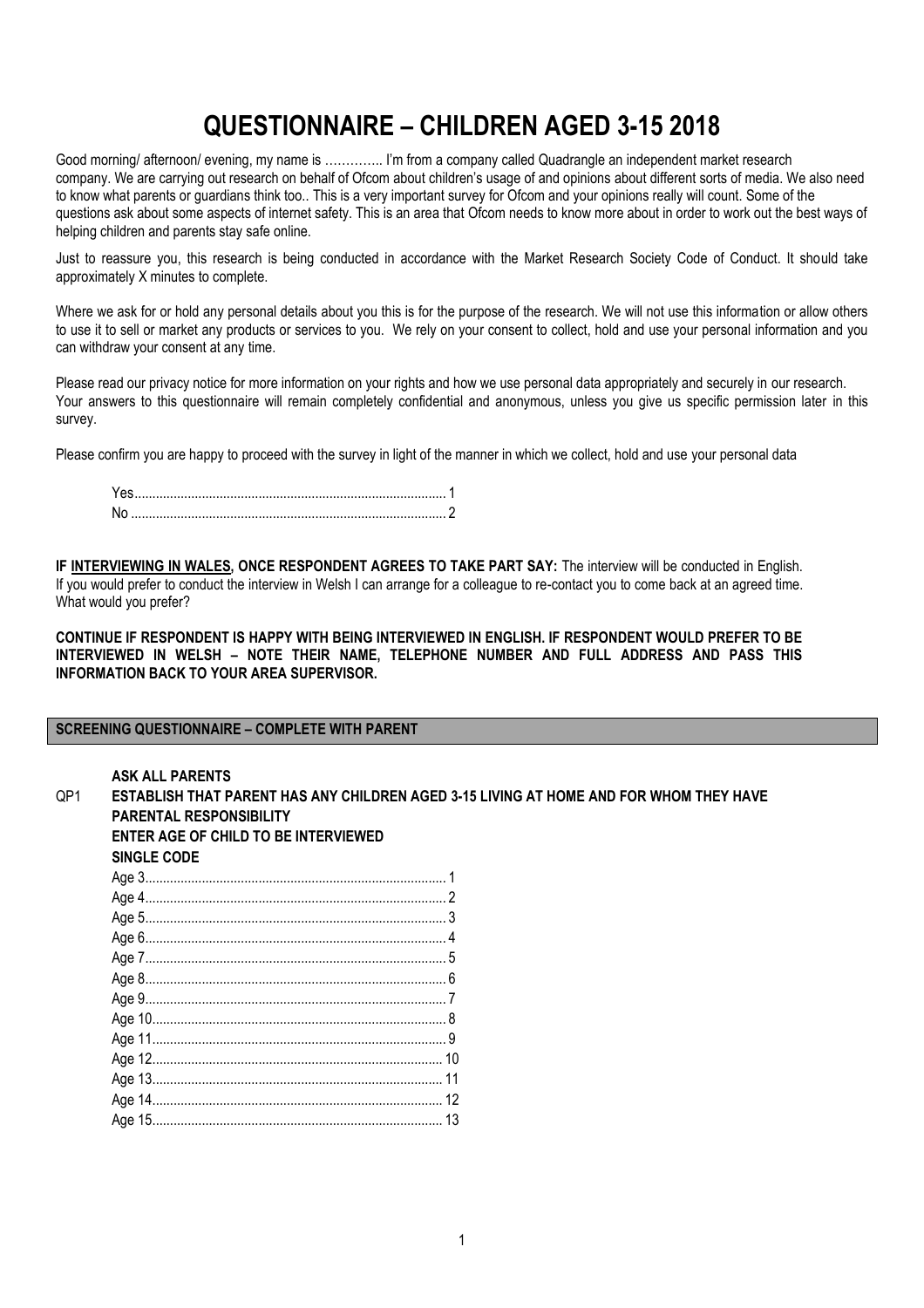# QUESTIONNAIRE – CHILDREN AGED 3-15 2018

Good morning/ afternoon/ evening, my name is ………….. I'm from a company called Quadrangle an independent market research company. We are carrying out research on behalf of Ofcom about children's usage of and opinions about different sorts of media. We also need to know what parents or guardians think too.. This is a very important survey for Ofcom and your opinions really will count. Some of the questions ask about some aspects of internet safety. This is an area that Ofcom needs to know more about in order to work out the best ways of helping children and parents stay safe online.

Just to reassure you, this research is being conducted in accordance with the Market Research Society Code of Conduct. It should take approximately X minutes to complete.

Where we ask for or hold any personal details about you this is for the purpose of the research. We will not use this information or allow others to use it to sell or market any products or services to you. We rely on your consent to collect, hold and use your personal information and you can withdraw your consent at any time.

Please read our privacy notice for more information on your rights and how we use personal data appropriately and securely in our research. Your answers to this questionnaire will remain completely confidential and anonymous, unless you give us specific permission later in this survey.

Please confirm you are happy to proceed with the survey in light of the manner in which we collect, hold and use your personal data

Yes........................................................................................ 1
No ......................................................................................... 2

**IF INTERVIEWING IN WALES, ONCE RESPONDENT AGREES TO TAKE PART SAY:** The interview will be conducted in English. If you would prefer to conduct the interview in Welsh I can arrange for a colleague to re-contact you to come back at an agreed time. What would you prefer?

**CONTINUE IF RESPONDENT IS HAPPY WITH BEING INTERVIEWED IN ENGLISH. IF RESPONDENT WOULD PREFER TO BE INTERVIEWED IN WELSH – NOTE THEIR NAME, TELEPHONE NUMBER AND FULL ADDRESS AND PASS THIS INFORMATION BACK TO YOUR AREA SUPERVISOR.**

## SCREENING QUESTIONNAIRE – COMPLETE WITH PARENT

**ASK ALL PARENTS**

QP1 **ESTABLISH THAT PARENT HAS ANY CHILDREN AGED 3-15 LIVING AT HOME AND FOR WHOM THEY HAVE PARENTAL RESPONSIBILITY**
**ENTER AGE OF CHILD TO BE INTERVIEWED**
**SINGLE CODE**

Age 3.................................................................................... 1
Age 4.................................................................................... 2
Age 5.................................................................................... 3
Age 6.................................................................................... 4
Age 7.................................................................................... 5
Age 8.................................................................................... 6
Age 9.................................................................................... 7
Age 10.................................................................................. 8
Age 11.................................................................................. 9
Age 12.................................................................................. 10
Age 13.................................................................................. 11
Age 14.................................................................................. 12
Age 15.................................................................................. 13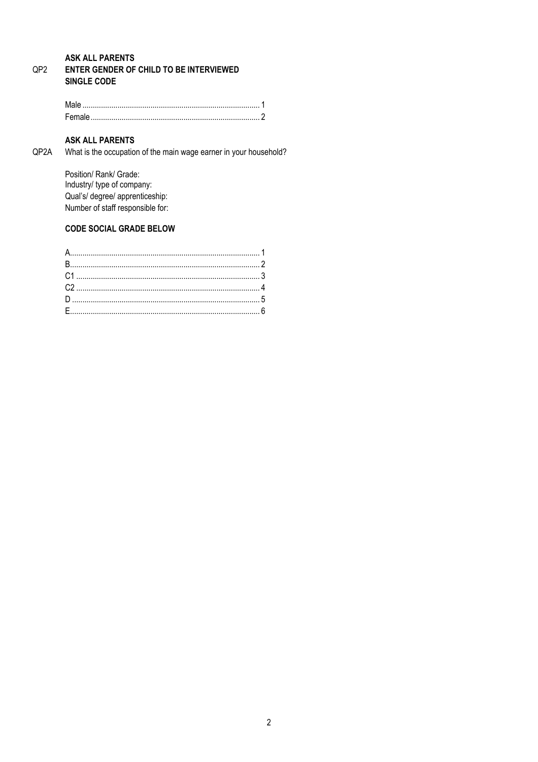**ASK ALL PARENTS**

QP2 **ENTER GENDER OF CHILD TO BE INTERVIEWED**
**SINGLE CODE**

Male .................................................................................... 1
Female ................................................................................ 2

**ASK ALL PARENTS**

QP2A What is the occupation of the main wage earner in your household?

Position/ Rank/ Grade:
Industry/ type of company:
Qual's/ degree/ apprenticeship:
Number of staff responsible for:

**CODE SOCIAL GRADE BELOW**

A........................................................................................ 1
B........................................................................................ 2
C1 ...................................................................................... 3
C2 ...................................................................................... 4
D ....................................................................................... 5
E........................................................................................ 6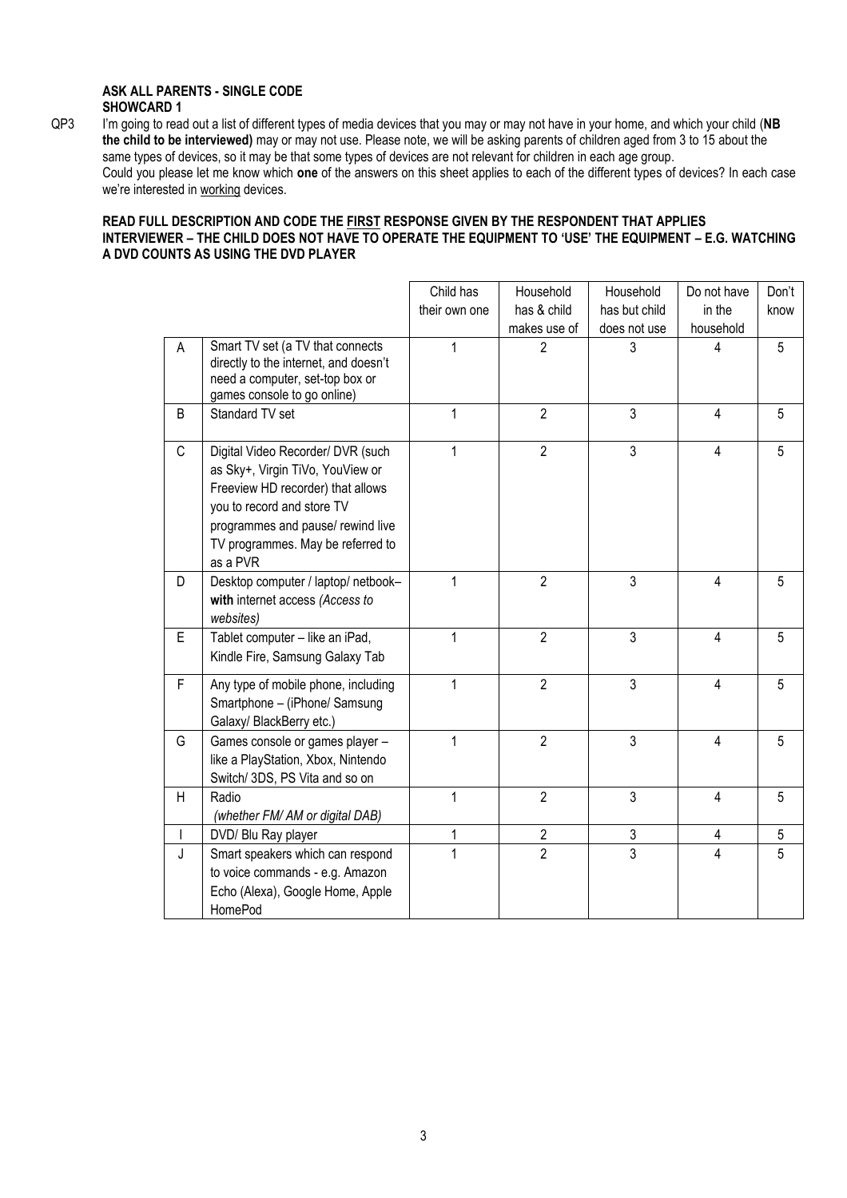**ASK ALL PARENTS - SINGLE CODE**
**SHOWCARD 1**

QP3 I'm going to read out a list of different types of media devices that you may or may not have in your home, and which your child (**NB the child to be interviewed)** may or may not use. Please note, we will be asking parents of children aged from 3 to 15 about the same types of devices, so it may be that some types of devices are not relevant for children in each age group.
Could you please let me know which **one** of the answers on this sheet applies to each of the different types of devices? In each case we're interested in working devices.

**READ FULL DESCRIPTION AND CODE THE FIRST RESPONSE GIVEN BY THE RESPONDENT THAT APPLIES**
**INTERVIEWER – THE CHILD DOES NOT HAVE TO OPERATE THE EQUIPMENT TO 'USE' THE EQUIPMENT – E.G. WATCHING A DVD COUNTS AS USING THE DVD PLAYER**

| | | Child has their own one | Household has & child makes use of | Household has but child does not use | Do not have in the household | Don't know |
|---|---|---|---|---|---|---|
| A | Smart TV set (a TV that connects directly to the internet, and doesn't need a computer, set-top box or games console to go online) | 1 | 2 | 3 | 4 | 5 |
| B | Standard TV set | 1 | 2 | 3 | 4 | 5 |
| C | Digital Video Recorder/ DVR (such as Sky+, Virgin TiVo, YouView or Freeview HD recorder) that allows you to record and store TV programmes and pause/ rewind live TV programmes. May be referred to as a PVR | 1 | 2 | 3 | 4 | 5 |
| D | Desktop computer / laptop/ netbook– **with** internet access *(Access to websites)* | 1 | 2 | 3 | 4 | 5 |
| E | Tablet computer – like an iPad, Kindle Fire, Samsung Galaxy Tab | 1 | 2 | 3 | 4 | 5 |
| F | Any type of mobile phone, including Smartphone – (iPhone/ Samsung Galaxy/ BlackBerry etc.) | 1 | 2 | 3 | 4 | 5 |
| G | Games console or games player – like a PlayStation, Xbox, Nintendo Switch/ 3DS, PS Vita and so on | 1 | 2 | 3 | 4 | 5 |
| H | Radio *(whether FM/ AM or digital DAB)* | 1 | 2 | 3 | 4 | 5 |
| I | DVD/ Blu Ray player | 1 | 2 | 3 | 4 | 5 |
| J | Smart speakers which can respond to voice commands - e.g. Amazon Echo (Alexa), Google Home, Apple HomePod | 1 | 2 | 3 | 4 | 5 |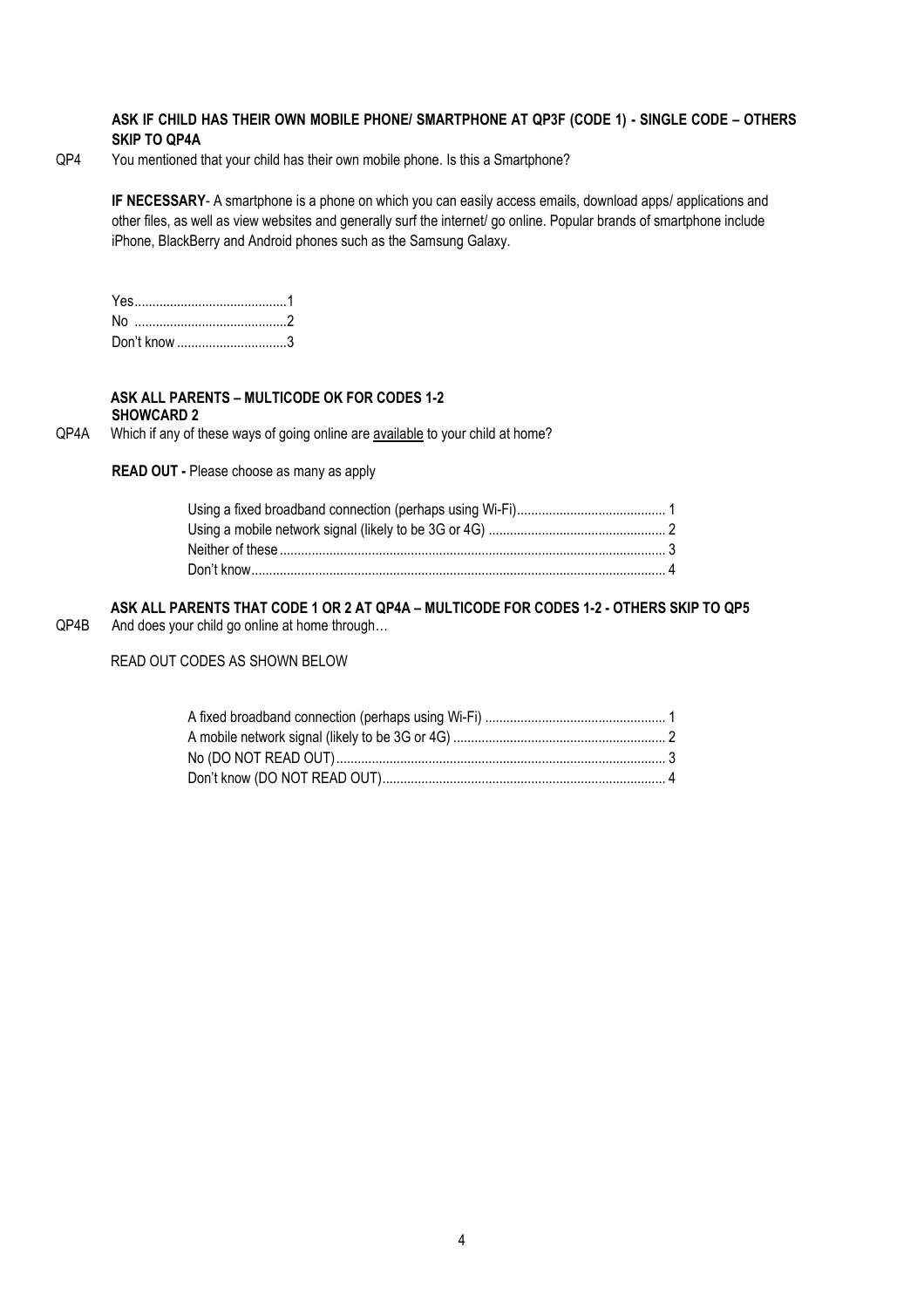**ASK IF CHILD HAS THEIR OWN MOBILE PHONE/ SMARTPHONE AT QP3F (CODE 1) - SINGLE CODE – OTHERS SKIP TO QP4A**

QP4 You mentioned that your child has their own mobile phone. Is this a Smartphone?

**IF NECESSARY**- A smartphone is a phone on which you can easily access emails, download apps/ applications and other files, as well as view websites and generally surf the internet/ go online. Popular brands of smartphone include iPhone, BlackBerry and Android phones such as the Samsung Galaxy.

Yes..........................................1
No ...........................................2
Don't know ..............................3

**ASK ALL PARENTS – MULTICODE OK FOR CODES 1-2**
**SHOWCARD 2**

QP4A Which if any of these ways of going online are available to your child at home?

**READ OUT -** Please choose as many as apply

Using a fixed broadband connection (perhaps using Wi-Fi).......................................... 1
Using a mobile network signal (likely to be 3G or 4G) .................................................. 2
Neither of these ............................................................................................................ 3
Don't know.................................................................................................................... 4

**ASK ALL PARENTS THAT CODE 1 OR 2 AT QP4A – MULTICODE FOR CODES 1-2 - OTHERS SKIP TO QP5**

QP4B And does your child go online at home through…

READ OUT CODES AS SHOWN BELOW

A fixed broadband connection (perhaps using Wi-Fi) .................................................. 1
A mobile network signal (likely to be 3G or 4G) ........................................................... 2
No (DO NOT READ OUT)............................................................................................ 3
Don't know (DO NOT READ OUT)............................................................................... 4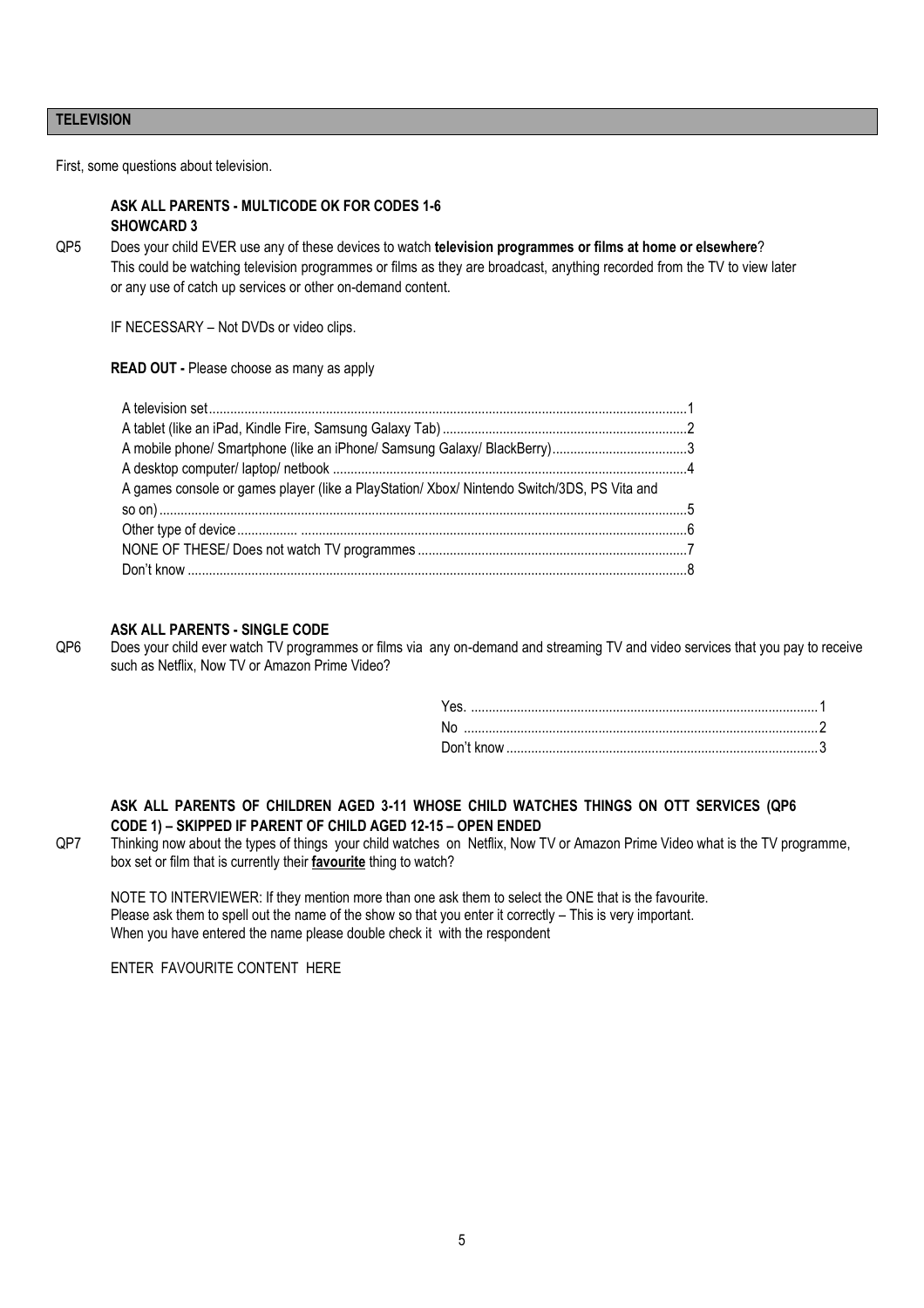## TELEVISION

First, some questions about television.

**ASK ALL PARENTS - MULTICODE OK FOR CODES 1-6**
**SHOWCARD 3**

QP5 Does your child EVER use any of these devices to watch **television programmes or films at home or elsewhere**? This could be watching television programmes or films as they are broadcast, anything recorded from the TV to view later or any use of catch up services or other on-demand content.

IF NECESSARY – Not DVDs or video clips.

**READ OUT -** Please choose as many as apply

| | |
|---|---|
| A television set | 1 |
| A tablet (like an iPad, Kindle Fire, Samsung Galaxy Tab) | 2 |
| A mobile phone/ Smartphone (like an iPhone/ Samsung Galaxy/ BlackBerry) | 3 |
| A desktop computer/ laptop/ netbook | 4 |
| A games console or games player (like a PlayStation/ Xbox/ Nintendo Switch/3DS, PS Vita and so on) | 5 |
| Other type of device | 6 |
| NONE OF THESE/ Does not watch TV programmes | 7 |
| Don't know | 8 |

**ASK ALL PARENTS - SINGLE CODE**

QP6 Does your child ever watch TV programmes or films via any on-demand and streaming TV and video services that you pay to receive such as Netflix, Now TV or Amazon Prime Video?

| | |
|---|---|
| Yes. | 1 |
| No | 2 |
| Don't know | 3 |

**ASK ALL PARENTS OF CHILDREN AGED 3-11 WHOSE CHILD WATCHES THINGS ON OTT SERVICES (QP6 CODE 1) – SKIPPED IF PARENT OF CHILD AGED 12-15 – OPEN ENDED**

QP7 Thinking now about the types of things your child watches on Netflix, Now TV or Amazon Prime Video what is the TV programme, box set or film that is currently their **favourite** thing to watch?

NOTE TO INTERVIEWER: If they mention more than one ask them to select the ONE that is the favourite.
Please ask them to spell out the name of the show so that you enter it correctly – This is very important.
When you have entered the name please double check it with the respondent

ENTER FAVOURITE CONTENT HERE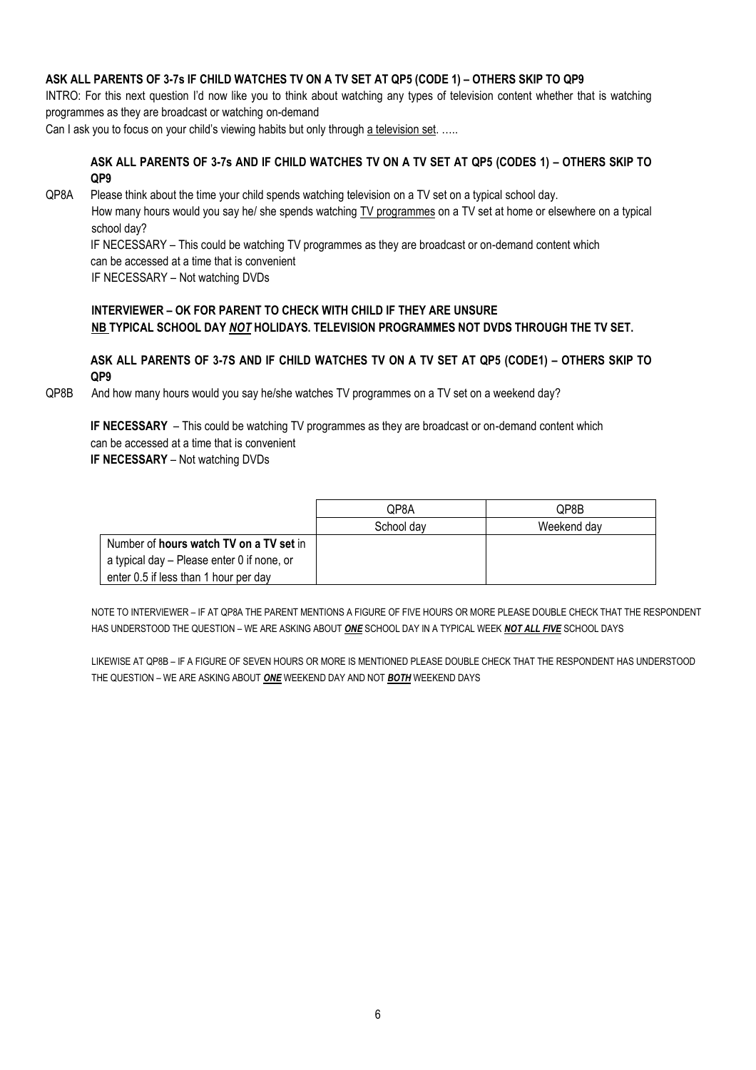**ASK ALL PARENTS OF 3-7s IF CHILD WATCHES TV ON A TV SET AT QP5 (CODE 1) – OTHERS SKIP TO QP9**

INTRO: For this next question I'd now like you to think about watching any types of television content whether that is watching programmes as they are broadcast or watching on-demand

Can I ask you to focus on your child's viewing habits but only through a television set. …..

**ASK ALL PARENTS OF 3-7s AND IF CHILD WATCHES TV ON A TV SET AT QP5 (CODES 1) – OTHERS SKIP TO QP9**

QP8A Please think about the time your child spends watching television on a TV set on a typical school day.

How many hours would you say he/ she spends watching TV programmes on a TV set at home or elsewhere on a typical school day?

IF NECESSARY – This could be watching TV programmes as they are broadcast or on-demand content which can be accessed at a time that is convenient

IF NECESSARY – Not watching DVDs

**INTERVIEWER – OK FOR PARENT TO CHECK WITH CHILD IF THEY ARE UNSURE**

**NB TYPICAL SCHOOL DAY *NOT* HOLIDAYS. TELEVISION PROGRAMMES NOT DVDS THROUGH THE TV SET.**

**ASK ALL PARENTS OF 3-7S AND IF CHILD WATCHES TV ON A TV SET AT QP5 (CODE1) – OTHERS SKIP TO QP9**

QP8B And how many hours would you say he/she watches TV programmes on a TV set on a weekend day?

**IF NECESSARY** – This could be watching TV programmes as they are broadcast or on-demand content which can be accessed at a time that is convenient

**IF NECESSARY** – Not watching DVDs

| | QP8A | QP8B |
|---|---|---|
| | School day | Weekend day |
| Number of **hours watch TV on a TV set** in a typical day – Please enter 0 if none, or enter 0.5 if less than 1 hour per day | | |

NOTE TO INTERVIEWER – IF AT QP8A THE PARENT MENTIONS A FIGURE OF FIVE HOURS OR MORE PLEASE DOUBLE CHECK THAT THE RESPONDENT HAS UNDERSTOOD THE QUESTION – WE ARE ASKING ABOUT ***ONE*** SCHOOL DAY IN A TYPICAL WEEK ***NOT ALL FIVE*** SCHOOL DAYS

LIKEWISE AT QP8B – IF A FIGURE OF SEVEN HOURS OR MORE IS MENTIONED PLEASE DOUBLE CHECK THAT THE RESPONDENT HAS UNDERSTOOD THE QUESTION – WE ARE ASKING ABOUT ***ONE*** WEEKEND DAY AND NOT ***BOTH*** WEEKEND DAYS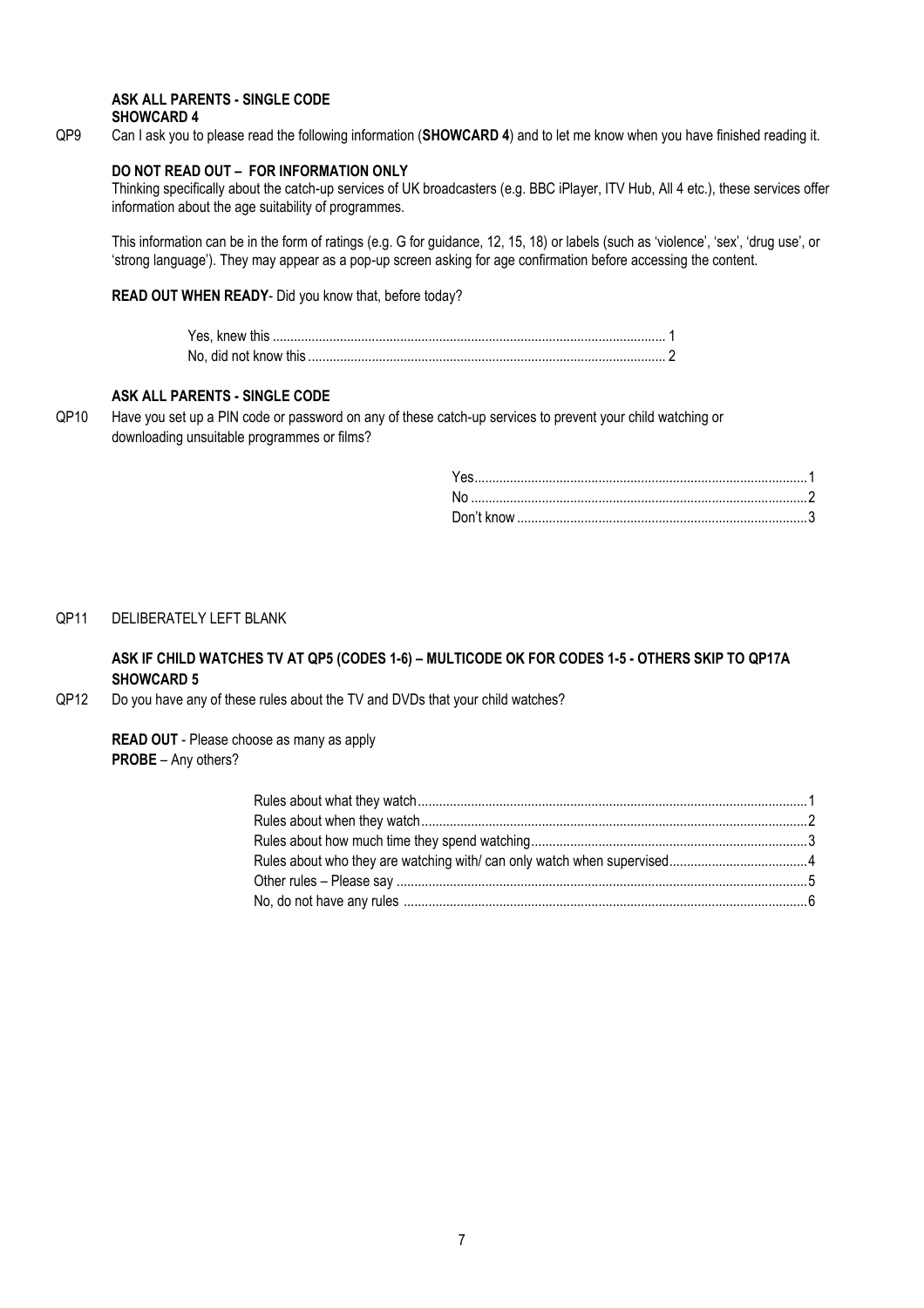**ASK ALL PARENTS - SINGLE CODE**
**SHOWCARD 4**

QP9 Can I ask you to please read the following information (**SHOWCARD 4**) and to let me know when you have finished reading it.

**DO NOT READ OUT – FOR INFORMATION ONLY**

Thinking specifically about the catch-up services of UK broadcasters (e.g. BBC iPlayer, ITV Hub, All 4 etc.), these services offer information about the age suitability of programmes.

This information can be in the form of ratings (e.g. G for guidance, 12, 15, 18) or labels (such as 'violence', 'sex', 'drug use', or 'strong language'). They may appear as a pop-up screen asking for age confirmation before accessing the content.

**READ OUT WHEN READY**- Did you know that, before today?

| | |
|---|---|
| Yes, knew this | 1 |
| No, did not know this | 2 |

**ASK ALL PARENTS - SINGLE CODE**

QP10 Have you set up a PIN code or password on any of these catch-up services to prevent your child watching or downloading unsuitable programmes or films?

| | |
|---|---|
| Yes | 1 |
| No | 2 |
| Don't know | 3 |

QP11 DELIBERATELY LEFT BLANK

**ASK IF CHILD WATCHES TV AT QP5 (CODES 1-6) – MULTICODE OK FOR CODES 1-5 - OTHERS SKIP TO QP17A**
**SHOWCARD 5**

QP12 Do you have any of these rules about the TV and DVDs that your child watches?

**READ OUT** - Please choose as many as apply
**PROBE** – Any others?

| | |
|---|---|
| Rules about what they watch | 1 |
| Rules about when they watch | 2 |
| Rules about how much time they spend watching | 3 |
| Rules about who they are watching with/ can only watch when supervised | 4 |
| Other rules – Please say | 5 |
| No, do not have any rules | 6 |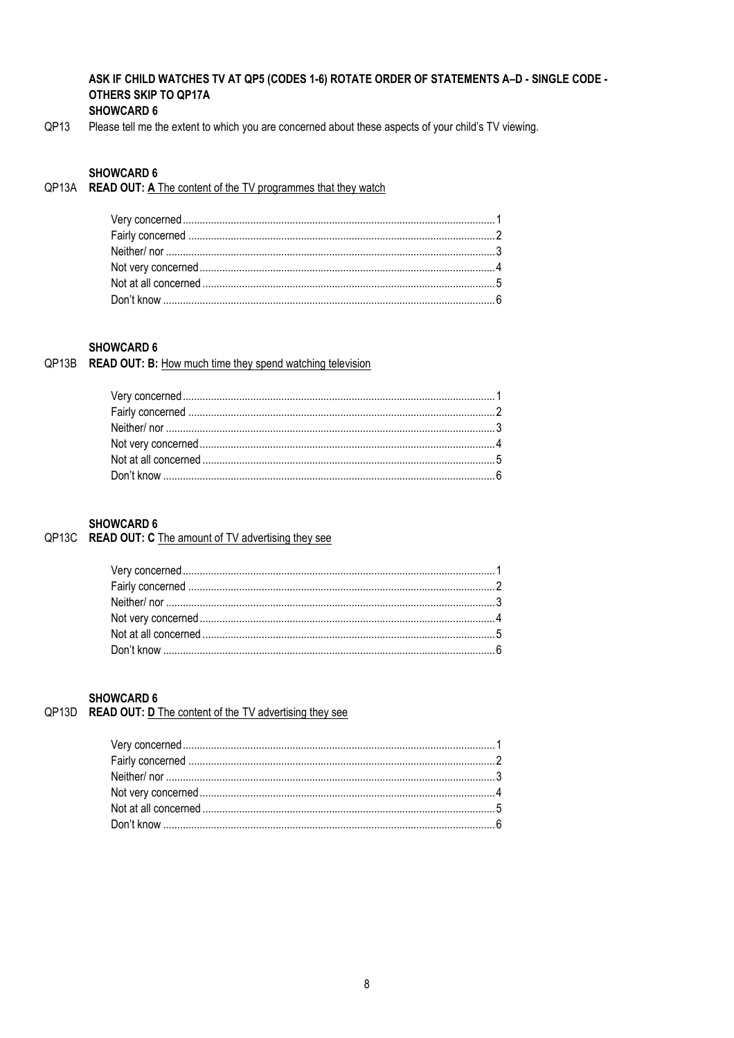**ASK IF CHILD WATCHES TV AT QP5 (CODES 1-6) ROTATE ORDER OF STATEMENTS A–D - SINGLE CODE - OTHERS SKIP TO QP17A**

**SHOWCARD 6**

QP13 Please tell me the extent to which you are concerned about these aspects of your child's TV viewing.

**SHOWCARD 6**

QP13A **READ OUT: A** The content of the TV programmes that they watch

Very concerned ............................................................ 1
Fairly concerned ............................................................ 2
Neither/ nor ............................................................ 3
Not very concerned ............................................................ 4
Not at all concerned ............................................................ 5
Don't know ............................................................ 6

**SHOWCARD 6**

QP13B **READ OUT: B:** How much time they spend watching television

Very concerned ............................................................ 1
Fairly concerned ............................................................ 2
Neither/ nor ............................................................ 3
Not very concerned ............................................................ 4
Not at all concerned ............................................................ 5
Don't know ............................................................ 6

**SHOWCARD 6**

QP13C **READ OUT: C** The amount of TV advertising they see

Very concerned ............................................................ 1
Fairly concerned ............................................................ 2
Neither/ nor ............................................................ 3
Not very concerned ............................................................ 4
Not at all concerned ............................................................ 5
Don't know ............................................................ 6

**SHOWCARD 6**

QP13D **READ OUT: D** The content of the TV advertising they see

Very concerned ............................................................ 1
Fairly concerned ............................................................ 2
Neither/ nor ............................................................ 3
Not very concerned ............................................................ 4
Not at all concerned ............................................................ 5
Don't know ............................................................ 6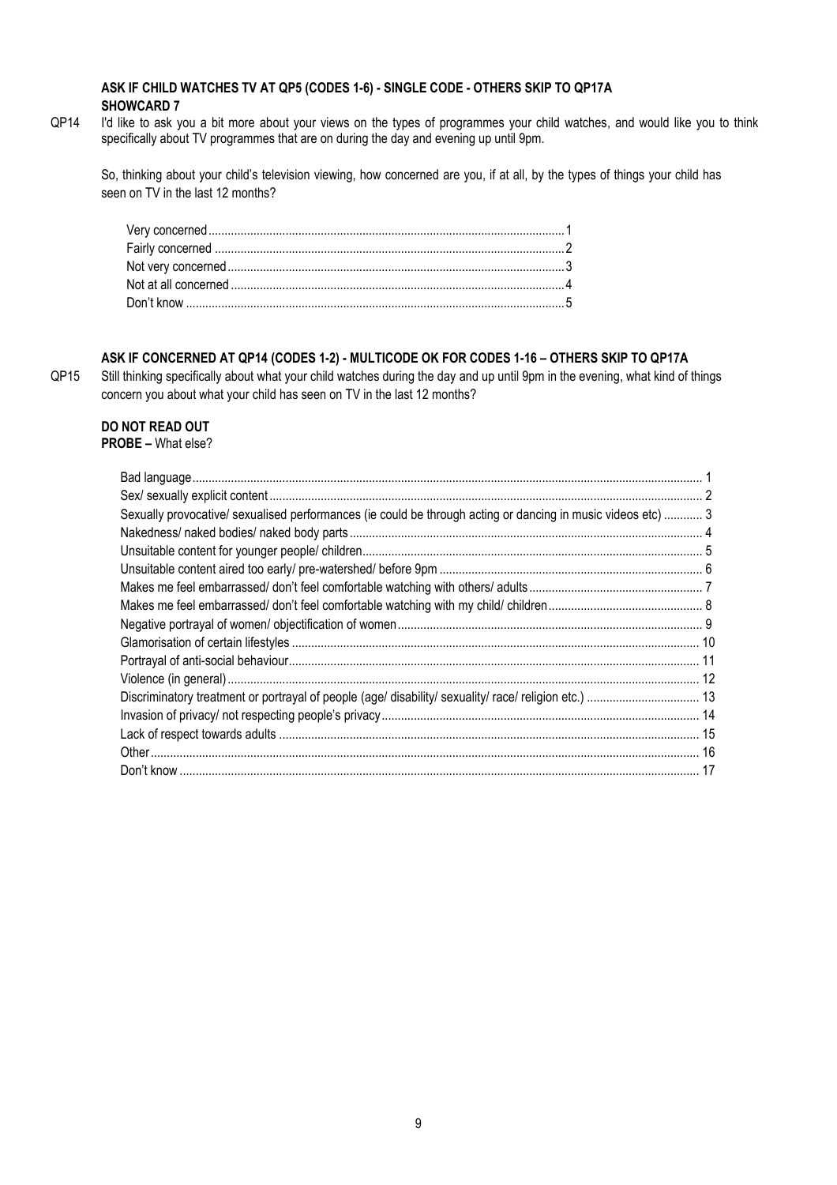**ASK IF CHILD WATCHES TV AT QP5 (CODES 1-6) - SINGLE CODE - OTHERS SKIP TO QP17A**
**SHOWCARD 7**

QP14 I'd like to ask you a bit more about your views on the types of programmes your child watches, and would like you to think specifically about TV programmes that are on during the day and evening up until 9pm.

So, thinking about your child's television viewing, how concerned are you, if at all, by the types of things your child has seen on TV in the last 12 months?

| | |
|---|---|
| Very concerned | 1 |
| Fairly concerned | 2 |
| Not very concerned | 3 |
| Not at all concerned | 4 |
| Don't know | 5 |

**ASK IF CONCERNED AT QP14 (CODES 1-2) - MULTICODE OK FOR CODES 1-16 – OTHERS SKIP TO QP17A**

QP15 Still thinking specifically about what your child watches during the day and up until 9pm in the evening, what kind of things concern you about what your child has seen on TV in the last 12 months?

**DO NOT READ OUT**
**PROBE –** What else?

| | |
|---|---|
| Bad language | 1 |
| Sex/ sexually explicit content | 2 |
| Sexually provocative/ sexualised performances (ie could be through acting or dancing in music videos etc) | 3 |
| Nakedness/ naked bodies/ naked body parts | 4 |
| Unsuitable content for younger people/ children | 5 |
| Unsuitable content aired too early/ pre-watershed/ before 9pm | 6 |
| Makes me feel embarrassed/ don't feel comfortable watching with others/ adults | 7 |
| Makes me feel embarrassed/ don't feel comfortable watching with my child/ children | 8 |
| Negative portrayal of women/ objectification of women | 9 |
| Glamorisation of certain lifestyles | 10 |
| Portrayal of anti-social behaviour | 11 |
| Violence (in general) | 12 |
| Discriminatory treatment or portrayal of people (age/ disability/ sexuality/ race/ religion etc.) | 13 |
| Invasion of privacy/ not respecting people's privacy | 14 |
| Lack of respect towards adults | 15 |
| Other | 16 |
| Don't know | 17 |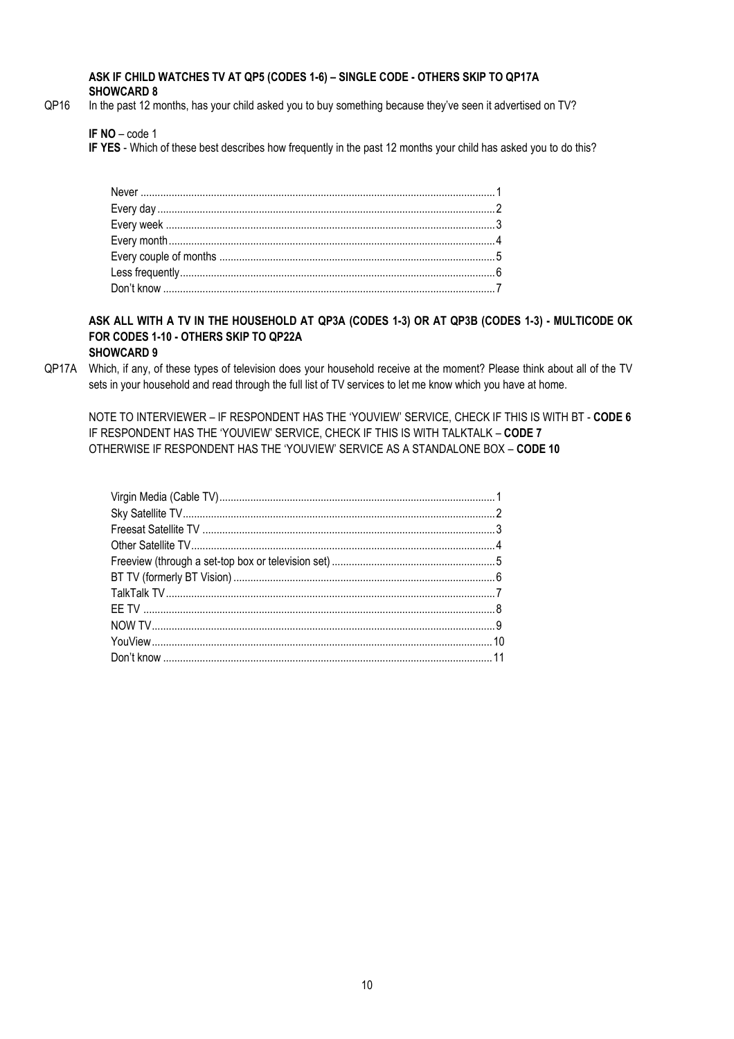**ASK IF CHILD WATCHES TV AT QP5 (CODES 1-6) – SINGLE CODE - OTHERS SKIP TO QP17A**
**SHOWCARD 8**

QP16 In the past 12 months, has your child asked you to buy something because they've seen it advertised on TV?

**IF NO** – code 1
**IF YES** - Which of these best describes how frequently in the past 12 months your child has asked you to do this?

| | |
|---|---|
| Never | 1 |
| Every day | 2 |
| Every week | 3 |
| Every month | 4 |
| Every couple of months | 5 |
| Less frequently | 6 |
| Don't know | 7 |

**ASK ALL WITH A TV IN THE HOUSEHOLD AT QP3A (CODES 1-3) OR AT QP3B (CODES 1-3) - MULTICODE OK FOR CODES 1-10 - OTHERS SKIP TO QP22A**
**SHOWCARD 9**

QP17A Which, if any, of these types of television does your household receive at the moment? Please think about all of the TV sets in your household and read through the full list of TV services to let me know which you have at home.

NOTE TO INTERVIEWER – IF RESPONDENT HAS THE 'YOUVIEW' SERVICE, CHECK IF THIS IS WITH BT - **CODE 6**
IF RESPONDENT HAS THE 'YOUVIEW' SERVICE, CHECK IF THIS IS WITH TALKTALK – **CODE 7**
OTHERWISE IF RESPONDENT HAS THE 'YOUVIEW' SERVICE AS A STANDALONE BOX – **CODE 10**

| | |
|---|---|
| Virgin Media (Cable TV) | 1 |
| Sky Satellite TV | 2 |
| Freesat Satellite TV | 3 |
| Other Satellite TV | 4 |
| Freeview (through a set-top box or television set) | 5 |
| BT TV (formerly BT Vision) | 6 |
| TalkTalk TV | 7 |
| EE TV | 8 |
| NOW TV | 9 |
| YouView | 10 |
| Don't know | 11 |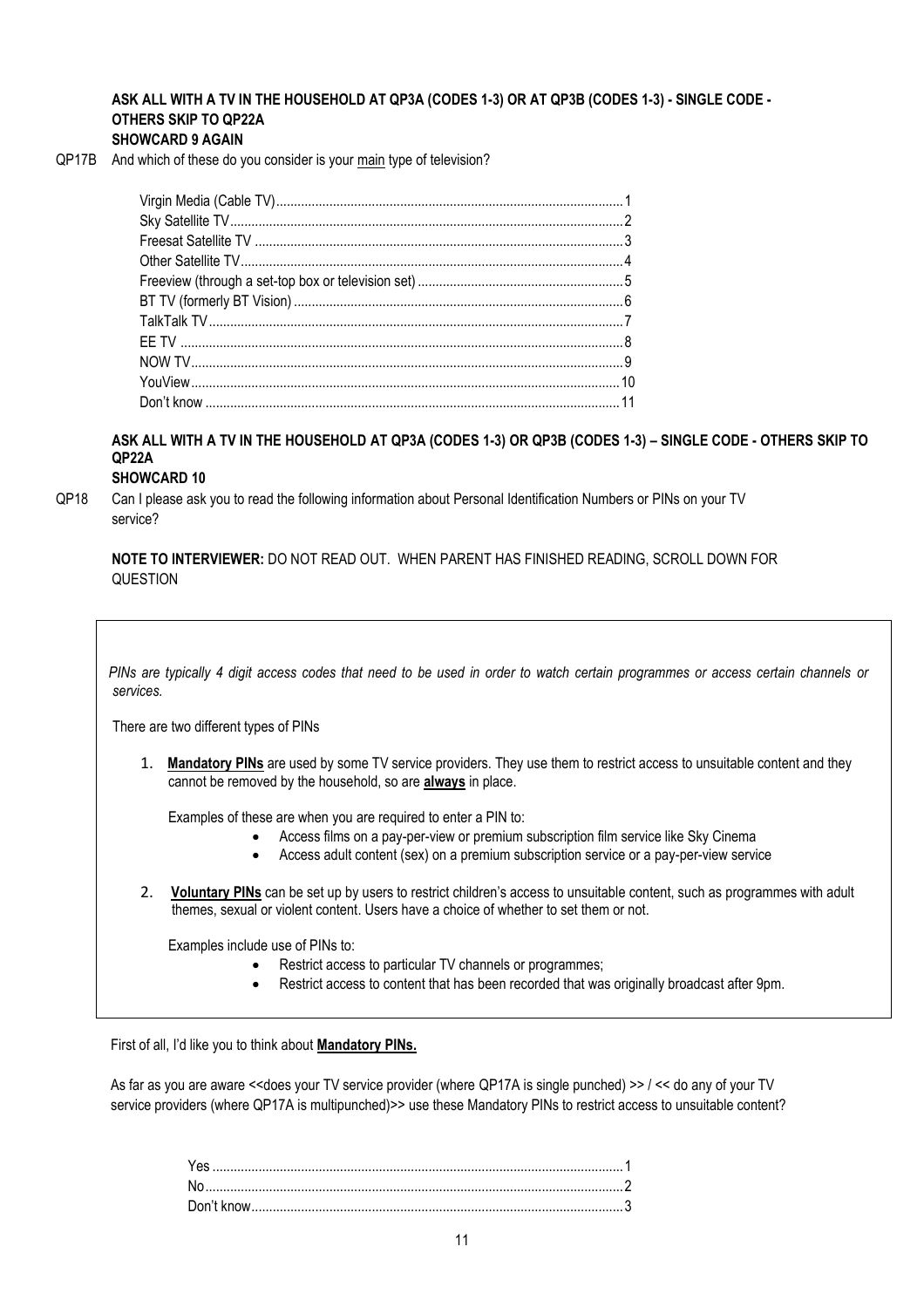**ASK ALL WITH A TV IN THE HOUSEHOLD AT QP3A (CODES 1-3) OR AT QP3B (CODES 1-3) - SINGLE CODE - OTHERS SKIP TO QP22A**
**SHOWCARD 9 AGAIN**

QP17B And which of these do you consider is your main type of television?

| | |
|---|---|
| Virgin Media (Cable TV) | 1 |
| Sky Satellite TV | 2 |
| Freesat Satellite TV | 3 |
| Other Satellite TV | 4 |
| Freeview (through a set-top box or television set) | 5 |
| BT TV (formerly BT Vision) | 6 |
| TalkTalk TV | 7 |
| EE TV | 8 |
| NOW TV | 9 |
| YouView | 10 |
| Don't know | 11 |

**ASK ALL WITH A TV IN THE HOUSEHOLD AT QP3A (CODES 1-3) OR QP3B (CODES 1-3) – SINGLE CODE - OTHERS SKIP TO QP22A**
**SHOWCARD 10**

QP18 Can I please ask you to read the following information about Personal Identification Numbers or PINs on your TV service?

**NOTE TO INTERVIEWER:** DO NOT READ OUT. WHEN PARENT HAS FINISHED READING, SCROLL DOWN FOR QUESTION

*PINs are typically 4 digit access codes that need to be used in order to watch certain programmes or access certain channels or services.*

There are two different types of PINs

1. **Mandatory PINs** are used by some TV service providers. They use them to restrict access to unsuitable content and they cannot be removed by the household, so are **always** in place.

   Examples of these are when you are required to enter a PIN to:
   - Access films on a pay-per-view or premium subscription film service like Sky Cinema
   - Access adult content (sex) on a premium subscription service or a pay-per-view service

2. **Voluntary PINs** can be set up by users to restrict children's access to unsuitable content, such as programmes with adult themes, sexual or violent content. Users have a choice of whether to set them or not.

   Examples include use of PINs to:
   - Restrict access to particular TV channels or programmes;
   - Restrict access to content that has been recorded that was originally broadcast after 9pm.

First of all, I'd like you to think about **Mandatory PINs.**

As far as you are aware <<does your TV service provider (where QP17A is single punched) >> / << do any of your TV service providers (where QP17A is multipunched)>> use these Mandatory PINs to restrict access to unsuitable content?

| | |
|---|---|
| Yes | 1 |
| No | 2 |
| Don't know | 3 |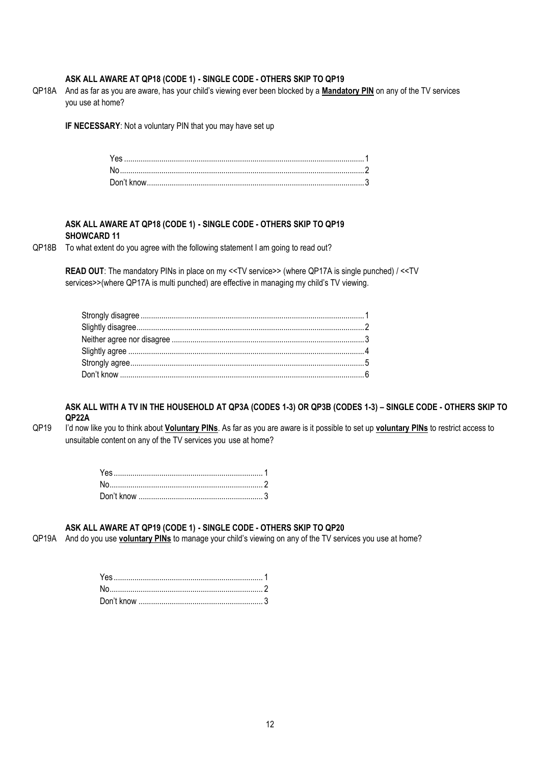**ASK ALL AWARE AT QP18 (CODE 1) - SINGLE CODE - OTHERS SKIP TO QP19**

QP18A And as far as you are aware, has your child's viewing ever been blocked by a **Mandatory PIN** on any of the TV services you use at home?

**IF NECESSARY**: Not a voluntary PIN that you may have set up

| | |
|---|---|
| Yes | 1 |
| No | 2 |
| Don't know | 3 |

**ASK ALL AWARE AT QP18 (CODE 1) - SINGLE CODE - OTHERS SKIP TO QP19**
**SHOWCARD 11**

QP18B To what extent do you agree with the following statement I am going to read out?

**READ OUT**: The mandatory PINs in place on my <<TV service>> (where QP17A is single punched) / <<TV services>>(where QP17A is multi punched) are effective in managing my child's TV viewing.

| | |
|---|---|
| Strongly disagree | 1 |
| Slightly disagree | 2 |
| Neither agree nor disagree | 3 |
| Slightly agree | 4 |
| Strongly agree | 5 |
| Don't know | 6 |

**ASK ALL WITH A TV IN THE HOUSEHOLD AT QP3A (CODES 1-3) OR QP3B (CODES 1-3) – SINGLE CODE - OTHERS SKIP TO QP22A**

QP19 I'd now like you to think about **Voluntary PINs**. As far as you are aware is it possible to set up **voluntary PINs** to restrict access to unsuitable content on any of the TV services you use at home?

| | |
|---|---|
| Yes | 1 |
| No | 2 |
| Don't know | 3 |

**ASK ALL AWARE AT QP19 (CODE 1) - SINGLE CODE - OTHERS SKIP TO QP20**

QP19A And do you use **voluntary PINs** to manage your child's viewing on any of the TV services you use at home?

| | |
|---|---|
| Yes | 1 |
| No | 2 |
| Don't know | 3 |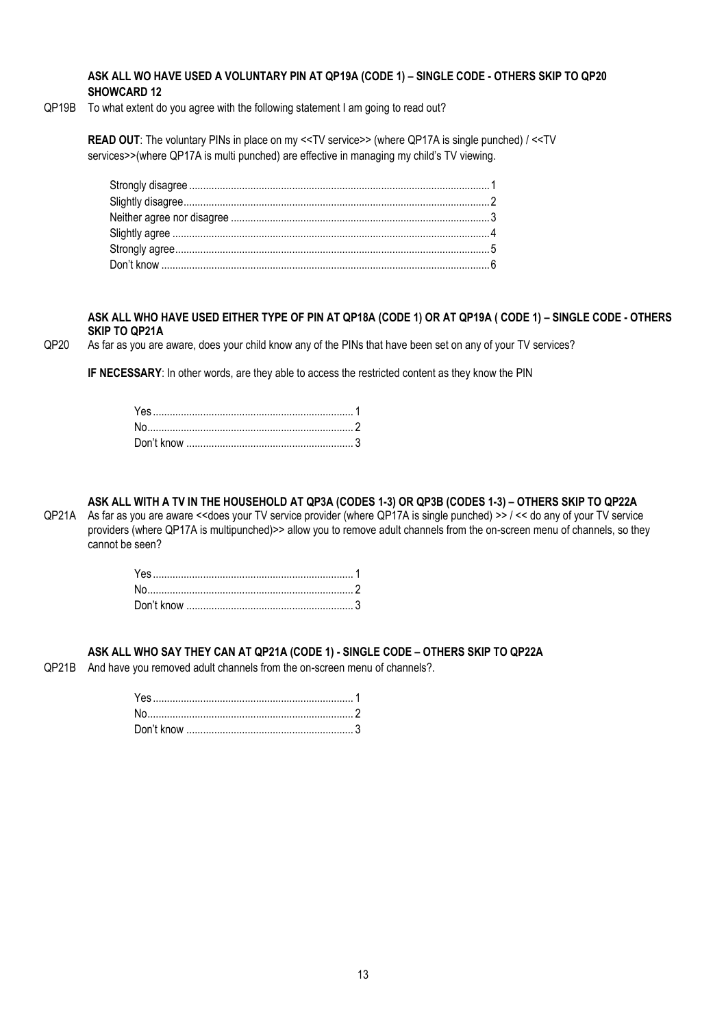**ASK ALL WO HAVE USED A VOLUNTARY PIN AT QP19A (CODE 1) – SINGLE CODE - OTHERS SKIP TO QP20**
**SHOWCARD 12**

QP19B To what extent do you agree with the following statement I am going to read out?

**READ OUT**: The voluntary PINs in place on my <<TV service>> (where QP17A is single punched) / <<TV services>>(where QP17A is multi punched) are effective in managing my child's TV viewing.

| | |
|---|---|
| Strongly disagree | 1 |
| Slightly disagree | 2 |
| Neither agree nor disagree | 3 |
| Slightly agree | 4 |
| Strongly agree | 5 |
| Don't know | 6 |

**ASK ALL WHO HAVE USED EITHER TYPE OF PIN AT QP18A (CODE 1) OR AT QP19A ( CODE 1) – SINGLE CODE - OTHERS SKIP TO QP21A**

QP20 As far as you are aware, does your child know any of the PINs that have been set on any of your TV services?

**IF NECESSARY**: In other words, are they able to access the restricted content as they know the PIN

| | |
|---|---|
| Yes | 1 |
| No | 2 |
| Don't know | 3 |

**ASK ALL WITH A TV IN THE HOUSEHOLD AT QP3A (CODES 1-3) OR QP3B (CODES 1-3) – OTHERS SKIP TO QP22A**

QP21A As far as you are aware <<does your TV service provider (where QP17A is single punched) >> / << do any of your TV service providers (where QP17A is multipunched)>> allow you to remove adult channels from the on-screen menu of channels, so they cannot be seen?

| | |
|---|---|
| Yes | 1 |
| No | 2 |
| Don't know | 3 |

**ASK ALL WHO SAY THEY CAN AT QP21A (CODE 1) - SINGLE CODE – OTHERS SKIP TO QP22A**

QP21B And have you removed adult channels from the on-screen menu of channels?.

| | |
|---|---|
| Yes | 1 |
| No | 2 |
| Don't know | 3 |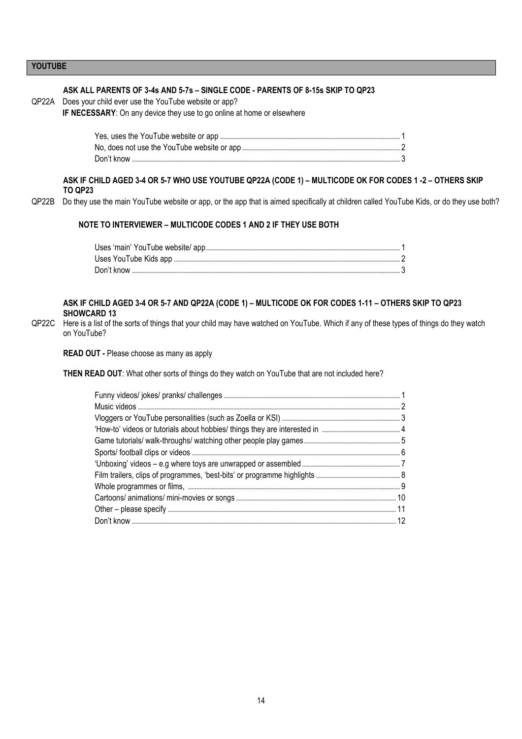## YOUTUBE

**ASK ALL PARENTS OF 3-4s AND 5-7s – SINGLE CODE - PARENTS OF 8-15s SKIP TO QP23**

QP22A Does your child ever use the YouTube website or app?

**IF NECESSARY**: On any device they use to go online at home or elsewhere

| | |
|---|---|
| Yes, uses the YouTube website or app | 1 |
| No, does not use the YouTube website or app | 2 |
| Don't know | 3 |

**ASK IF CHILD AGED 3-4 OR 5-7 WHO USE YOUTUBE QP22A (CODE 1) – MULTICODE OK FOR CODES 1 -2 – OTHERS SKIP TO QP23**

QP22B Do they use the main YouTube website or app, or the app that is aimed specifically at children called YouTube Kids, or do they use both?

**NOTE TO INTERVIEWER – MULTICODE CODES 1 AND 2 IF THEY USE BOTH**

| | |
|---|---|
| Uses 'main' YouTube website/ app | 1 |
| Uses YouTube Kids app | 2 |
| Don't know | 3 |

**ASK IF CHILD AGED 3-4 OR 5-7 AND QP22A (CODE 1) – MULTICODE OK FOR CODES 1-11 – OTHERS SKIP TO QP23**
**SHOWCARD 13**

QP22C Here is a list of the sorts of things that your child may have watched on YouTube. Which if any of these types of things do they watch on YouTube?

**READ OUT -** Please choose as many as apply

**THEN READ OUT**: What other sorts of things do they watch on YouTube that are not included here?

| | |
|---|---|
| Funny videos/ jokes/ pranks/ challenges | 1 |
| Music videos | 2 |
| Vloggers or YouTube personalities (such as Zoella or KSI) | 3 |
| 'How-to' videos or tutorials about hobbies/ things they are interested in | 4 |
| Game tutorials/ walk-throughs/ watching other people play games | 5 |
| Sports/ football clips or videos | 6 |
| 'Unboxing' videos – e.g where toys are unwrapped or assembled | 7 |
| Film trailers, clips of programmes, 'best-bits' or programme highlights | 8 |
| Whole programmes or films, | 9 |
| Cartoons/ animations/ mini-movies or songs | 10 |
| Other – please specify | 11 |
| Don't know | 12 |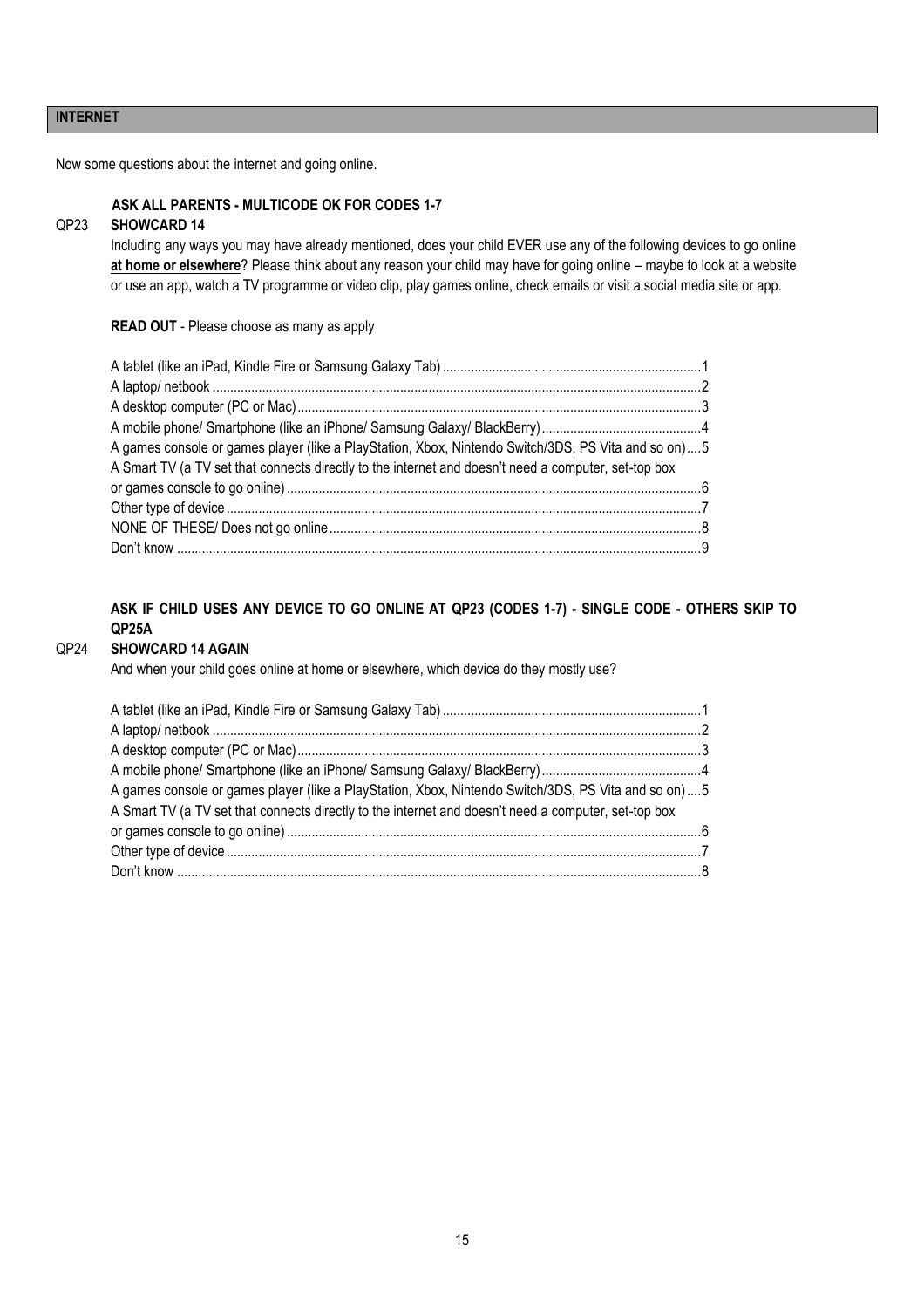## INTERNET

Now some questions about the internet and going online.

**ASK ALL PARENTS - MULTICODE OK FOR CODES 1-7**

QP23 **SHOWCARD 14**

Including any ways you may have already mentioned, does your child EVER use any of the following devices to go online **at home or elsewhere**? Please think about any reason your child may have for going online – maybe to look at a website or use an app, watch a TV programme or video clip, play games online, check emails or visit a social media site or app.

**READ OUT** - Please choose as many as apply

| | |
|---|---|
| A tablet (like an iPad, Kindle Fire or Samsung Galaxy Tab) | 1 |
| A laptop/ netbook | 2 |
| A desktop computer (PC or Mac) | 3 |
| A mobile phone/ Smartphone (like an iPhone/ Samsung Galaxy/ BlackBerry) | 4 |
| A games console or games player (like a PlayStation, Xbox, Nintendo Switch/3DS, PS Vita and so on) | 5 |
| A Smart TV (a TV set that connects directly to the internet and doesn't need a computer, set-top box or games console to go online) | 6 |
| Other type of device | 7 |
| NONE OF THESE/ Does not go online | 8 |
| Don't know | 9 |

**ASK IF CHILD USES ANY DEVICE TO GO ONLINE AT QP23 (CODES 1-7) - SINGLE CODE - OTHERS SKIP TO QP25A**

QP24 **SHOWCARD 14 AGAIN**

And when your child goes online at home or elsewhere, which device do they mostly use?

| | |
|---|---|
| A tablet (like an iPad, Kindle Fire or Samsung Galaxy Tab) | 1 |
| A laptop/ netbook | 2 |
| A desktop computer (PC or Mac) | 3 |
| A mobile phone/ Smartphone (like an iPhone/ Samsung Galaxy/ BlackBerry) | 4 |
| A games console or games player (like a PlayStation, Xbox, Nintendo Switch/3DS, PS Vita and so on) | 5 |
| A Smart TV (a TV set that connects directly to the internet and doesn't need a computer, set-top box or games console to go online) | 6 |
| Other type of device | 7 |
| Don't know | 8 |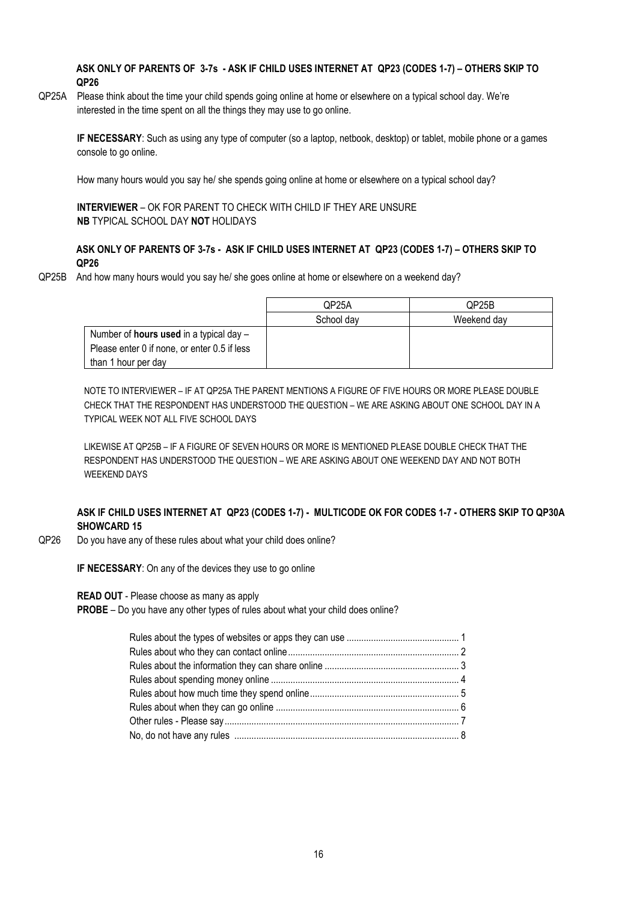**ASK ONLY OF PARENTS OF 3-7s - ASK IF CHILD USES INTERNET AT QP23 (CODES 1-7) – OTHERS SKIP TO QP26**

QP25A Please think about the time your child spends going online at home or elsewhere on a typical school day. We're interested in the time spent on all the things they may use to go online.

**IF NECESSARY**: Such as using any type of computer (so a laptop, netbook, desktop) or tablet, mobile phone or a games console to go online.

How many hours would you say he/ she spends going online at home or elsewhere on a typical school day?

**INTERVIEWER** – OK FOR PARENT TO CHECK WITH CHILD IF THEY ARE UNSURE
**NB** TYPICAL SCHOOL DAY **NOT** HOLIDAYS

**ASK ONLY OF PARENTS OF 3-7s - ASK IF CHILD USES INTERNET AT QP23 (CODES 1-7) – OTHERS SKIP TO QP26**

QP25B And how many hours would you say he/ she goes online at home or elsewhere on a weekend day?

| | QP25A | QP25B |
|---|---|---|
| | School day | Weekend day |
| Number of **hours used** in a typical day – Please enter 0 if none, or enter 0.5 if less than 1 hour per day | | |

NOTE TO INTERVIEWER – IF AT QP25A THE PARENT MENTIONS A FIGURE OF FIVE HOURS OR MORE PLEASE DOUBLE CHECK THAT THE RESPONDENT HAS UNDERSTOOD THE QUESTION – WE ARE ASKING ABOUT ONE SCHOOL DAY IN A TYPICAL WEEK NOT ALL FIVE SCHOOL DAYS

LIKEWISE AT QP25B – IF A FIGURE OF SEVEN HOURS OR MORE IS MENTIONED PLEASE DOUBLE CHECK THAT THE RESPONDENT HAS UNDERSTOOD THE QUESTION – WE ARE ASKING ABOUT ONE WEEKEND DAY AND NOT BOTH WEEKEND DAYS

**ASK IF CHILD USES INTERNET AT QP23 (CODES 1-7) - MULTICODE OK FOR CODES 1-7 - OTHERS SKIP TO QP30A SHOWCARD 15**

QP26 Do you have any of these rules about what your child does online?

**IF NECESSARY**: On any of the devices they use to go online

**READ OUT** - Please choose as many as apply
**PROBE** – Do you have any other types of rules about what your child does online?

- Rules about the types of websites or apps they can use .......... 1
- Rules about who they can contact online .......... 2
- Rules about the information they can share online .......... 3
- Rules about spending money online .......... 4
- Rules about how much time they spend online .......... 5
- Rules about when they can go online .......... 6
- Other rules - Please say .......... 7
- No, do not have any rules .......... 8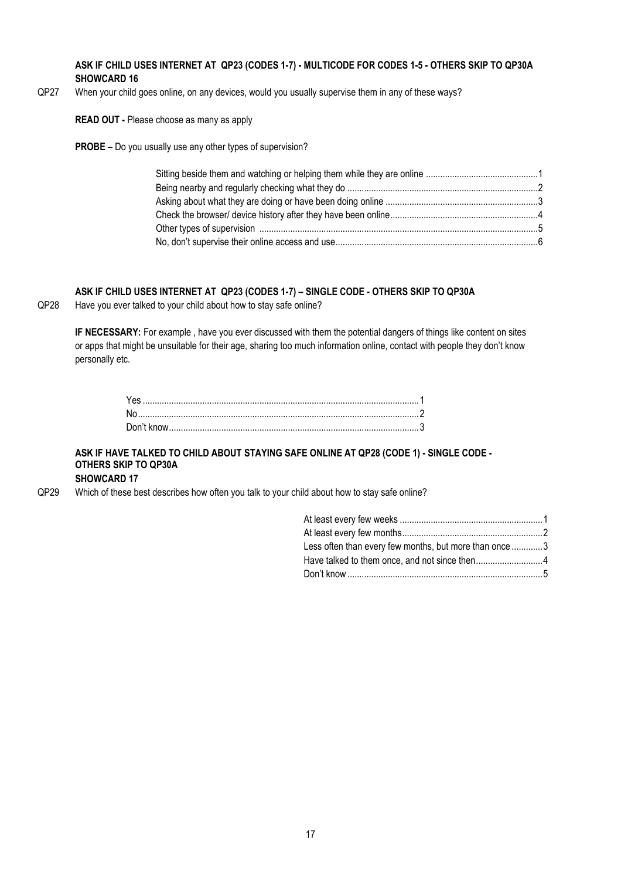**ASK IF CHILD USES INTERNET AT QP23 (CODES 1-7) - MULTICODE FOR CODES 1-5 - OTHERS SKIP TO QP30A**
**SHOWCARD 16**

QP27 When your child goes online, on any devices, would you usually supervise them in any of these ways?

**READ OUT -** Please choose as many as apply

**PROBE** – Do you usually use any other types of supervision?

| | |
|---|---|
| Sitting beside them and watching or helping them while they are online | 1 |
| Being nearby and regularly checking what they do | 2 |
| Asking about what they are doing or have been doing online | 3 |
| Check the browser/ device history after they have been online | 4 |
| Other types of supervision | 5 |
| No, don't supervise their online access and use | 6 |

**ASK IF CHILD USES INTERNET AT QP23 (CODES 1-7) – SINGLE CODE - OTHERS SKIP TO QP30A**

QP28 Have you ever talked to your child about how to stay safe online?

**IF NECESSARY:** For example , have you ever discussed with them the potential dangers of things like content on sites or apps that might be unsuitable for their age, sharing too much information online, contact with people they don't know personally etc.

| | |
|---|---|
| Yes | 1 |
| No | 2 |
| Don't know | 3 |

**ASK IF HAVE TALKED TO CHILD ABOUT STAYING SAFE ONLINE AT QP28 (CODE 1) - SINGLE CODE - OTHERS SKIP TO QP30A**
**SHOWCARD 17**

QP29 Which of these best describes how often you talk to your child about how to stay safe online?

| | |
|---|---|
| At least every few weeks | 1 |
| At least every few months | 2 |
| Less often than every few months, but more than once | 3 |
| Have talked to them once, and not since then | 4 |
| Don't know | 5 |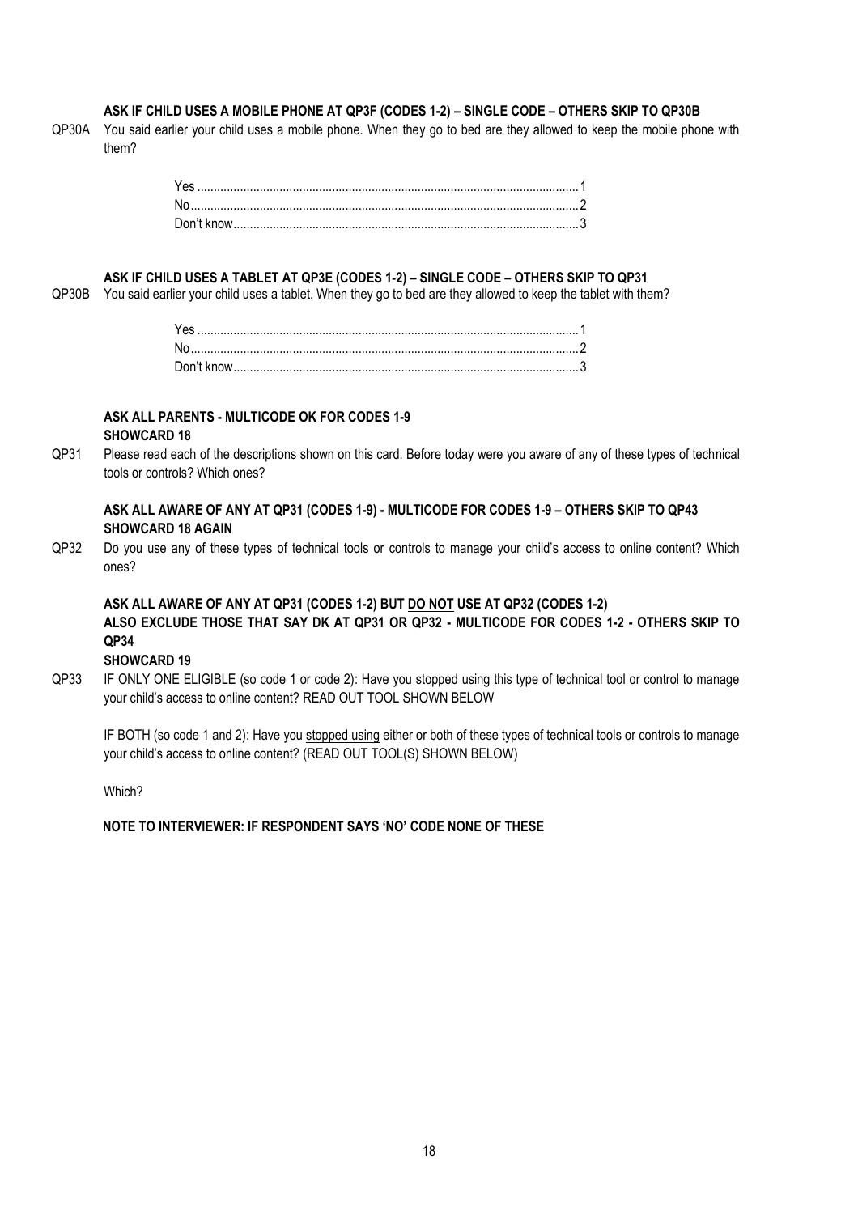**ASK IF CHILD USES A MOBILE PHONE AT QP3F (CODES 1-2) – SINGLE CODE – OTHERS SKIP TO QP30B**

QP30A You said earlier your child uses a mobile phone. When they go to bed are they allowed to keep the mobile phone with them?

| | |
|---|---|
| Yes | 1 |
| No | 2 |
| Don't know | 3 |

**ASK IF CHILD USES A TABLET AT QP3E (CODES 1-2) – SINGLE CODE – OTHERS SKIP TO QP31**

QP30B You said earlier your child uses a tablet. When they go to bed are they allowed to keep the tablet with them?

| | |
|---|---|
| Yes | 1 |
| No | 2 |
| Don't know | 3 |

**ASK ALL PARENTS - MULTICODE OK FOR CODES 1-9**
**SHOWCARD 18**

QP31 Please read each of the descriptions shown on this card. Before today were you aware of any of these types of technical tools or controls? Which ones?

**ASK ALL AWARE OF ANY AT QP31 (CODES 1-9) - MULTICODE FOR CODES 1-9 – OTHERS SKIP TO QP43**
**SHOWCARD 18 AGAIN**

QP32 Do you use any of these types of technical tools or controls to manage your child's access to online content? Which ones?

**ASK ALL AWARE OF ANY AT QP31 (CODES 1-2) BUT DO NOT USE AT QP32 (CODES 1-2)**
**ALSO EXCLUDE THOSE THAT SAY DK AT QP31 OR QP32 - MULTICODE FOR CODES 1-2 - OTHERS SKIP TO QP34**
**SHOWCARD 19**

QP33 IF ONLY ONE ELIGIBLE (so code 1 or code 2): Have you stopped using this type of technical tool or control to manage your child's access to online content? READ OUT TOOL SHOWN BELOW

IF BOTH (so code 1 and 2): Have you stopped using either or both of these types of technical tools or controls to manage your child's access to online content? (READ OUT TOOL(S) SHOWN BELOW)

Which?

**NOTE TO INTERVIEWER: IF RESPONDENT SAYS 'NO' CODE NONE OF THESE**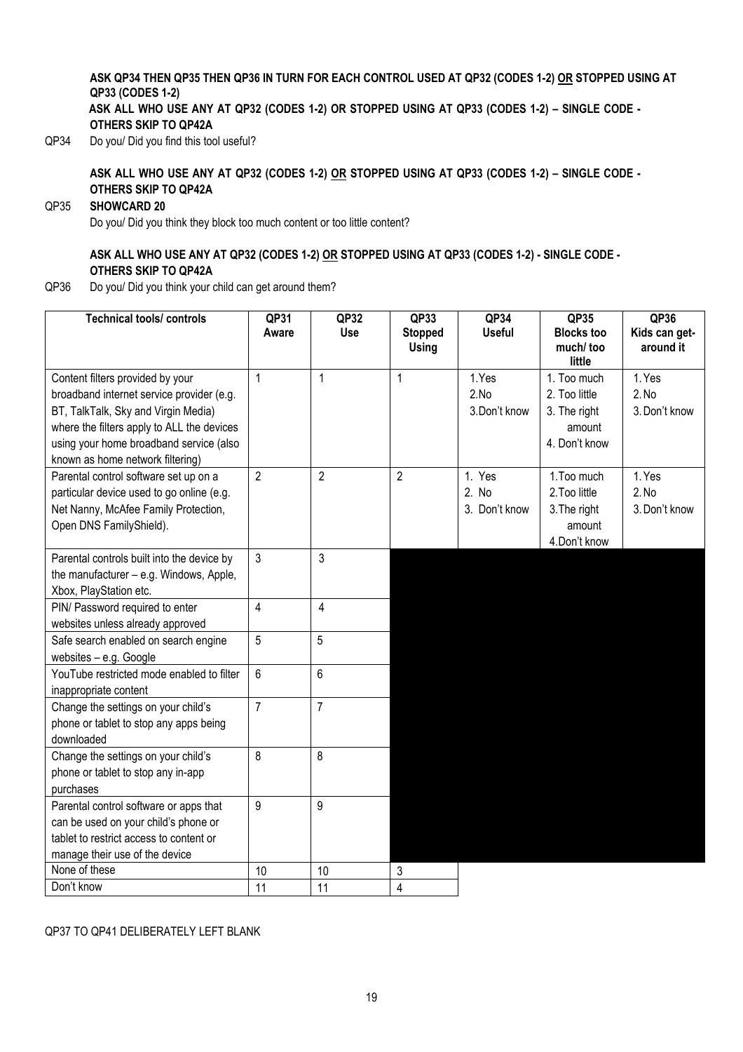**ASK QP34 THEN QP35 THEN QP36 IN TURN FOR EACH CONTROL USED AT QP32 (CODES 1-2) OR STOPPED USING AT QP33 (CODES 1-2)**

**ASK ALL WHO USE ANY AT QP32 (CODES 1-2) OR STOPPED USING AT QP33 (CODES 1-2) – SINGLE CODE - OTHERS SKIP TO QP42A**

QP34 Do you/ Did you find this tool useful?

**ASK ALL WHO USE ANY AT QP32 (CODES 1-2) OR STOPPED USING AT QP33 (CODES 1-2) – SINGLE CODE - OTHERS SKIP TO QP42A**

QP35 **SHOWCARD 20**

Do you/ Did you think they block too much content or too little content?

**ASK ALL WHO USE ANY AT QP32 (CODES 1-2) OR STOPPED USING AT QP33 (CODES 1-2) - SINGLE CODE - OTHERS SKIP TO QP42A**

QP36 Do you/ Did you think your child can get around them?

| Technical tools/ controls | QP31 Aware | QP32 Use | QP33 Stopped Using | QP34 Useful | QP35 Blocks too much/ too little | QP36 Kids can get-around it |
|---|---|---|---|---|---|---|
| Content filters provided by your broadband internet service provider (e.g. BT, TalkTalk, Sky and Virgin Media) where the filters apply to ALL the devices using your home broadband service (also known as home network filtering) | 1 | 1 | 1 | 1. Yes<br>2. No<br>3. Don't know | 1. Too much<br>2. Too little<br>3. The right amount<br>4. Don't know | 1. Yes<br>2. No<br>3. Don't know |
| Parental control software set up on a particular device used to go online (e.g. Net Nanny, McAfee Family Protection, Open DNS FamilyShield). | 2 | 2 | 2 | 1. Yes<br>2. No<br>3. Don't know | 1. Too much<br>2. Too little<br>3. The right amount<br>4. Don't know | 1. Yes<br>2. No<br>3. Don't know |
| Parental controls built into the device by the manufacturer – e.g. Windows, Apple, Xbox, PlayStation etc. | 3 | 3 | | | | |
| PIN/ Password required to enter websites unless already approved | 4 | 4 | | | | |
| Safe search enabled on search engine websites – e.g. Google | 5 | 5 | | | | |
| YouTube restricted mode enabled to filter inappropriate content | 6 | 6 | | | | |
| Change the settings on your child's phone or tablet to stop any apps being downloaded | 7 | 7 | | | | |
| Change the settings on your child's phone or tablet to stop any in-app purchases | 8 | 8 | | | | |
| Parental control software or apps that can be used on your child's phone or tablet to restrict access to content or manage their use of the device | 9 | 9 | | | | |
| None of these | 10 | 10 | 3 | | | |
| Don't know | 11 | 11 | 4 | | | |

QP37 TO QP41 DELIBERATELY LEFT BLANK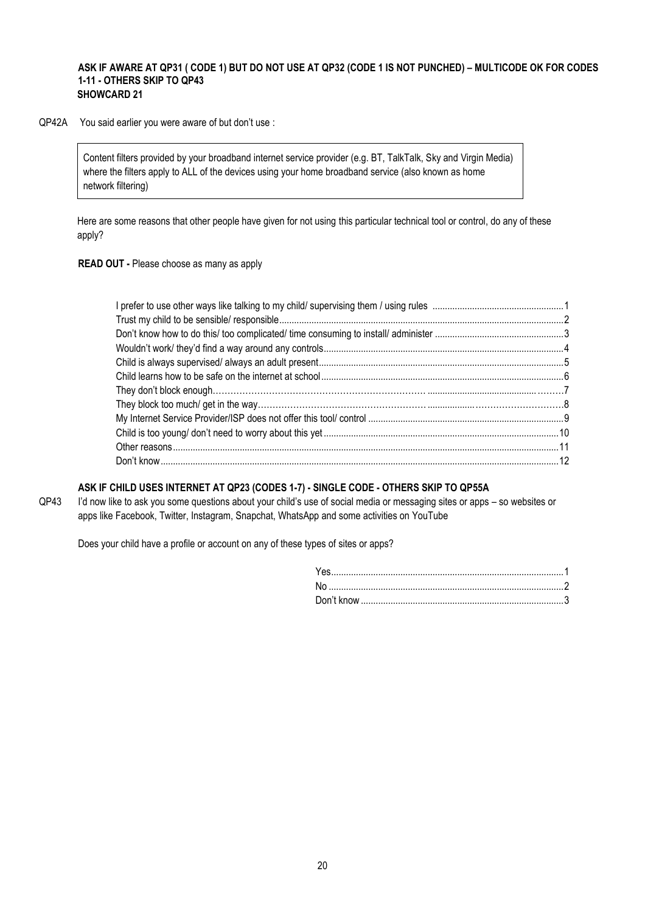**ASK IF AWARE AT QP31 ( CODE 1) BUT DO NOT USE AT QP32 (CODE 1 IS NOT PUNCHED) – MULTICODE OK FOR CODES 1-11 - OTHERS SKIP TO QP43**
**SHOWCARD 21**

QP42A You said earlier you were aware of but don't use :

> Content filters provided by your broadband internet service provider (e.g. BT, TalkTalk, Sky and Virgin Media) where the filters apply to ALL of the devices using your home broadband service (also known as home network filtering)

Here are some reasons that other people have given for not using this particular technical tool or control, do any of these apply?

**READ OUT -** Please choose as many as apply

| | |
|---|---|
| I prefer to use other ways like talking to my child/ supervising them / using rules | 1 |
| Trust my child to be sensible/ responsible | 2 |
| Don't know how to do this/ too complicated/ time consuming to install/ administer | 3 |
| Wouldn't work/ they'd find a way around any controls | 4 |
| Child is always supervised/ always an adult present | 5 |
| Child learns how to be safe on the internet at school | 6 |
| They don't block enough | 7 |
| They block too much/ get in the way | 8 |
| My Internet Service Provider/ISP does not offer this tool/ control | 9 |
| Child is too young/ don't need to worry about this yet | 10 |
| Other reasons | 11 |
| Don't know | 12 |

**ASK IF CHILD USES INTERNET AT QP23 (CODES 1-7) - SINGLE CODE - OTHERS SKIP TO QP55A**

QP43 I'd now like to ask you some questions about your child's use of social media or messaging sites or apps – so websites or apps like Facebook, Twitter, Instagram, Snapchat, WhatsApp and some activities on YouTube

Does your child have a profile or account on any of these types of sites or apps?

| | |
|---|---|
| Yes | 1 |
| No | 2 |
| Don't know | 3 |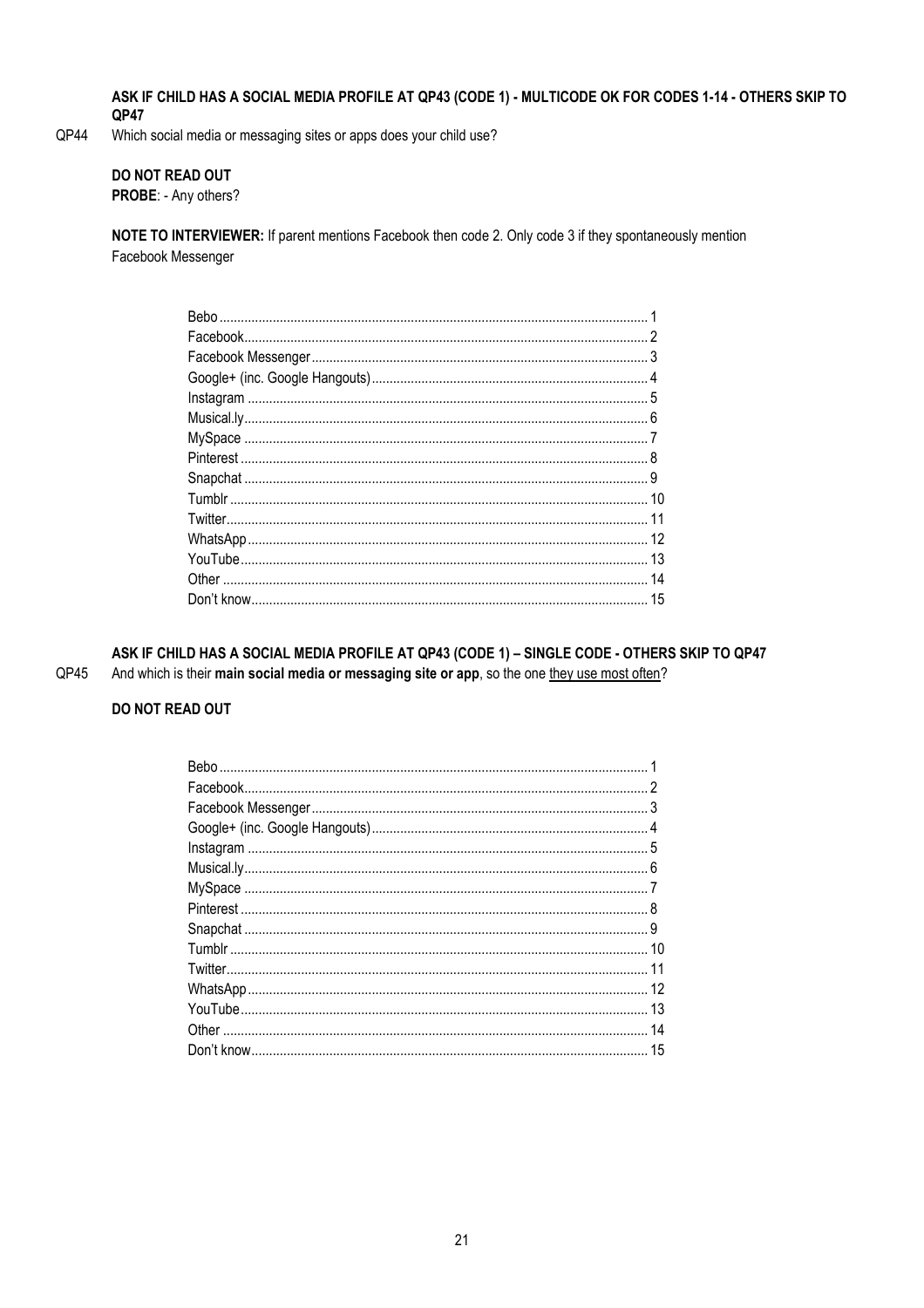**ASK IF CHILD HAS A SOCIAL MEDIA PROFILE AT QP43 (CODE 1) - MULTICODE OK FOR CODES 1-14 - OTHERS SKIP TO QP47**

QP44 Which social media or messaging sites or apps does your child use?

**DO NOT READ OUT**

**PROBE**: - Any others?

**NOTE TO INTERVIEWER:** If parent mentions Facebook then code 2. Only code 3 if they spontaneously mention Facebook Messenger

| Response | Code |
|---|---|
| Bebo | 1 |
| Facebook | 2 |
| Facebook Messenger | 3 |
| Google+ (inc. Google Hangouts) | 4 |
| Instagram | 5 |
| Musical.ly | 6 |
| MySpace | 7 |
| Pinterest | 8 |
| Snapchat | 9 |
| Tumblr | 10 |
| Twitter | 11 |
| WhatsApp | 12 |
| YouTube | 13 |
| Other | 14 |
| Don't know | 15 |

**ASK IF CHILD HAS A SOCIAL MEDIA PROFILE AT QP43 (CODE 1) – SINGLE CODE - OTHERS SKIP TO QP47**

QP45 And which is their **main social media or messaging site or app**, so the one they use most often?

**DO NOT READ OUT**

| Response | Code |
|---|---|
| Bebo | 1 |
| Facebook | 2 |
| Facebook Messenger | 3 |
| Google+ (inc. Google Hangouts) | 4 |
| Instagram | 5 |
| Musical.ly | 6 |
| MySpace | 7 |
| Pinterest | 8 |
| Snapchat | 9 |
| Tumblr | 10 |
| Twitter | 11 |
| WhatsApp | 12 |
| YouTube | 13 |
| Other | 14 |
| Don't know | 15 |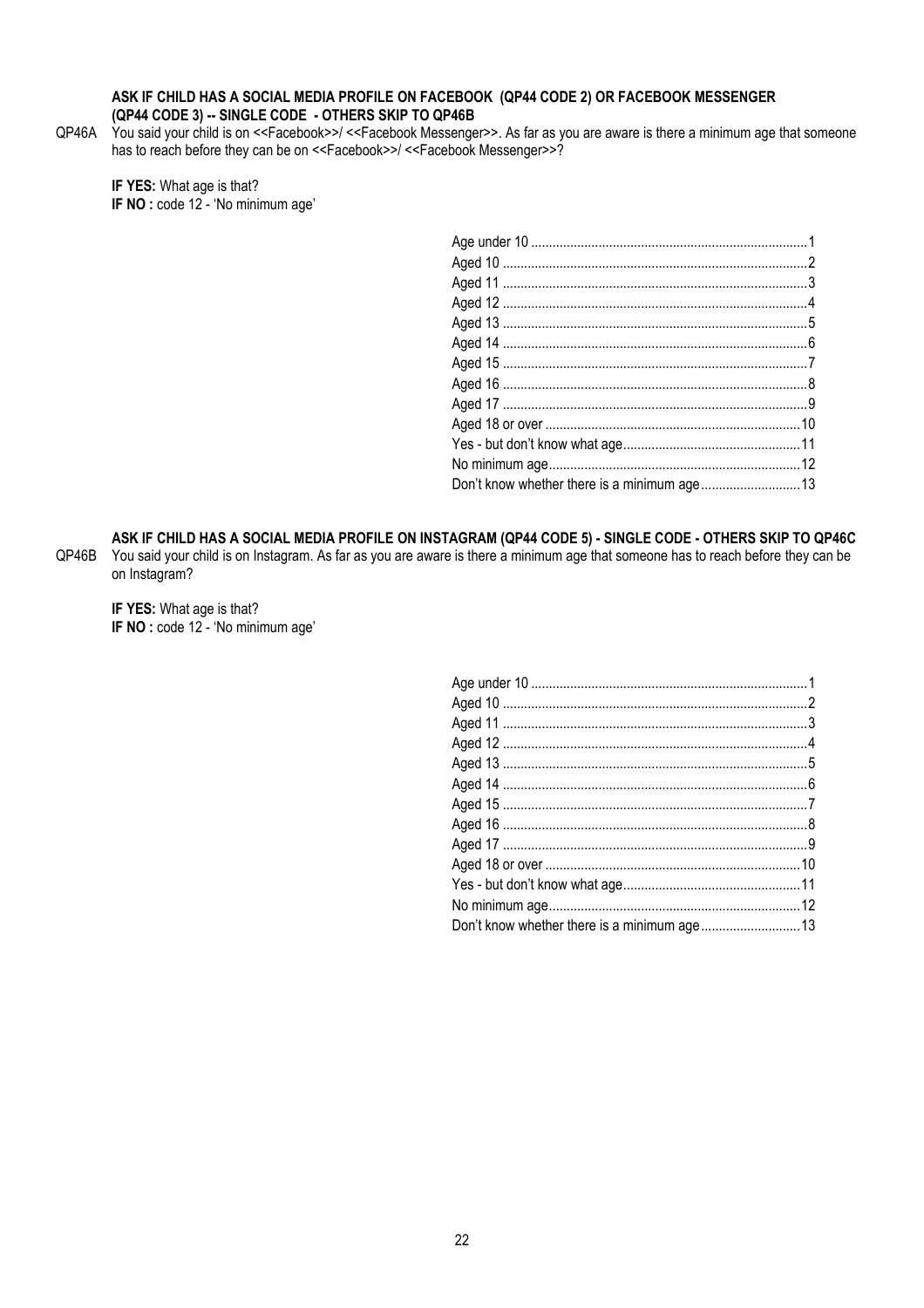**ASK IF CHILD HAS A SOCIAL MEDIA PROFILE ON FACEBOOK (QP44 CODE 2) OR FACEBOOK MESSENGER (QP44 CODE 3) -- SINGLE CODE - OTHERS SKIP TO QP46B**

QP46A You said your child is on <<Facebook>>/ <<Facebook Messenger>>. As far as you are aware is there a minimum age that someone has to reach before they can be on <<Facebook>>/ <<Facebook Messenger>>?

**IF YES:** What age is that?
**IF NO :** code 12 - 'No minimum age'

| | |
|---|---|
| Age under 10 | 1 |
| Aged 10 | 2 |
| Aged 11 | 3 |
| Aged 12 | 4 |
| Aged 13 | 5 |
| Aged 14 | 6 |
| Aged 15 | 7 |
| Aged 16 | 8 |
| Aged 17 | 9 |
| Aged 18 or over | 10 |
| Yes - but don't know what age | 11 |
| No minimum age | 12 |
| Don't know whether there is a minimum age | 13 |

**ASK IF CHILD HAS A SOCIAL MEDIA PROFILE ON INSTAGRAM (QP44 CODE 5) - SINGLE CODE - OTHERS SKIP TO QP46C**

QP46B You said your child is on Instagram. As far as you are aware is there a minimum age that someone has to reach before they can be on Instagram?

**IF YES:** What age is that?
**IF NO :** code 12 - 'No minimum age'

| | |
|---|---|
| Age under 10 | 1 |
| Aged 10 | 2 |
| Aged 11 | 3 |
| Aged 12 | 4 |
| Aged 13 | 5 |
| Aged 14 | 6 |
| Aged 15 | 7 |
| Aged 16 | 8 |
| Aged 17 | 9 |
| Aged 18 or over | 10 |
| Yes - but don't know what age | 11 |
| No minimum age | 12 |
| Don't know whether there is a minimum age | 13 |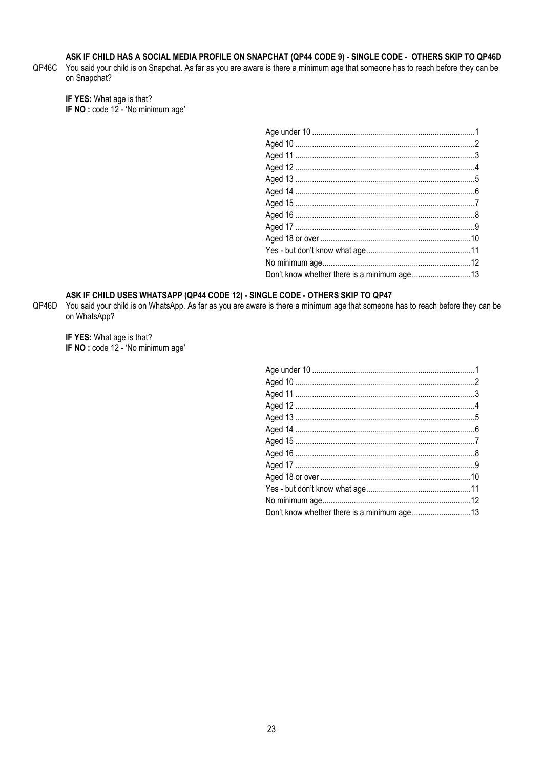**ASK IF CHILD HAS A SOCIAL MEDIA PROFILE ON SNAPCHAT (QP44 CODE 9) - SINGLE CODE - OTHERS SKIP TO QP46D**

QP46C You said your child is on Snapchat. As far as you are aware is there a minimum age that someone has to reach before they can be on Snapchat?

**IF YES:** What age is that?
**IF NO :** code 12 - 'No minimum age'

| | |
|---|---|
| Age under 10 | 1 |
| Aged 10 | 2 |
| Aged 11 | 3 |
| Aged 12 | 4 |
| Aged 13 | 5 |
| Aged 14 | 6 |
| Aged 15 | 7 |
| Aged 16 | 8 |
| Aged 17 | 9 |
| Aged 18 or over | 10 |
| Yes - but don't know what age | 11 |
| No minimum age | 12 |
| Don't know whether there is a minimum age | 13 |

**ASK IF CHILD USES WHATSAPP (QP44 CODE 12) - SINGLE CODE - OTHERS SKIP TO QP47**

QP46D You said your child is on WhatsApp. As far as you are aware is there a minimum age that someone has to reach before they can be on WhatsApp?

**IF YES:** What age is that?
**IF NO :** code 12 - 'No minimum age'

| | |
|---|---|
| Age under 10 | 1 |
| Aged 10 | 2 |
| Aged 11 | 3 |
| Aged 12 | 4 |
| Aged 13 | 5 |
| Aged 14 | 6 |
| Aged 15 | 7 |
| Aged 16 | 8 |
| Aged 17 | 9 |
| Aged 18 or over | 10 |
| Yes - but don't know what age | 11 |
| No minimum age | 12 |
| Don't know whether there is a minimum age | 13 |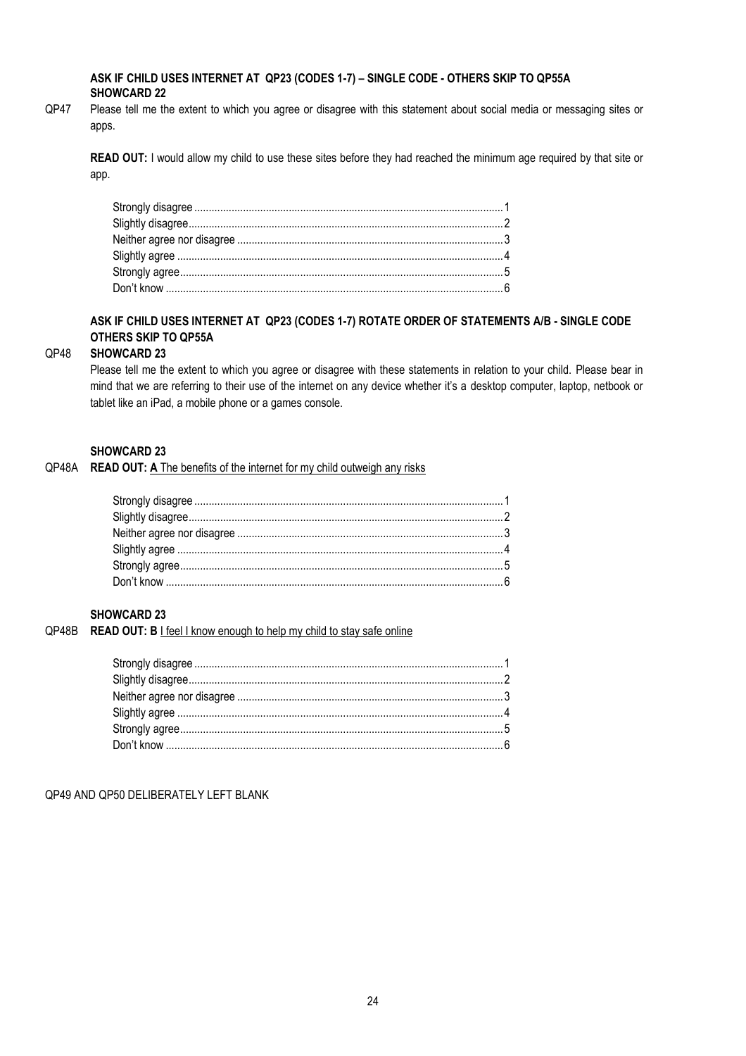**ASK IF CHILD USES INTERNET AT QP23 (CODES 1-7) – SINGLE CODE - OTHERS SKIP TO QP55A**
**SHOWCARD 22**

QP47 Please tell me the extent to which you agree or disagree with this statement about social media or messaging sites or apps.

**READ OUT:** I would allow my child to use these sites before they had reached the minimum age required by that site or app.

| | |
|---|---|
| Strongly disagree | 1 |
| Slightly disagree | 2 |
| Neither agree nor disagree | 3 |
| Slightly agree | 4 |
| Strongly agree | 5 |
| Don't know | 6 |

**ASK IF CHILD USES INTERNET AT QP23 (CODES 1-7) ROTATE ORDER OF STATEMENTS A/B - SINGLE CODE OTHERS SKIP TO QP55A**

QP48 **SHOWCARD 23**

Please tell me the extent to which you agree or disagree with these statements in relation to your child. Please bear in mind that we are referring to their use of the internet on any device whether it's a desktop computer, laptop, netbook or tablet like an iPad, a mobile phone or a games console.

**SHOWCARD 23**

QP48A **READ OUT: A** The benefits of the internet for my child outweigh any risks

| | |
|---|---|
| Strongly disagree | 1 |
| Slightly disagree | 2 |
| Neither agree nor disagree | 3 |
| Slightly agree | 4 |
| Strongly agree | 5 |
| Don't know | 6 |

**SHOWCARD 23**

QP48B **READ OUT: B** I feel I know enough to help my child to stay safe online

| | |
|---|---|
| Strongly disagree | 1 |
| Slightly disagree | 2 |
| Neither agree nor disagree | 3 |
| Slightly agree | 4 |
| Strongly agree | 5 |
| Don't know | 6 |

QP49 AND QP50 DELIBERATELY LEFT BLANK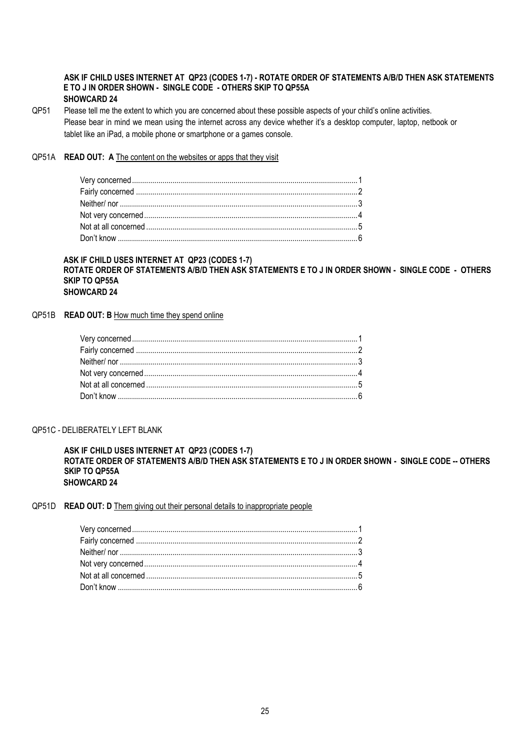**ASK IF CHILD USES INTERNET AT QP23 (CODES 1-7) - ROTATE ORDER OF STATEMENTS A/B/D THEN ASK STATEMENTS E TO J IN ORDER SHOWN - SINGLE CODE - OTHERS SKIP TO QP55A**
**SHOWCARD 24**

QP51 Please tell me the extent to which you are concerned about these possible aspects of your child's online activities. Please bear in mind we mean using the internet across any device whether it's a desktop computer, laptop, netbook or tablet like an iPad, a mobile phone or smartphone or a games console.

QP51A **READ OUT: A** The content on the websites or apps that they visit

| | |
|---|---|
| Very concerned | 1 |
| Fairly concerned | 2 |
| Neither/ nor | 3 |
| Not very concerned | 4 |
| Not at all concerned | 5 |
| Don't know | 6 |

**ASK IF CHILD USES INTERNET AT QP23 (CODES 1-7)**
**ROTATE ORDER OF STATEMENTS A/B/D THEN ASK STATEMENTS E TO J IN ORDER SHOWN - SINGLE CODE - OTHERS SKIP TO QP55A**
**SHOWCARD 24**

QP51B **READ OUT: B** How much time they spend online

| | |
|---|---|
| Very concerned | 1 |
| Fairly concerned | 2 |
| Neither/ nor | 3 |
| Not very concerned | 4 |
| Not at all concerned | 5 |
| Don't know | 6 |

QP51C - DELIBERATELY LEFT BLANK

**ASK IF CHILD USES INTERNET AT QP23 (CODES 1-7)**
**ROTATE ORDER OF STATEMENTS A/B/D THEN ASK STATEMENTS E TO J IN ORDER SHOWN - SINGLE CODE -- OTHERS SKIP TO QP55A**
**SHOWCARD 24**

QP51D **READ OUT: D** Them giving out their personal details to inappropriate people

| | |
|---|---|
| Very concerned | 1 |
| Fairly concerned | 2 |
| Neither/ nor | 3 |
| Not very concerned | 4 |
| Not at all concerned | 5 |
| Don't know | 6 |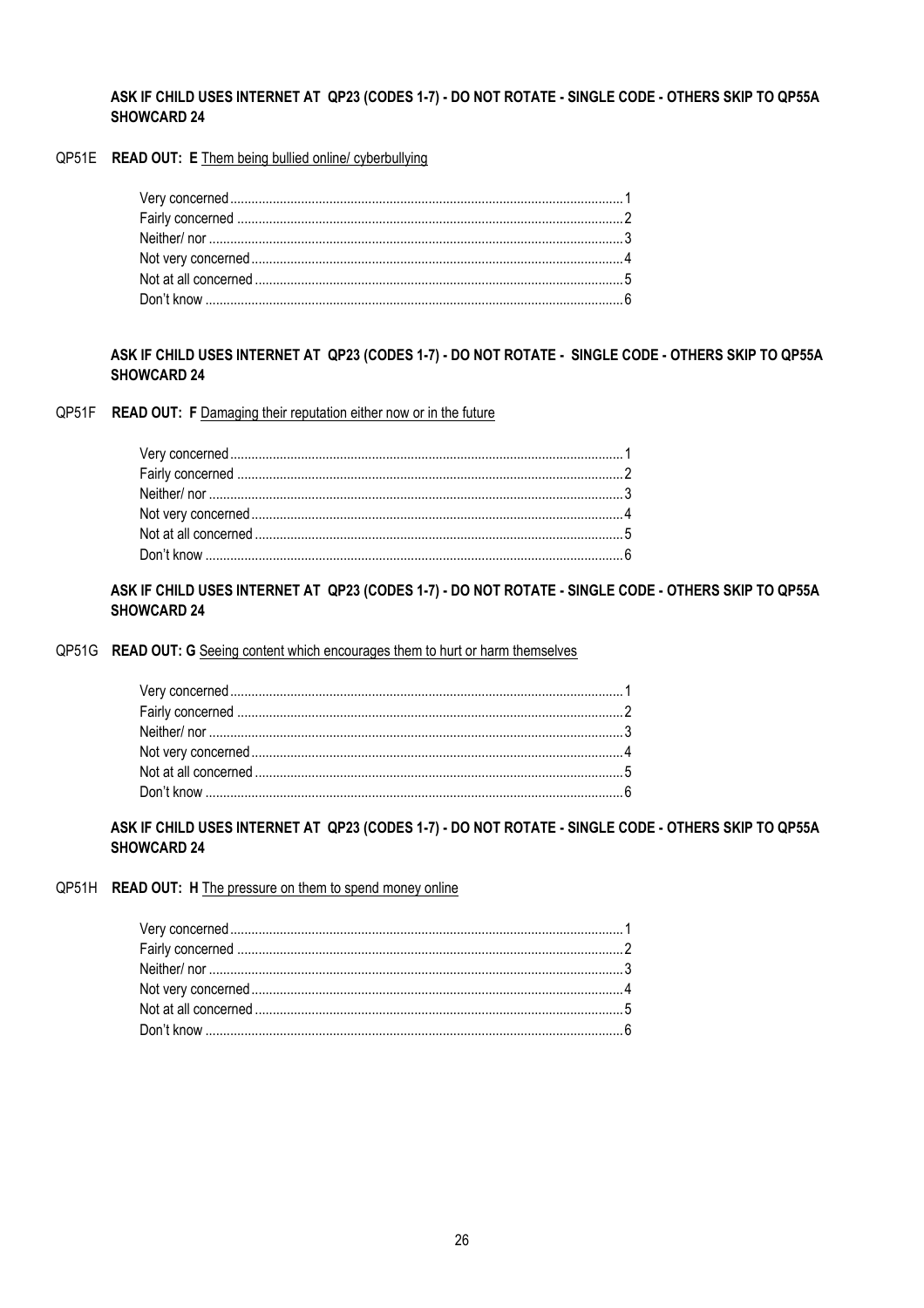**ASK IF CHILD USES INTERNET AT QP23 (CODES 1-7) - DO NOT ROTATE - SINGLE CODE - OTHERS SKIP TO QP55A SHOWCARD 24**

QP51E **READ OUT: E** Them being bullied online/ cyberbullying

| | |
|---|---|
| Very concerned | 1 |
| Fairly concerned | 2 |
| Neither/ nor | 3 |
| Not very concerned | 4 |
| Not at all concerned | 5 |
| Don't know | 6 |

**ASK IF CHILD USES INTERNET AT QP23 (CODES 1-7) - DO NOT ROTATE - SINGLE CODE - OTHERS SKIP TO QP55A SHOWCARD 24**

QP51F **READ OUT: F** Damaging their reputation either now or in the future

| | |
|---|---|
| Very concerned | 1 |
| Fairly concerned | 2 |
| Neither/ nor | 3 |
| Not very concerned | 4 |
| Not at all concerned | 5 |
| Don't know | 6 |

**ASK IF CHILD USES INTERNET AT QP23 (CODES 1-7) - DO NOT ROTATE - SINGLE CODE - OTHERS SKIP TO QP55A SHOWCARD 24**

QP51G **READ OUT: G** Seeing content which encourages them to hurt or harm themselves

| | |
|---|---|
| Very concerned | 1 |
| Fairly concerned | 2 |
| Neither/ nor | 3 |
| Not very concerned | 4 |
| Not at all concerned | 5 |
| Don't know | 6 |

**ASK IF CHILD USES INTERNET AT QP23 (CODES 1-7) - DO NOT ROTATE - SINGLE CODE - OTHERS SKIP TO QP55A SHOWCARD 24**

QP51H **READ OUT: H** The pressure on them to spend money online

| | |
|---|---|
| Very concerned | 1 |
| Fairly concerned | 2 |
| Neither/ nor | 3 |
| Not very concerned | 4 |
| Not at all concerned | 5 |
| Don't know | 6 |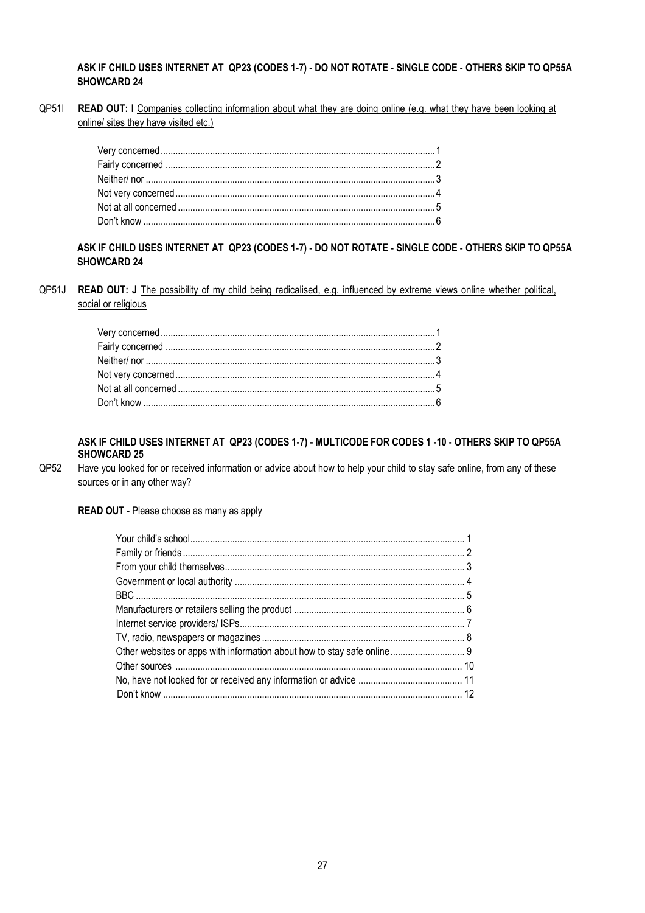**ASK IF CHILD USES INTERNET AT QP23 (CODES 1-7) - DO NOT ROTATE - SINGLE CODE - OTHERS SKIP TO QP55A SHOWCARD 24**

QP51I **READ OUT: I** Companies collecting information about what they are doing online (e.g. what they have been looking at online/ sites they have visited etc.)

| | |
|---|---|
| Very concerned | 1 |
| Fairly concerned | 2 |
| Neither/ nor | 3 |
| Not very concerned | 4 |
| Not at all concerned | 5 |
| Don't know | 6 |

**ASK IF CHILD USES INTERNET AT QP23 (CODES 1-7) - DO NOT ROTATE - SINGLE CODE - OTHERS SKIP TO QP55A SHOWCARD 24**

QP51J **READ OUT: J** The possibility of my child being radicalised, e.g. influenced by extreme views online whether political, social or religious

| | |
|---|---|
| Very concerned | 1 |
| Fairly concerned | 2 |
| Neither/ nor | 3 |
| Not very concerned | 4 |
| Not at all concerned | 5 |
| Don't know | 6 |

**ASK IF CHILD USES INTERNET AT QP23 (CODES 1-7) - MULTICODE FOR CODES 1 -10 - OTHERS SKIP TO QP55A SHOWCARD 25**

QP52 Have you looked for or received information or advice about how to help your child to stay safe online, from any of these sources or in any other way?

**READ OUT -** Please choose as many as apply

| | |
|---|---|
| Your child's school | 1 |
| Family or friends | 2 |
| From your child themselves | 3 |
| Government or local authority | 4 |
| BBC | 5 |
| Manufacturers or retailers selling the product | 6 |
| Internet service providers/ ISPs | 7 |
| TV, radio, newspapers or magazines | 8 |
| Other websites or apps with information about how to stay safe online | 9 |
| Other sources | 10 |
| No, have not looked for or received any information or advice | 11 |
| Don't know | 12 |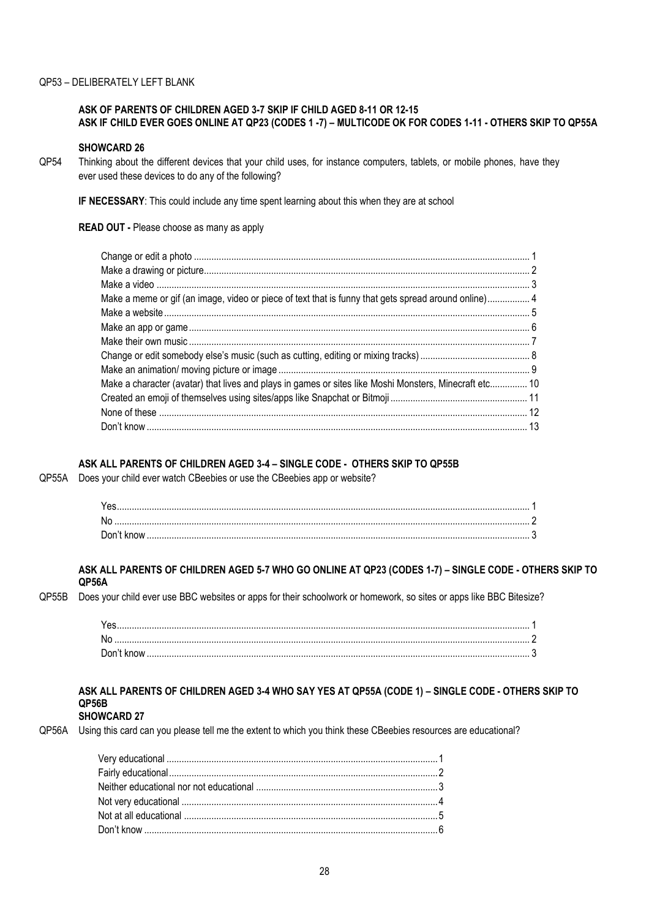QP53 – DELIBERATELY LEFT BLANK

**ASK OF PARENTS OF CHILDREN AGED 3-7 SKIP IF CHILD AGED 8-11 OR 12-15**
**ASK IF CHILD EVER GOES ONLINE AT QP23 (CODES 1 -7) – MULTICODE OK FOR CODES 1-11 - OTHERS SKIP TO QP55A**

**SHOWCARD 26**

QP54 Thinking about the different devices that your child uses, for instance computers, tablets, or mobile phones, have they ever used these devices to do any of the following?

**IF NECESSARY**: This could include any time spent learning about this when they are at school

**READ OUT -** Please choose as many as apply

| | |
|---|---|
| Change or edit a photo | 1 |
| Make a drawing or picture | 2 |
| Make a video | 3 |
| Make a meme or gif (an image, video or piece of text that is funny that gets spread around online) | 4 |
| Make a website | 5 |
| Make an app or game | 6 |
| Make their own music | 7 |
| Change or edit somebody else's music (such as cutting, editing or mixing tracks) | 8 |
| Make an animation/ moving picture or image | 9 |
| Make a character (avatar) that lives and plays in games or sites like Moshi Monsters, Minecraft etc. | 10 |
| Created an emoji of themselves using sites/apps like Snapchat or Bitmoji | 11 |
| None of these | 12 |
| Don't know | 13 |

**ASK ALL PARENTS OF CHILDREN AGED 3-4 – SINGLE CODE - OTHERS SKIP TO QP55B**

QP55A Does your child ever watch CBeebies or use the CBeebies app or website?

| | |
|---|---|
| Yes | 1 |
| No | 2 |
| Don't know | 3 |

**ASK ALL PARENTS OF CHILDREN AGED 5-7 WHO GO ONLINE AT QP23 (CODES 1-7) – SINGLE CODE - OTHERS SKIP TO QP56A**

QP55B Does your child ever use BBC websites or apps for their schoolwork or homework, so sites or apps like BBC Bitesize?

| | |
|---|---|
| Yes | 1 |
| No | 2 |
| Don't know | 3 |

**ASK ALL PARENTS OF CHILDREN AGED 3-4 WHO SAY YES AT QP55A (CODE 1) – SINGLE CODE - OTHERS SKIP TO QP56B**

**SHOWCARD 27**

QP56A Using this card can you please tell me the extent to which you think these CBeebies resources are educational?

| | |
|---|---|
| Very educational | 1 |
| Fairly educational | 2 |
| Neither educational nor not educational | 3 |
| Not very educational | 4 |
| Not at all educational | 5 |
| Don't know | 6 |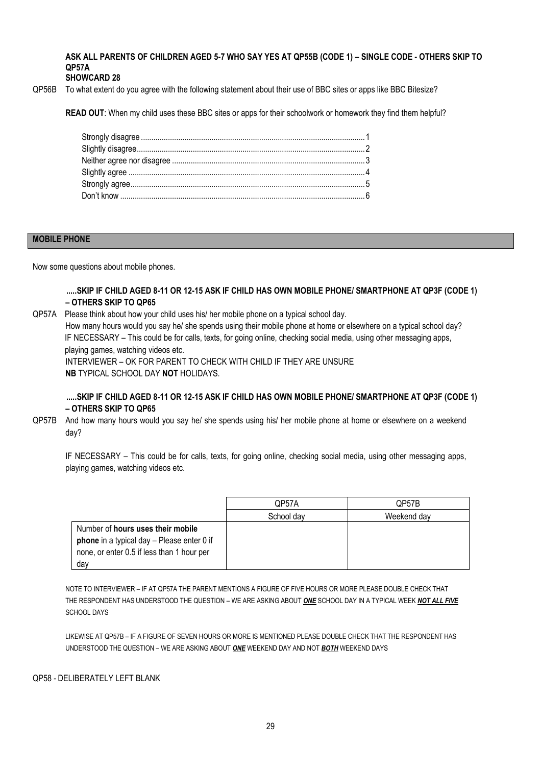**ASK ALL PARENTS OF CHILDREN AGED 5-7 WHO SAY YES AT QP55B (CODE 1) – SINGLE CODE - OTHERS SKIP TO QP57A**
**SHOWCARD 28**

QP56B To what extent do you agree with the following statement about their use of BBC sites or apps like BBC Bitesize?

**READ OUT**: When my child uses these BBC sites or apps for their schoolwork or homework they find them helpful?

- Strongly disagree .......... 1
- Slightly disagree .......... 2
- Neither agree nor disagree .......... 3
- Slightly agree .......... 4
- Strongly agree .......... 5
- Don't know .......... 6

## MOBILE PHONE

Now some questions about mobile phones.

**.....SKIP IF CHILD AGED 8-11 OR 12-15 ASK IF CHILD HAS OWN MOBILE PHONE/ SMARTPHONE AT QP3F (CODE 1) – OTHERS SKIP TO QP65**

QP57A Please think about how your child uses his/ her mobile phone on a typical school day.
How many hours would you say he/ she spends using their mobile phone at home or elsewhere on a typical school day?
IF NECESSARY – This could be for calls, texts, for going online, checking social media, using other messaging apps, playing games, watching videos etc.
INTERVIEWER – OK FOR PARENT TO CHECK WITH CHILD IF THEY ARE UNSURE
**NB** TYPICAL SCHOOL DAY **NOT** HOLIDAYS.

**.....SKIP IF CHILD AGED 8-11 OR 12-15 ASK IF CHILD HAS OWN MOBILE PHONE/ SMARTPHONE AT QP3F (CODE 1) – OTHERS SKIP TO QP65**

QP57B And how many hours would you say he/ she spends using his/ her mobile phone at home or elsewhere on a weekend day?

IF NECESSARY – This could be for calls, texts, for going online, checking social media, using other messaging apps, playing games, watching videos etc.

| | QP57A | QP57B |
|---|---|---|
| | School day | Weekend day |
| Number of **hours uses their mobile phone** in a typical day – Please enter 0 if none, or enter 0.5 if less than 1 hour per day | | |

NOTE TO INTERVIEWER – IF AT QP57A THE PARENT MENTIONS A FIGURE OF FIVE HOURS OR MORE PLEASE DOUBLE CHECK THAT THE RESPONDENT HAS UNDERSTOOD THE QUESTION – WE ARE ASKING ABOUT ***ONE*** SCHOOL DAY IN A TYPICAL WEEK ***NOT ALL FIVE*** SCHOOL DAYS

LIKEWISE AT QP57B – IF A FIGURE OF SEVEN HOURS OR MORE IS MENTIONED PLEASE DOUBLE CHECK THAT THE RESPONDENT HAS UNDERSTOOD THE QUESTION – WE ARE ASKING ABOUT ***ONE*** WEEKEND DAY AND NOT ***BOTH*** WEEKEND DAYS

QP58 - DELIBERATELY LEFT BLANK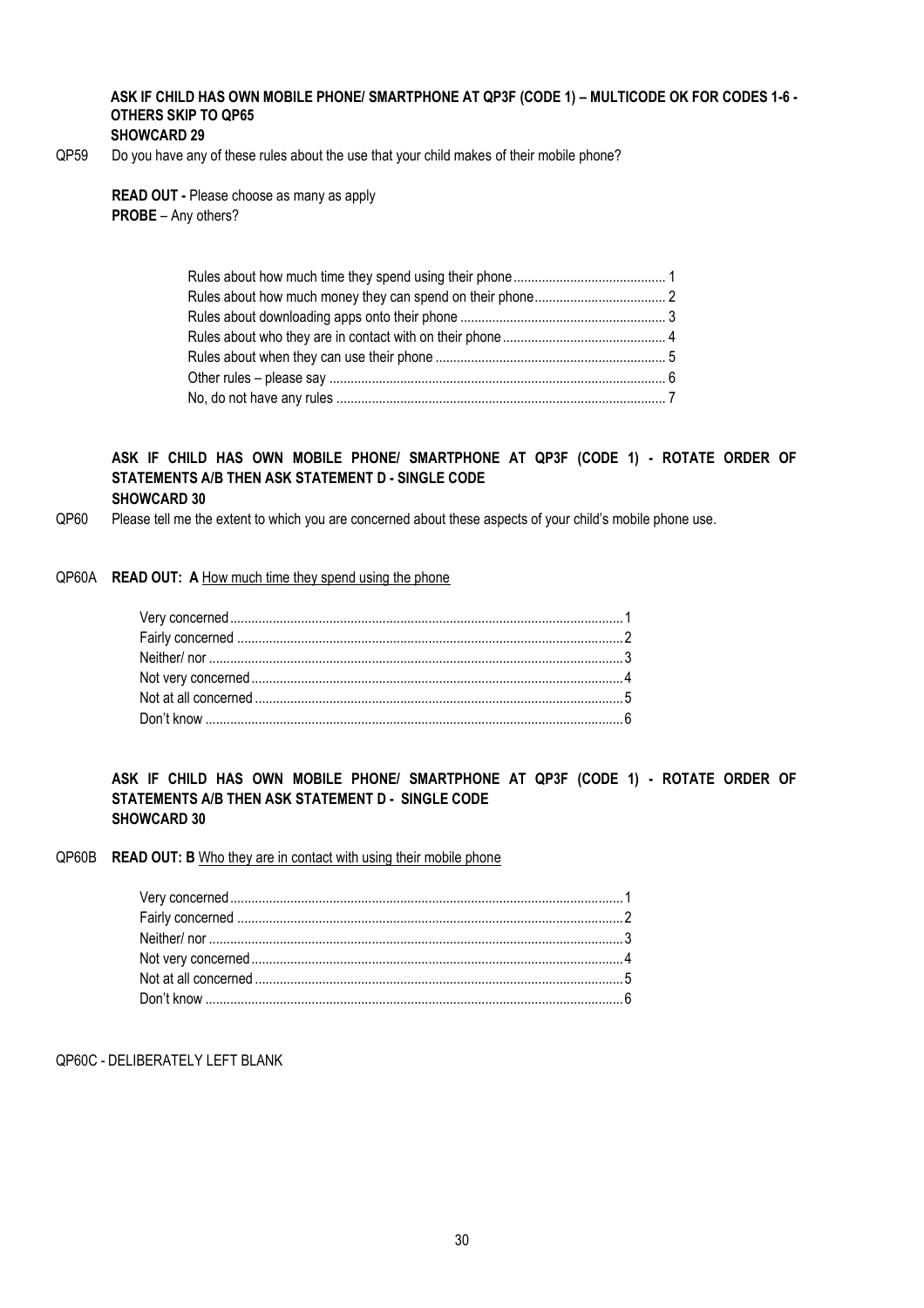**ASK IF CHILD HAS OWN MOBILE PHONE/ SMARTPHONE AT QP3F (CODE 1) – MULTICODE OK FOR CODES 1-6 - OTHERS SKIP TO QP65**
**SHOWCARD 29**

QP59 Do you have any of these rules about the use that your child makes of their mobile phone?

**READ OUT -** Please choose as many as apply
**PROBE** – Any others?

| | |
|---|---|
| Rules about how much time they spend using their phone | 1 |
| Rules about how much money they can spend on their phone | 2 |
| Rules about downloading apps onto their phone | 3 |
| Rules about who they are in contact with on their phone | 4 |
| Rules about when they can use their phone | 5 |
| Other rules – please say | 6 |
| No, do not have any rules | 7 |

**ASK IF CHILD HAS OWN MOBILE PHONE/ SMARTPHONE AT QP3F (CODE 1) - ROTATE ORDER OF STATEMENTS A/B THEN ASK STATEMENT D - SINGLE CODE**
**SHOWCARD 30**

QP60 Please tell me the extent to which you are concerned about these aspects of your child's mobile phone use.

QP60A **READ OUT: A** How much time they spend using the phone

| | |
|---|---|
| Very concerned | 1 |
| Fairly concerned | 2 |
| Neither/ nor | 3 |
| Not very concerned | 4 |
| Not at all concerned | 5 |
| Don't know | 6 |

**ASK IF CHILD HAS OWN MOBILE PHONE/ SMARTPHONE AT QP3F (CODE 1) - ROTATE ORDER OF STATEMENTS A/B THEN ASK STATEMENT D - SINGLE CODE**
**SHOWCARD 30**

QP60B **READ OUT: B** Who they are in contact with using their mobile phone

| | |
|---|---|
| Very concerned | 1 |
| Fairly concerned | 2 |
| Neither/ nor | 3 |
| Not very concerned | 4 |
| Not at all concerned | 5 |
| Don't know | 6 |

QP60C - DELIBERATELY LEFT BLANK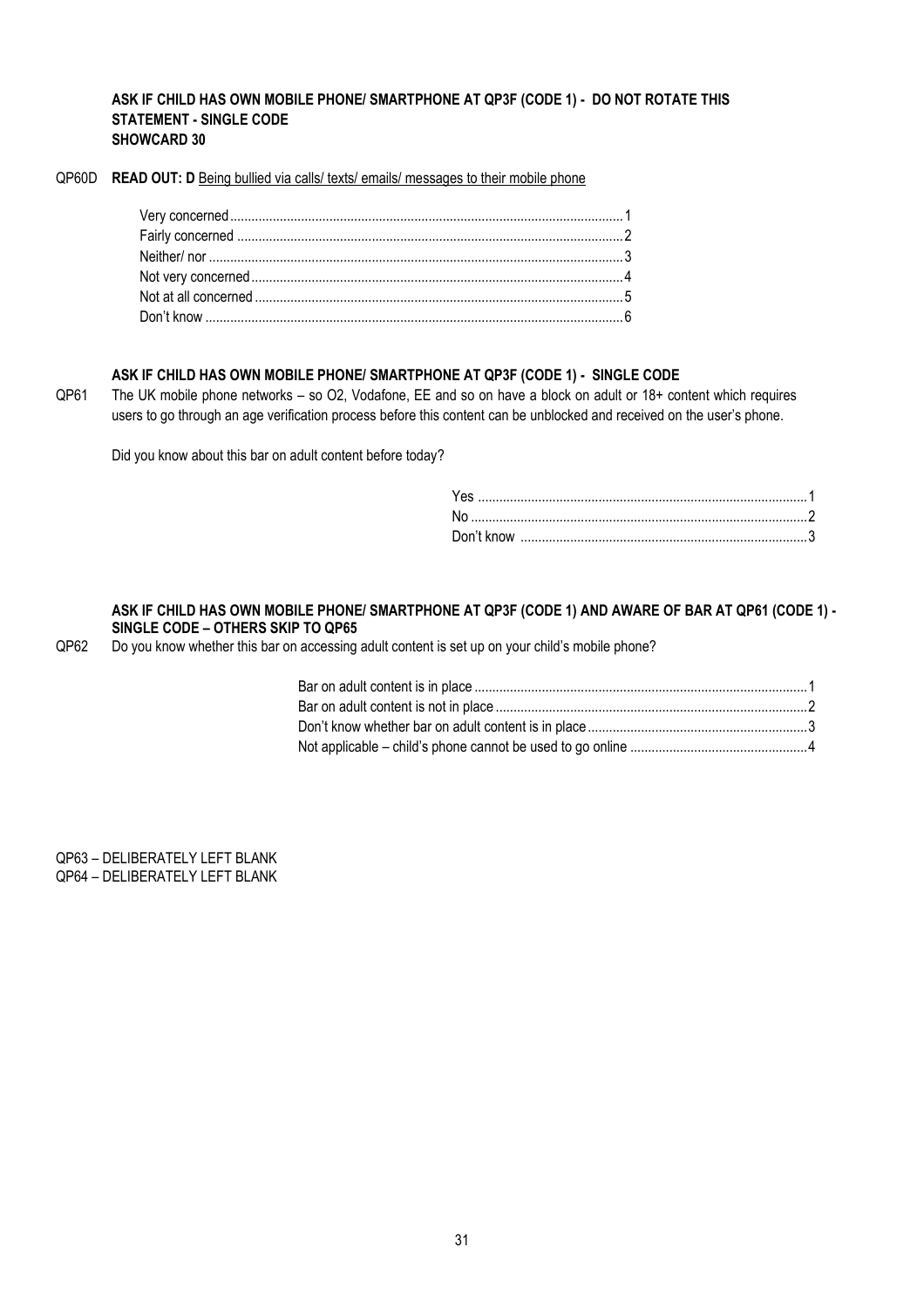**ASK IF CHILD HAS OWN MOBILE PHONE/ SMARTPHONE AT QP3F (CODE 1) - DO NOT ROTATE THIS STATEMENT - SINGLE CODE**
**SHOWCARD 30**

QP60D **READ OUT: D** Being bullied via calls/ texts/ emails/ messages to their mobile phone

| | |
|---|---|
| Very concerned | 1 |
| Fairly concerned | 2 |
| Neither/ nor | 3 |
| Not very concerned | 4 |
| Not at all concerned | 5 |
| Don't know | 6 |

**ASK IF CHILD HAS OWN MOBILE PHONE/ SMARTPHONE AT QP3F (CODE 1) - SINGLE CODE**

QP61 The UK mobile phone networks – so O2, Vodafone, EE and so on have a block on adult or 18+ content which requires users to go through an age verification process before this content can be unblocked and received on the user's phone.

Did you know about this bar on adult content before today?

| | |
|---|---|
| Yes | 1 |
| No | 2 |
| Don't know | 3 |

**ASK IF CHILD HAS OWN MOBILE PHONE/ SMARTPHONE AT QP3F (CODE 1) AND AWARE OF BAR AT QP61 (CODE 1) - SINGLE CODE – OTHERS SKIP TO QP65**

QP62 Do you know whether this bar on accessing adult content is set up on your child's mobile phone?

| | |
|---|---|
| Bar on adult content is in place | 1 |
| Bar on adult content is not in place | 2 |
| Don't know whether bar on adult content is in place | 3 |
| Not applicable – child's phone cannot be used to go online | 4 |

QP63 – DELIBERATELY LEFT BLANK
QP64 – DELIBERATELY LEFT BLANK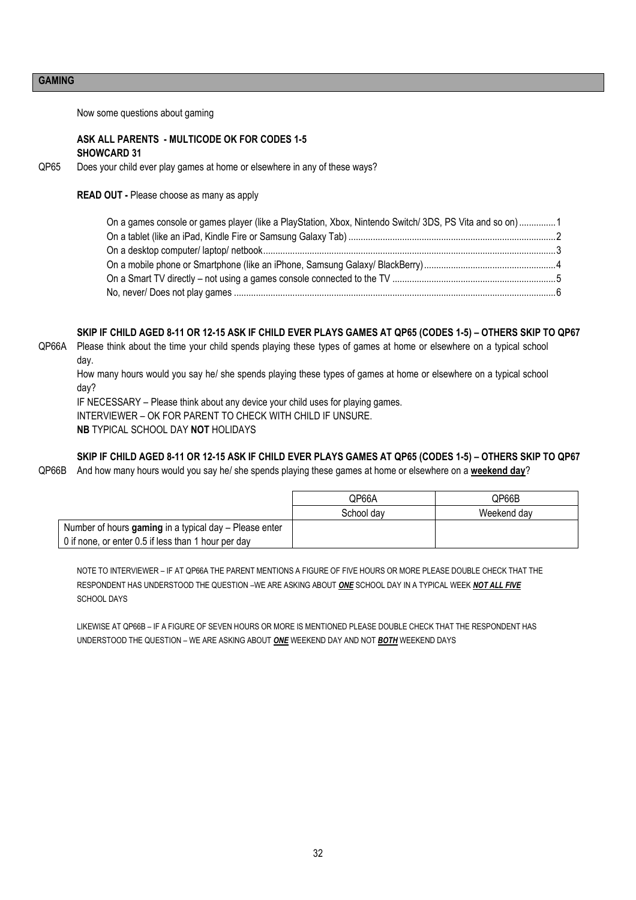## GAMING

Now some questions about gaming

**ASK ALL PARENTS - MULTICODE OK FOR CODES 1-5**
**SHOWCARD 31**

QP65 Does your child ever play games at home or elsewhere in any of these ways?

**READ OUT -** Please choose as many as apply

On a games console or games player (like a PlayStation, Xbox, Nintendo Switch/ 3DS, PS Vita and so on)...............1
On a tablet (like an iPad, Kindle Fire or Samsung Galaxy Tab)....................................................................................2
On a desktop computer/ laptop/ netbook......................................................................................................................3
On a mobile phone or Smartphone (like an iPhone, Samsung Galaxy/ BlackBerry).....................................................4
On a Smart TV directly – not using a games console connected to the TV ..................................................................5
No, never/ Does not play games ..................................................................................................................................6

**SKIP IF CHILD AGED 8-11 OR 12-15 ASK IF CHILD EVER PLAYS GAMES AT QP65 (CODES 1-5) – OTHERS SKIP TO QP67**

QP66A Please think about the time your child spends playing these types of games at home or elsewhere on a typical school day.

How many hours would you say he/ she spends playing these types of games at home or elsewhere on a typical school day?

IF NECESSARY – Please think about any device your child uses for playing games.

INTERVIEWER – OK FOR PARENT TO CHECK WITH CHILD IF UNSURE.

**NB** TYPICAL SCHOOL DAY **NOT** HOLIDAYS

**SKIP IF CHILD AGED 8-11 OR 12-15 ASK IF CHILD EVER PLAYS GAMES AT QP65 (CODES 1-5) – OTHERS SKIP TO QP67**

QP66B And how many hours would you say he/ she spends playing these games at home or elsewhere on a **weekend day**?

| | QP66A | QP66B |
|---|---|---|
| | School day | Weekend day |
| Number of hours **gaming** in a typical day – Please enter 0 if none, or enter 0.5 if less than 1 hour per day | | |

NOTE TO INTERVIEWER – IF AT QP66A THE PARENT MENTIONS A FIGURE OF FIVE HOURS OR MORE PLEASE DOUBLE CHECK THAT THE RESPONDENT HAS UNDERSTOOD THE QUESTION –WE ARE ASKING ABOUT ***ONE*** SCHOOL DAY IN A TYPICAL WEEK ***NOT ALL FIVE*** SCHOOL DAYS

LIKEWISE AT QP66B – IF A FIGURE OF SEVEN HOURS OR MORE IS MENTIONED PLEASE DOUBLE CHECK THAT THE RESPONDENT HAS UNDERSTOOD THE QUESTION – WE ARE ASKING ABOUT ***ONE*** WEEKEND DAY AND NOT ***BOTH*** WEEKEND DAYS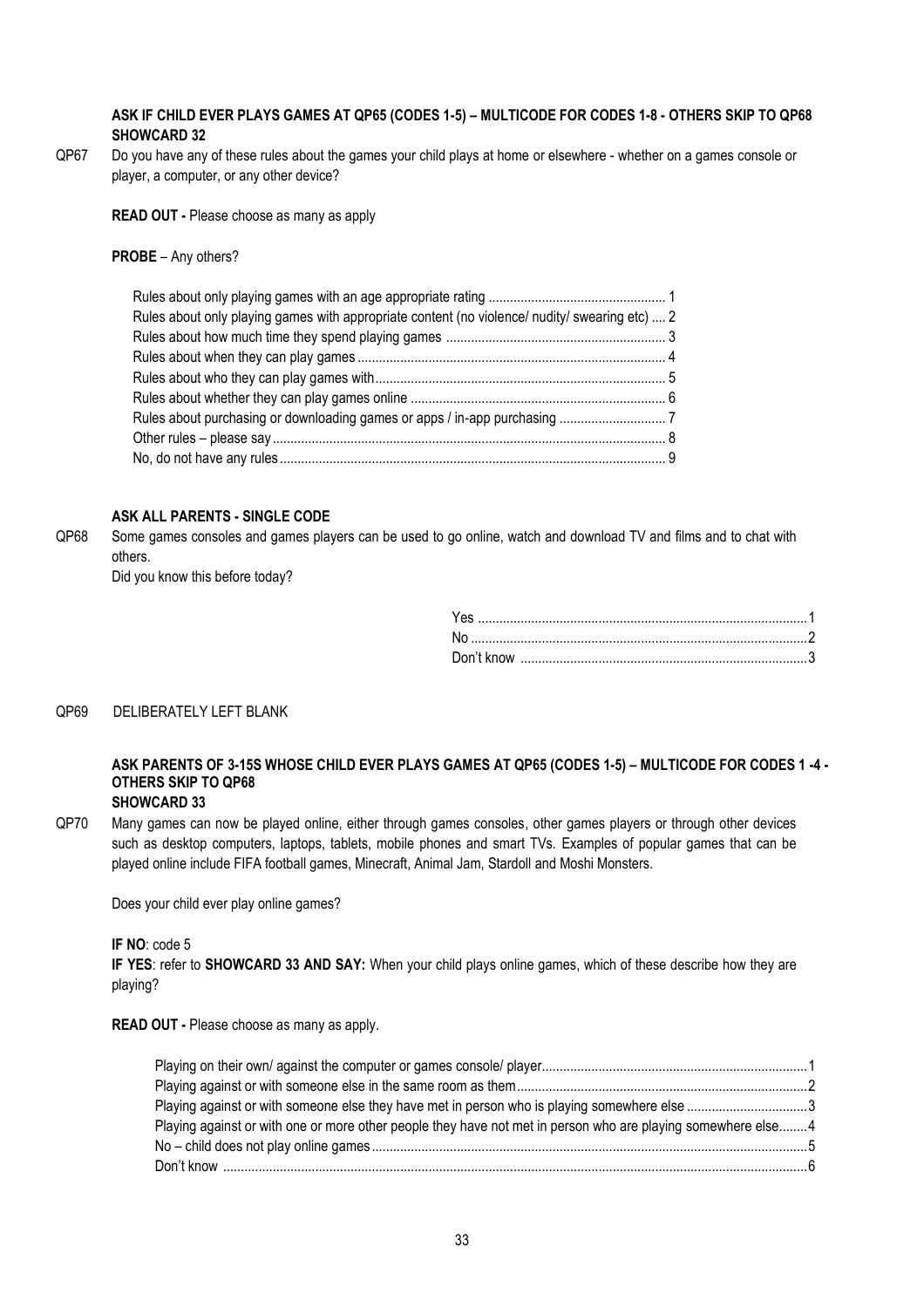**ASK IF CHILD EVER PLAYS GAMES AT QP65 (CODES 1-5) – MULTICODE FOR CODES 1-8 - OTHERS SKIP TO QP68**
**SHOWCARD 32**

QP67 Do you have any of these rules about the games your child plays at home or elsewhere - whether on a games console or player, a computer, or any other device?

**READ OUT -** Please choose as many as apply

**PROBE** – Any others?

| | |
|---|---|
| Rules about only playing games with an age appropriate rating | 1 |
| Rules about only playing games with appropriate content (no violence/ nudity/ swearing etc) | 2 |
| Rules about how much time they spend playing games | 3 |
| Rules about when they can play games | 4 |
| Rules about who they can play games with | 5 |
| Rules about whether they can play games online | 6 |
| Rules about purchasing or downloading games or apps / in-app purchasing | 7 |
| Other rules – please say | 8 |
| No, do not have any rules | 9 |

**ASK ALL PARENTS - SINGLE CODE**

QP68 Some games consoles and games players can be used to go online, watch and download TV and films and to chat with others.
Did you know this before today?

| | |
|---|---|
| Yes | 1 |
| No | 2 |
| Don't know | 3 |

QP69 DELIBERATELY LEFT BLANK

**ASK PARENTS OF 3-15S WHOSE CHILD EVER PLAYS GAMES AT QP65 (CODES 1-5) – MULTICODE FOR CODES 1 -4 - OTHERS SKIP TO QP68**
**SHOWCARD 33**

QP70 Many games can now be played online, either through games consoles, other games players or through other devices such as desktop computers, laptops, tablets, mobile phones and smart TVs. Examples of popular games that can be played online include FIFA football games, Minecraft, Animal Jam, Stardoll and Moshi Monsters.

Does your child ever play online games?

**IF NO**: code 5
**IF YES**: refer to **SHOWCARD 33 AND SAY:** When your child plays online games, which of these describe how they are playing?

**READ OUT -** Please choose as many as apply.

| | |
|---|---|
| Playing on their own/ against the computer or games console/ player | 1 |
| Playing against or with someone else in the same room as them | 2 |
| Playing against or with someone else they have met in person who is playing somewhere else | 3 |
| Playing against or with one or more other people they have not met in person who are playing somewhere else | 4 |
| No – child does not play online games | 5 |
| Don't know | 6 |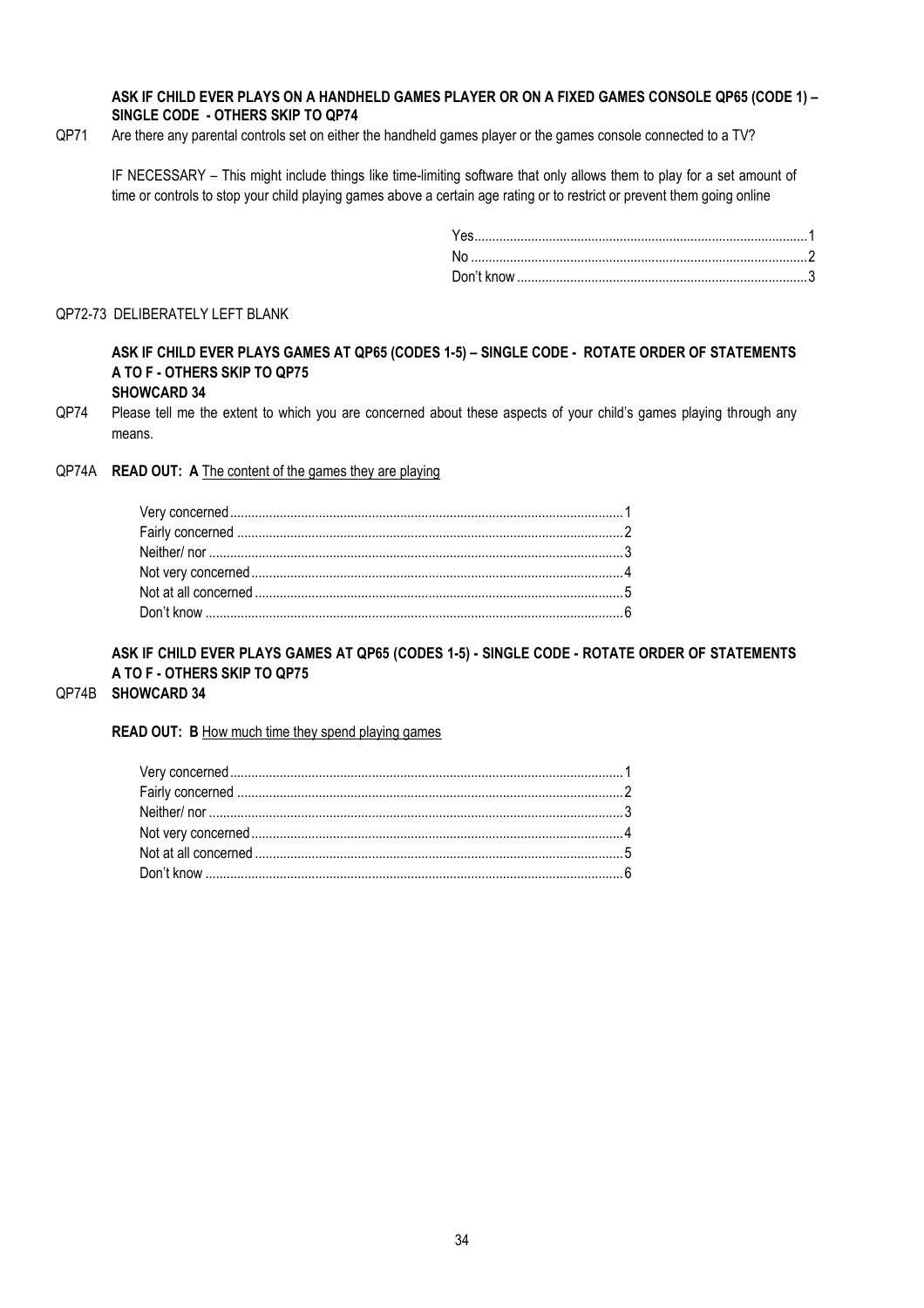**ASK IF CHILD EVER PLAYS ON A HANDHELD GAMES PLAYER OR ON A FIXED GAMES CONSOLE QP65 (CODE 1) – SINGLE CODE - OTHERS SKIP TO QP74**

QP71 Are there any parental controls set on either the handheld games player or the games console connected to a TV?

IF NECESSARY – This might include things like time-limiting software that only allows them to play for a set amount of time or controls to stop your child playing games above a certain age rating or to restrict or prevent them going online

| | |
|---|---|
| Yes | 1 |
| No | 2 |
| Don't know | 3 |

QP72-73 DELIBERATELY LEFT BLANK

**ASK IF CHILD EVER PLAYS GAMES AT QP65 (CODES 1-5) – SINGLE CODE - ROTATE ORDER OF STATEMENTS A TO F - OTHERS SKIP TO QP75**
**SHOWCARD 34**

QP74 Please tell me the extent to which you are concerned about these aspects of your child's games playing through any means.

QP74A **READ OUT: A** The content of the games they are playing

| | |
|---|---|
| Very concerned | 1 |
| Fairly concerned | 2 |
| Neither/ nor | 3 |
| Not very concerned | 4 |
| Not at all concerned | 5 |
| Don't know | 6 |

**ASK IF CHILD EVER PLAYS GAMES AT QP65 (CODES 1-5) - SINGLE CODE - ROTATE ORDER OF STATEMENTS A TO F - OTHERS SKIP TO QP75**

QP74B **SHOWCARD 34**

**READ OUT: B** How much time they spend playing games

| | |
|---|---|
| Very concerned | 1 |
| Fairly concerned | 2 |
| Neither/ nor | 3 |
| Not very concerned | 4 |
| Not at all concerned | 5 |
| Don't know | 6 |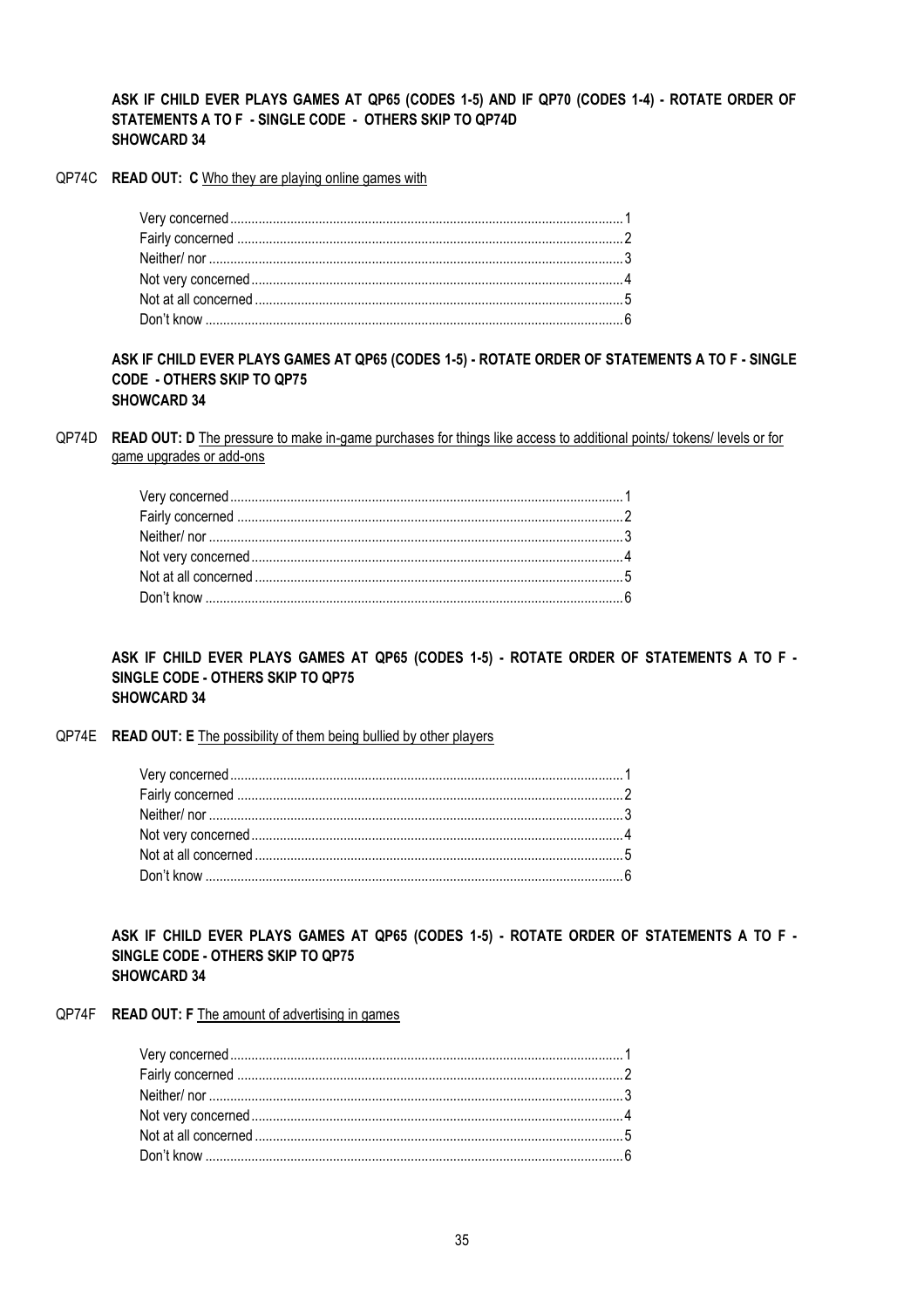**ASK IF CHILD EVER PLAYS GAMES AT QP65 (CODES 1-5) AND IF QP70 (CODES 1-4) - ROTATE ORDER OF STATEMENTS A TO F - SINGLE CODE - OTHERS SKIP TO QP74D**
**SHOWCARD 34**

QP74C **READ OUT: C** Who they are playing online games with

| | |
|---|---|
| Very concerned | 1 |
| Fairly concerned | 2 |
| Neither/ nor | 3 |
| Not very concerned | 4 |
| Not at all concerned | 5 |
| Don't know | 6 |

**ASK IF CHILD EVER PLAYS GAMES AT QP65 (CODES 1-5) - ROTATE ORDER OF STATEMENTS A TO F - SINGLE CODE - OTHERS SKIP TO QP75**
**SHOWCARD 34**

QP74D **READ OUT: D** The pressure to make in-game purchases for things like access to additional points/ tokens/ levels or for game upgrades or add-ons

| | |
|---|---|
| Very concerned | 1 |
| Fairly concerned | 2 |
| Neither/ nor | 3 |
| Not very concerned | 4 |
| Not at all concerned | 5 |
| Don't know | 6 |

**ASK IF CHILD EVER PLAYS GAMES AT QP65 (CODES 1-5) - ROTATE ORDER OF STATEMENTS A TO F - SINGLE CODE - OTHERS SKIP TO QP75**
**SHOWCARD 34**

QP74E **READ OUT: E** The possibility of them being bullied by other players

| | |
|---|---|
| Very concerned | 1 |
| Fairly concerned | 2 |
| Neither/ nor | 3 |
| Not very concerned | 4 |
| Not at all concerned | 5 |
| Don't know | 6 |

**ASK IF CHILD EVER PLAYS GAMES AT QP65 (CODES 1-5) - ROTATE ORDER OF STATEMENTS A TO F - SINGLE CODE - OTHERS SKIP TO QP75**
**SHOWCARD 34**

QP74F **READ OUT: F** The amount of advertising in games

| | |
|---|---|
| Very concerned | 1 |
| Fairly concerned | 2 |
| Neither/ nor | 3 |
| Not very concerned | 4 |
| Not at all concerned | 5 |
| Don't know | 6 |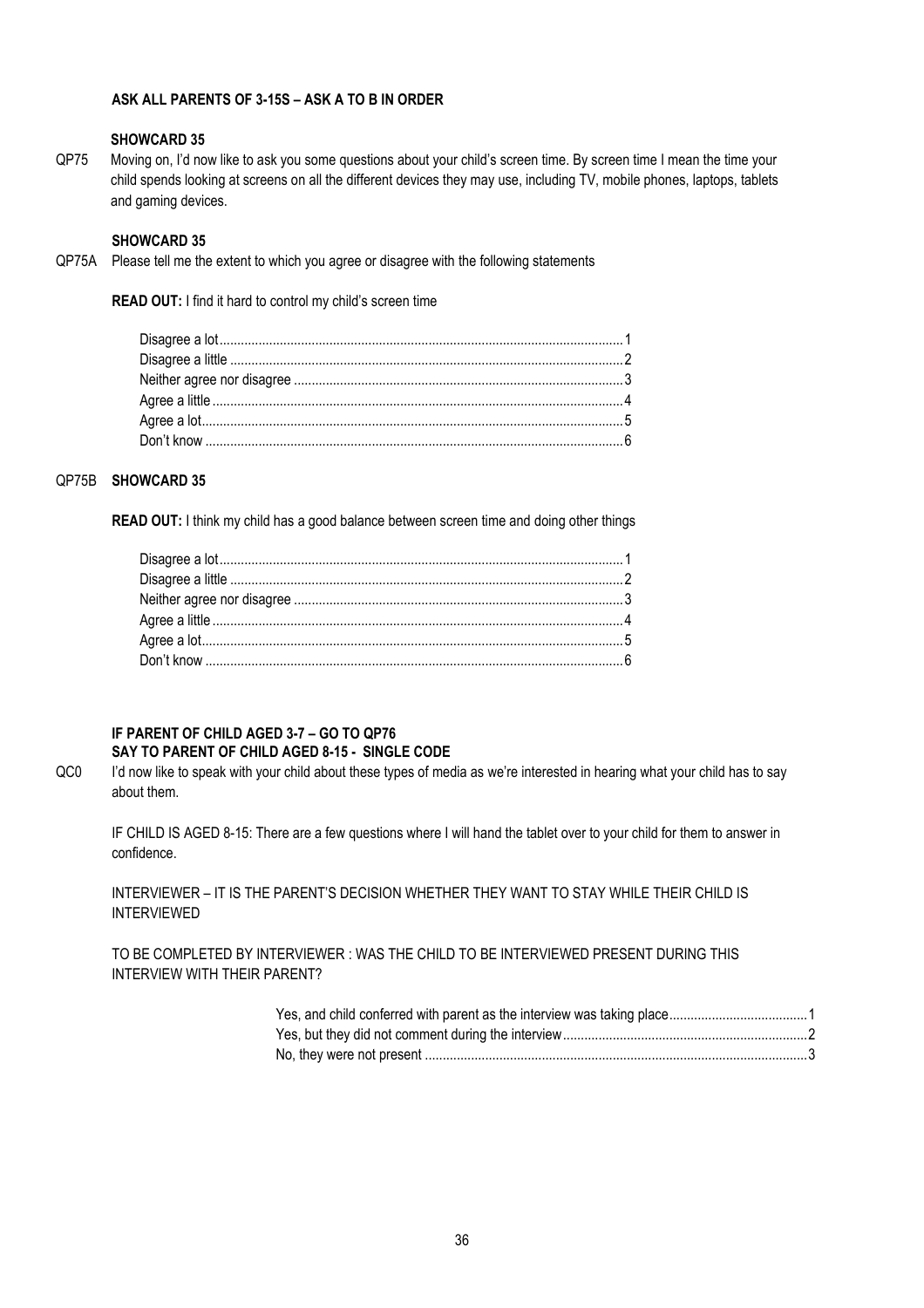**ASK ALL PARENTS OF 3-15S – ASK A TO B IN ORDER**

**SHOWCARD 35**

QP75 Moving on, I'd now like to ask you some questions about your child's screen time. By screen time I mean the time your child spends looking at screens on all the different devices they may use, including TV, mobile phones, laptops, tablets and gaming devices.

**SHOWCARD 35**

QP75A Please tell me the extent to which you agree or disagree with the following statements

**READ OUT:** I find it hard to control my child's screen time

| | |
|---|---|
| Disagree a lot | 1 |
| Disagree a little | 2 |
| Neither agree nor disagree | 3 |
| Agree a little | 4 |
| Agree a lot | 5 |
| Don't know | 6 |

QP75B **SHOWCARD 35**

**READ OUT:** I think my child has a good balance between screen time and doing other things

| | |
|---|---|
| Disagree a lot | 1 |
| Disagree a little | 2 |
| Neither agree nor disagree | 3 |
| Agree a little | 4 |
| Agree a lot | 5 |
| Don't know | 6 |

**IF PARENT OF CHILD AGED 3-7 – GO TO QP76**
**SAY TO PARENT OF CHILD AGED 8-15 - SINGLE CODE**

QC0 I'd now like to speak with your child about these types of media as we're interested in hearing what your child has to say about them.

IF CHILD IS AGED 8-15: There are a few questions where I will hand the tablet over to your child for them to answer in confidence.

INTERVIEWER – IT IS THE PARENT'S DECISION WHETHER THEY WANT TO STAY WHILE THEIR CHILD IS INTERVIEWED

TO BE COMPLETED BY INTERVIEWER : WAS THE CHILD TO BE INTERVIEWED PRESENT DURING THIS INTERVIEW WITH THEIR PARENT?

| | |
|---|---|
| Yes, and child conferred with parent as the interview was taking place | 1 |
| Yes, but they did not comment during the interview | 2 |
| No, they were not present | 3 |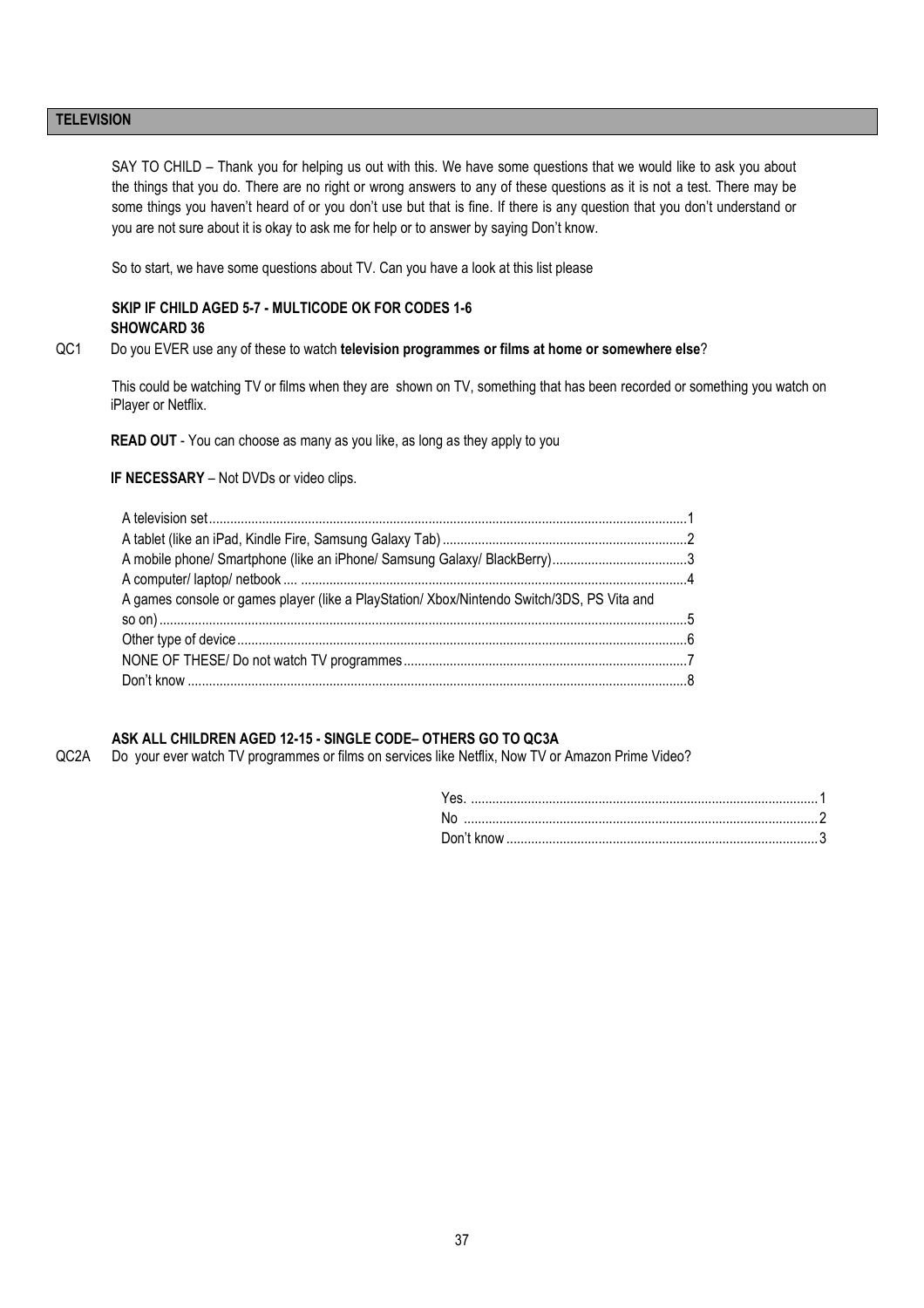## TELEVISION

SAY TO CHILD – Thank you for helping us out with this. We have some questions that we would like to ask you about the things that you do. There are no right or wrong answers to any of these questions as it is not a test. There may be some things you haven't heard of or you don't use but that is fine. If there is any question that you don't understand or you are not sure about it is okay to ask me for help or to answer by saying Don't know.

So to start, we have some questions about TV. Can you have a look at this list please

**SKIP IF CHILD AGED 5-7 - MULTICODE OK FOR CODES 1-6**
**SHOWCARD 36**

QC1 Do you EVER use any of these to watch **television programmes or films at home or somewhere else**?

This could be watching TV or films when they are shown on TV, something that has been recorded or something you watch on iPlayer or Netflix.

**READ OUT** - You can choose as many as you like, as long as they apply to you

**IF NECESSARY** – Not DVDs or video clips.

| | |
|---|---|
| A television set | 1 |
| A tablet (like an iPad, Kindle Fire, Samsung Galaxy Tab) | 2 |
| A mobile phone/ Smartphone (like an iPhone/ Samsung Galaxy/ BlackBerry) | 3 |
| A computer/ laptop/ netbook .... | 4 |
| A games console or games player (like a PlayStation/ Xbox/Nintendo Switch/3DS, PS Vita and so on) | 5 |
| Other type of device | 6 |
| NONE OF THESE/ Do not watch TV programmes | 7 |
| Don't know | 8 |

**ASK ALL CHILDREN AGED 12-15 - SINGLE CODE– OTHERS GO TO QC3A**

QC2A Do your ever watch TV programmes or films on services like Netflix, Now TV or Amazon Prime Video?

| | |
|---|---|
| Yes. | 1 |
| No | 2 |
| Don't know | 3 |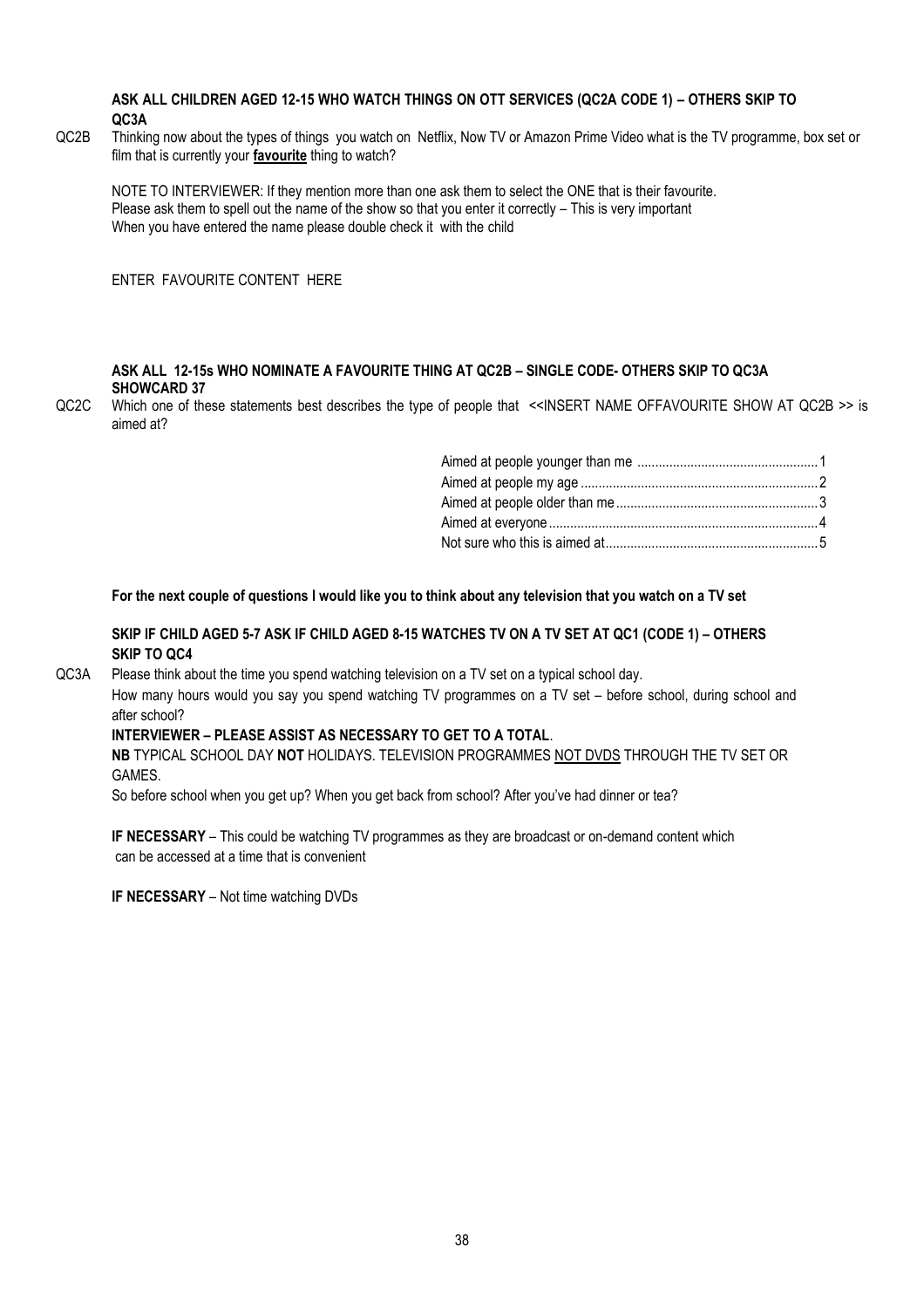**ASK ALL CHILDREN AGED 12-15 WHO WATCH THINGS ON OTT SERVICES (QC2A CODE 1) – OTHERS SKIP TO QC3A**

QC2B Thinking now about the types of things you watch on Netflix, Now TV or Amazon Prime Video what is the TV programme, box set or film that is currently your **favourite** thing to watch?

NOTE TO INTERVIEWER: If they mention more than one ask them to select the ONE that is their favourite.
Please ask them to spell out the name of the show so that you enter it correctly – This is very important
When you have entered the name please double check it with the child

ENTER FAVOURITE CONTENT HERE

**ASK ALL 12-15s WHO NOMINATE A FAVOURITE THING AT QC2B – SINGLE CODE- OTHERS SKIP TO QC3A**
**SHOWCARD 37**

QC2C Which one of these statements best describes the type of people that <<INSERT NAME OFFAVOURITE SHOW AT QC2B >> is aimed at?

| | |
|---|---|
| Aimed at people younger than me | 1 |
| Aimed at people my age | 2 |
| Aimed at people older than me | 3 |
| Aimed at everyone | 4 |
| Not sure who this is aimed at | 5 |

**For the next couple of questions I would like you to think about any television that you watch on a TV set**

**SKIP IF CHILD AGED 5-7 ASK IF CHILD AGED 8-15 WATCHES TV ON A TV SET AT QC1 (CODE 1) – OTHERS SKIP TO QC4**

QC3A Please think about the time you spend watching television on a TV set on a typical school day.
How many hours would you say you spend watching TV programmes on a TV set – before school, during school and after school?

**INTERVIEWER – PLEASE ASSIST AS NECESSARY TO GET TO A TOTAL**.

**NB** TYPICAL SCHOOL DAY **NOT** HOLIDAYS. TELEVISION PROGRAMMES NOT DVDS THROUGH THE TV SET OR GAMES.

So before school when you get up? When you get back from school? After you've had dinner or tea?

**IF NECESSARY** – This could be watching TV programmes as they are broadcast or on-demand content which can be accessed at a time that is convenient

**IF NECESSARY** – Not time watching DVDs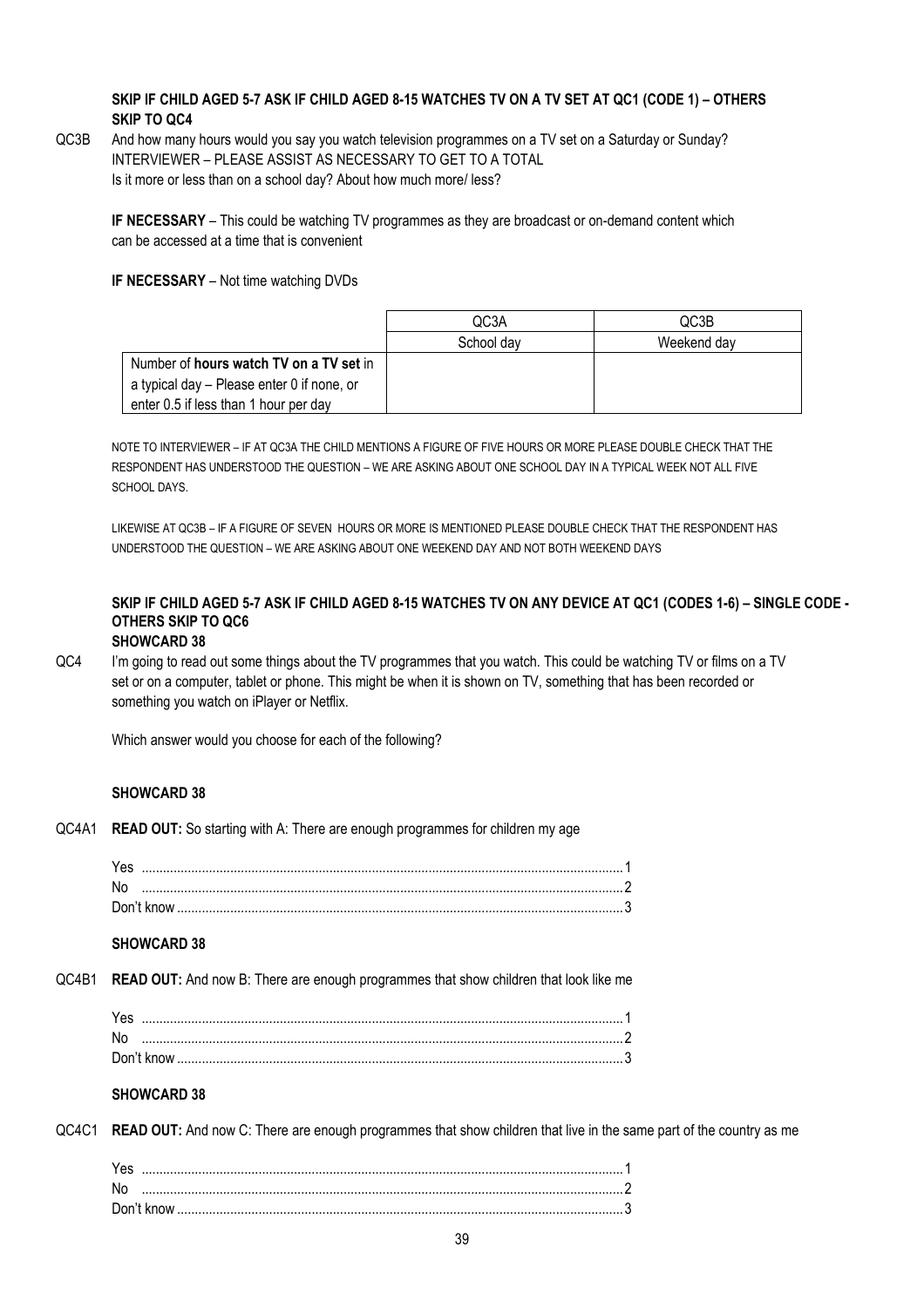**SKIP IF CHILD AGED 5-7 ASK IF CHILD AGED 8-15 WATCHES TV ON A TV SET AT QC1 (CODE 1) – OTHERS SKIP TO QC4**

QC3B And how many hours would you say you watch television programmes on a TV set on a Saturday or Sunday?
INTERVIEWER – PLEASE ASSIST AS NECESSARY TO GET TO A TOTAL
Is it more or less than on a school day? About how much more/ less?

**IF NECESSARY** – This could be watching TV programmes as they are broadcast or on-demand content which can be accessed at a time that is convenient

**IF NECESSARY** – Not time watching DVDs

| | QC3A | QC3B |
|---|---|---|
| | School day | Weekend day |
| Number of **hours watch TV on a TV set** in a typical day – Please enter 0 if none, or enter 0.5 if less than 1 hour per day | | |

NOTE TO INTERVIEWER – IF AT QC3A THE CHILD MENTIONS A FIGURE OF FIVE HOURS OR MORE PLEASE DOUBLE CHECK THAT THE RESPONDENT HAS UNDERSTOOD THE QUESTION – WE ARE ASKING ABOUT ONE SCHOOL DAY IN A TYPICAL WEEK NOT ALL FIVE SCHOOL DAYS.

LIKEWISE AT QC3B – IF A FIGURE OF SEVEN HOURS OR MORE IS MENTIONED PLEASE DOUBLE CHECK THAT THE RESPONDENT HAS UNDERSTOOD THE QUESTION – WE ARE ASKING ABOUT ONE WEEKEND DAY AND NOT BOTH WEEKEND DAYS

**SKIP IF CHILD AGED 5-7 ASK IF CHILD AGED 8-15 WATCHES TV ON ANY DEVICE AT QC1 (CODES 1-6) – SINGLE CODE - OTHERS SKIP TO QC6**
**SHOWCARD 38**

QC4 I'm going to read out some things about the TV programmes that you watch. This could be watching TV or films on a TV set or on a computer, tablet or phone. This might be when it is shown on TV, something that has been recorded or something you watch on iPlayer or Netflix.

Which answer would you choose for each of the following?

**SHOWCARD 38**

QC4A1 **READ OUT:** So starting with A: There are enough programmes for children my age

Yes ........ 1
No ........ 2
Don't know ........ 3

**SHOWCARD 38**

QC4B1 **READ OUT:** And now B: There are enough programmes that show children that look like me

Yes ........ 1
No ........ 2
Don't know ........ 3

**SHOWCARD 38**

QC4C1 **READ OUT:** And now C: There are enough programmes that show children that live in the same part of the country as me

Yes ........ 1
No ........ 2
Don't know ........ 3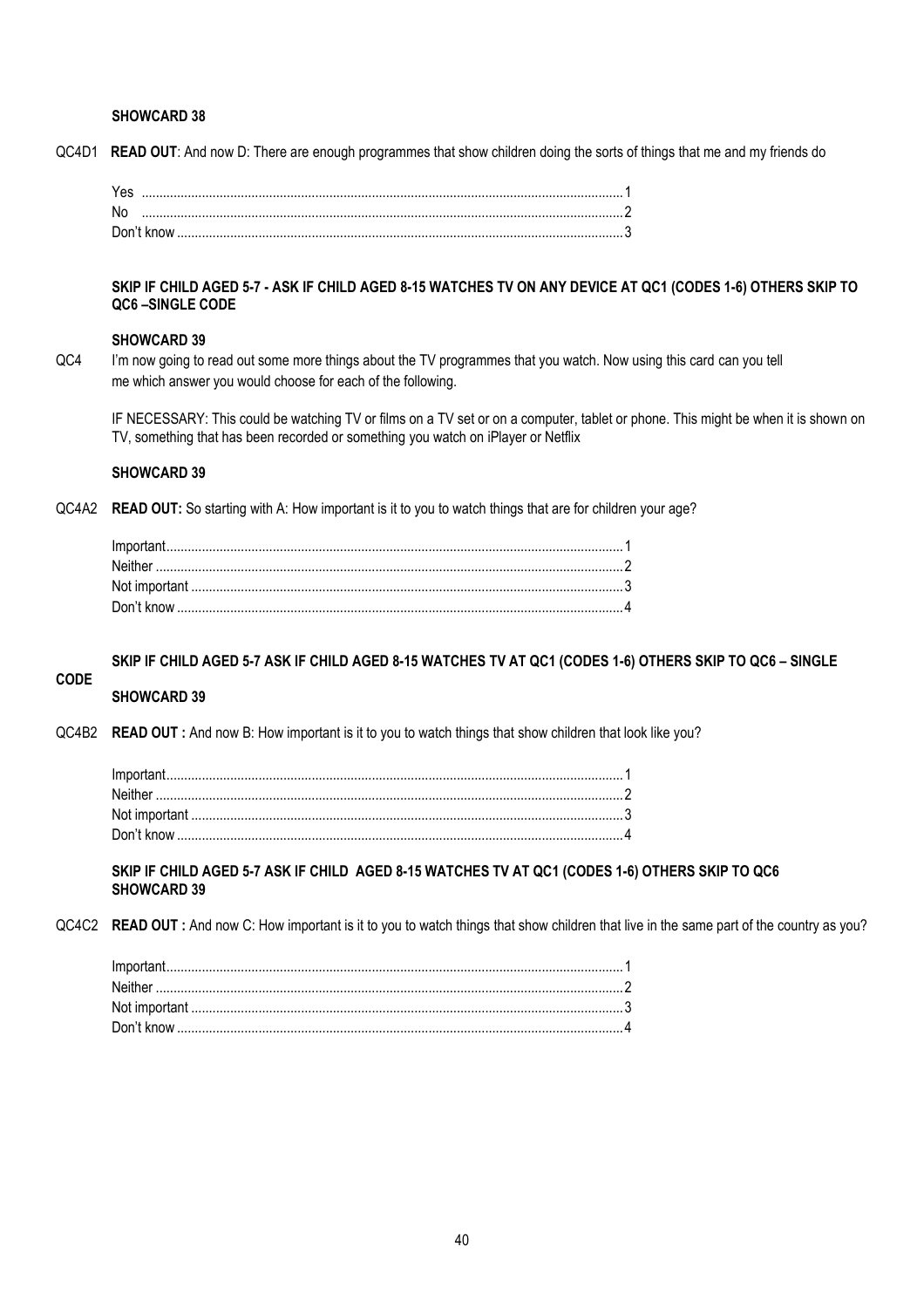**SHOWCARD 38**

QC4D1 **READ OUT**: And now D: There are enough programmes that show children doing the sorts of things that me and my friends do

Yes ....................................................................................................................................1
No ....................................................................................................................................2
Don't know .........................................................................................................................3

**SKIP IF CHILD AGED 5-7 - ASK IF CHILD AGED 8-15 WATCHES TV ON ANY DEVICE AT QC1 (CODES 1-6) OTHERS SKIP TO QC6 –SINGLE CODE**

**SHOWCARD 39**

QC4 I'm now going to read out some more things about the TV programmes that you watch. Now using this card can you tell me which answer you would choose for each of the following.

IF NECESSARY: This could be watching TV or films on a TV set or on a computer, tablet or phone. This might be when it is shown on TV, something that has been recorded or something you watch on iPlayer or Netflix

**SHOWCARD 39**

QC4A2 **READ OUT:** So starting with A: How important is it to you to watch things that are for children your age?

Important.............................................................................................................................1
Neither ...............................................................................................................................2
Not important .....................................................................................................................3
Don't know .........................................................................................................................4

**SKIP IF CHILD AGED 5-7 ASK IF CHILD AGED 8-15 WATCHES TV AT QC1 (CODES 1-6) OTHERS SKIP TO QC6 – SINGLE CODE**

**SHOWCARD 39**

QC4B2 **READ OUT :** And now B: How important is it to you to watch things that show children that look like you?

Important.............................................................................................................................1
Neither ...............................................................................................................................2
Not important .....................................................................................................................3
Don't know .........................................................................................................................4

**SKIP IF CHILD AGED 5-7 ASK IF CHILD AGED 8-15 WATCHES TV AT QC1 (CODES 1-6) OTHERS SKIP TO QC6**
**SHOWCARD 39**

QC4C2 **READ OUT :** And now C: How important is it to you to watch things that show children that live in the same part of the country as you?

Important.............................................................................................................................1
Neither ...............................................................................................................................2
Not important .....................................................................................................................3
Don't know .........................................................................................................................4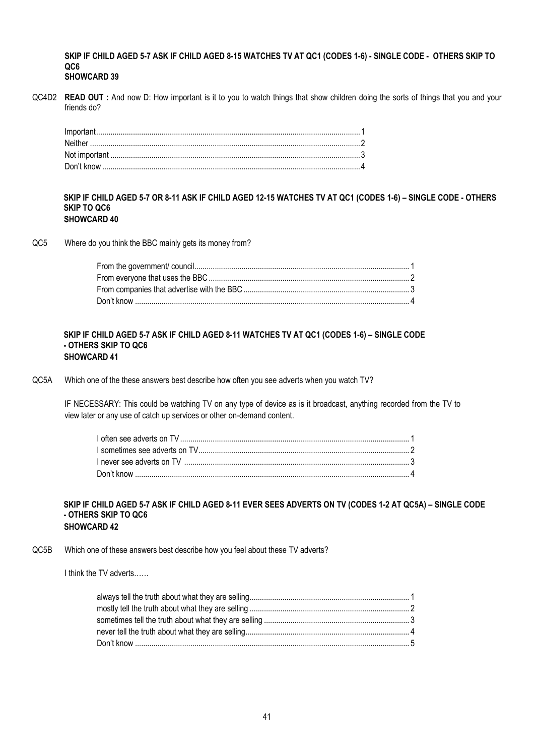**SKIP IF CHILD AGED 5-7 ASK IF CHILD AGED 8-15 WATCHES TV AT QC1 (CODES 1-6) - SINGLE CODE - OTHERS SKIP TO QC6**
**SHOWCARD 39**

QC4D2 **READ OUT :** And now D: How important is it to you to watch things that show children doing the sorts of things that you and your friends do?

| | |
|---|---|
| Important | 1 |
| Neither | 2 |
| Not important | 3 |
| Don't know | 4 |

**SKIP IF CHILD AGED 5-7 OR 8-11 ASK IF CHILD AGED 12-15 WATCHES TV AT QC1 (CODES 1-6) – SINGLE CODE - OTHERS SKIP TO QC6**
**SHOWCARD 40**

QC5 Where do you think the BBC mainly gets its money from?

| | |
|---|---|
| From the government/ council | 1 |
| From everyone that uses the BBC | 2 |
| From companies that advertise with the BBC | 3 |
| Don't know | 4 |

**SKIP IF CHILD AGED 5-7 ASK IF CHILD AGED 8-11 WATCHES TV AT QC1 (CODES 1-6) – SINGLE CODE - OTHERS SKIP TO QC6**
**SHOWCARD 41**

QC5A Which one of the these answers best describe how often you see adverts when you watch TV?

IF NECESSARY: This could be watching TV on any type of device as is it broadcast, anything recorded from the TV to view later or any use of catch up services or other on-demand content.

| | |
|---|---|
| I often see adverts on TV | 1 |
| I sometimes see adverts on TV | 2 |
| I never see adverts on TV | 3 |
| Don't know | 4 |

**SKIP IF CHILD AGED 5-7 ASK IF CHILD AGED 8-11 EVER SEES ADVERTS ON TV (CODES 1-2 AT QC5A) – SINGLE CODE - OTHERS SKIP TO QC6**
**SHOWCARD 42**

QC5B Which one of these answers best describe how you feel about these TV adverts?

I think the TV adverts……

| | |
|---|---|
| always tell the truth about what they are selling | 1 |
| mostly tell the truth about what they are selling | 2 |
| sometimes tell the truth about what they are selling | 3 |
| never tell the truth about what they are selling | 4 |
| Don't know | 5 |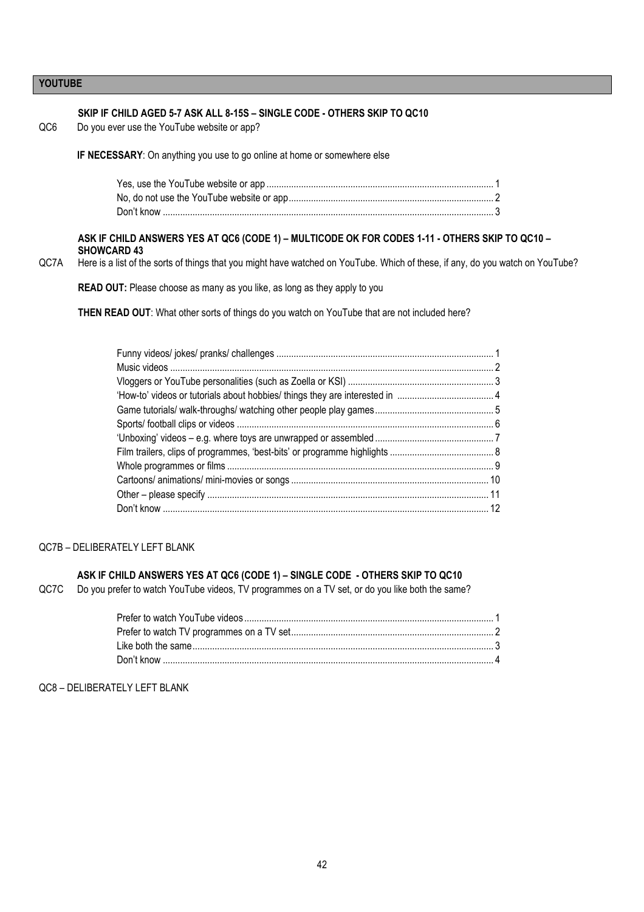## YOUTUBE

**SKIP IF CHILD AGED 5-7 ASK ALL 8-15S – SINGLE CODE - OTHERS SKIP TO QC10**

QC6 Do you ever use the YouTube website or app?

**IF NECESSARY**: On anything you use to go online at home or somewhere else

| | |
|---|---|
| Yes, use the YouTube website or app | 1 |
| No, do not use the YouTube website or app | 2 |
| Don't know | 3 |

**ASK IF CHILD ANSWERS YES AT QC6 (CODE 1) – MULTICODE OK FOR CODES 1-11 - OTHERS SKIP TO QC10 – SHOWCARD 43**

QC7A Here is a list of the sorts of things that you might have watched on YouTube. Which of these, if any, do you watch on YouTube?

**READ OUT:** Please choose as many as you like, as long as they apply to you

**THEN READ OUT**: What other sorts of things do you watch on YouTube that are not included here?

| | |
|---|---|
| Funny videos/ jokes/ pranks/ challenges | 1 |
| Music videos | 2 |
| Vloggers or YouTube personalities (such as Zoella or KSI) | 3 |
| 'How-to' videos or tutorials about hobbies/ things they are interested in | 4 |
| Game tutorials/ walk-throughs/ watching other people play games | 5 |
| Sports/ football clips or videos | 6 |
| 'Unboxing' videos – e.g. where toys are unwrapped or assembled | 7 |
| Film trailers, clips of programmes, 'best-bits' or programme highlights | 8 |
| Whole programmes or films | 9 |
| Cartoons/ animations/ mini-movies or songs | 10 |
| Other – please specify | 11 |
| Don't know | 12 |

QC7B – DELIBERATELY LEFT BLANK

**ASK IF CHILD ANSWERS YES AT QC6 (CODE 1) – SINGLE CODE - OTHERS SKIP TO QC10**

QC7C Do you prefer to watch YouTube videos, TV programmes on a TV set, or do you like both the same?

| | |
|---|---|
| Prefer to watch YouTube videos | 1 |
| Prefer to watch TV programmes on a TV set | 2 |
| Like both the same | 3 |
| Don't know | 4 |

QC8 – DELIBERATELY LEFT BLANK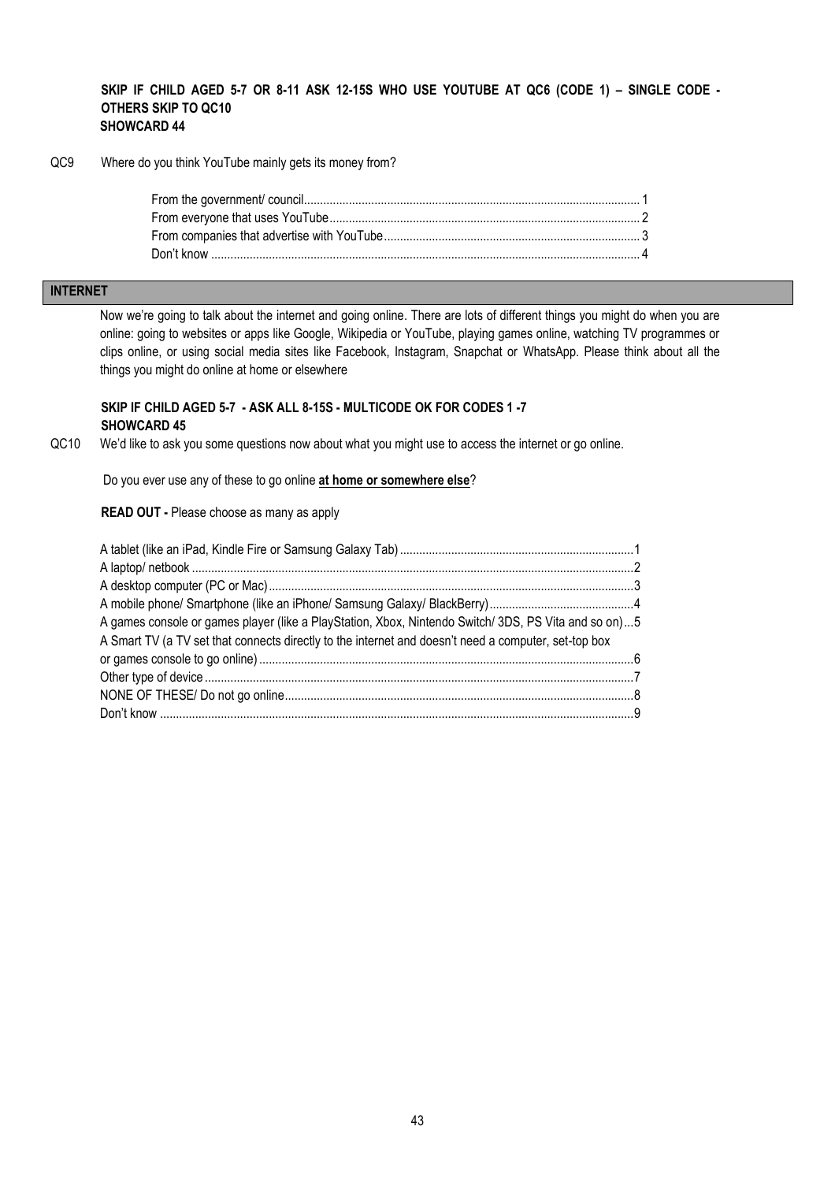**SKIP IF CHILD AGED 5-7 OR 8-11 ASK 12-15S WHO USE YOUTUBE AT QC6 (CODE 1) – SINGLE CODE - OTHERS SKIP TO QC10**
**SHOWCARD 44**

QC9 Where do you think YouTube mainly gets its money from?

| | |
|---|---|
| From the government/ council | 1 |
| From everyone that uses YouTube | 2 |
| From companies that advertise with YouTube | 3 |
| Don't know | 4 |

## INTERNET

Now we're going to talk about the internet and going online. There are lots of different things you might do when you are online: going to websites or apps like Google, Wikipedia or YouTube, playing games online, watching TV programmes or clips online, or using social media sites like Facebook, Instagram, Snapchat or WhatsApp. Please think about all the things you might do online at home or elsewhere

**SKIP IF CHILD AGED 5-7 - ASK ALL 8-15S - MULTICODE OK FOR CODES 1 -7**
**SHOWCARD 45**

QC10 We'd like to ask you some questions now about what you might use to access the internet or go online.

Do you ever use any of these to go online **at home or somewhere else**?

**READ OUT -** Please choose as many as apply

| | |
|---|---|
| A tablet (like an iPad, Kindle Fire or Samsung Galaxy Tab) | 1 |
| A laptop/ netbook | 2 |
| A desktop computer (PC or Mac) | 3 |
| A mobile phone/ Smartphone (like an iPhone/ Samsung Galaxy/ BlackBerry) | 4 |
| A games console or games player (like a PlayStation, Xbox, Nintendo Switch/ 3DS, PS Vita and so on) | 5 |
| A Smart TV (a TV set that connects directly to the internet and doesn't need a computer, set-top box or games console to go online) | 6 |
| Other type of device | 7 |
| NONE OF THESE/ Do not go online | 8 |
| Don't know | 9 |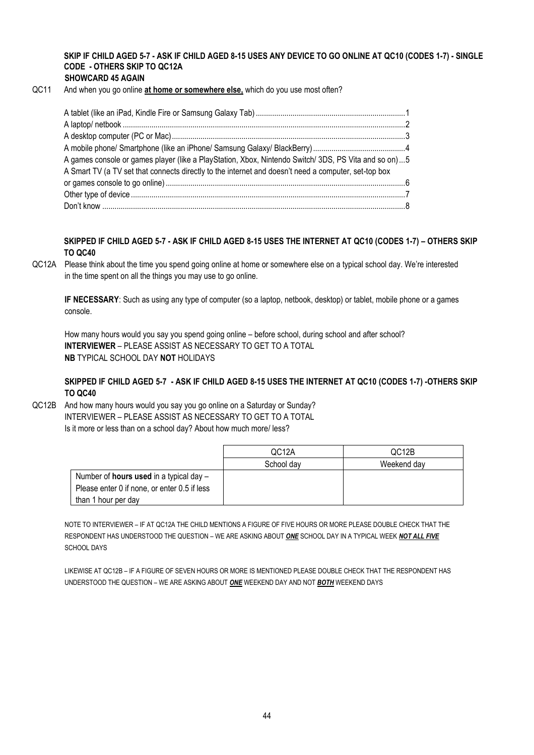**SKIP IF CHILD AGED 5-7 - ASK IF CHILD AGED 8-15 USES ANY DEVICE TO GO ONLINE AT QC10 (CODES 1-7) - SINGLE CODE - OTHERS SKIP TO QC12A**
**SHOWCARD 45 AGAIN**

QC11 And when you go online **at home or somewhere else,** which do you use most often?

A tablet (like an iPad, Kindle Fire or Samsung Galaxy Tab) ........ 1
A laptop/ netbook ........ 2
A desktop computer (PC or Mac) ........ 3
A mobile phone/ Smartphone (like an iPhone/ Samsung Galaxy/ BlackBerry) ........ 4
A games console or games player (like a PlayStation, Xbox, Nintendo Switch/ 3DS, PS Vita and so on) ... 5
A Smart TV (a TV set that connects directly to the internet and doesn't need a computer, set-top box or games console to go online) ........ 6
Other type of device ........ 7
Don't know ........ 8

**SKIPPED IF CHILD AGED 5-7 - ASK IF CHILD AGED 8-15 USES THE INTERNET AT QC10 (CODES 1-7) – OTHERS SKIP TO QC40**

QC12A Please think about the time you spend going online at home or somewhere else on a typical school day. We're interested in the time spent on all the things you may use to go online.

**IF NECESSARY**: Such as using any type of computer (so a laptop, netbook, desktop) or tablet, mobile phone or a games console.

How many hours would you say you spend going online – before school, during school and after school?
**INTERVIEWER** – PLEASE ASSIST AS NECESSARY TO GET TO A TOTAL
**NB** TYPICAL SCHOOL DAY **NOT** HOLIDAYS

**SKIPPED IF CHILD AGED 5-7 - ASK IF CHILD AGED 8-15 USES THE INTERNET AT QC10 (CODES 1-7) -OTHERS SKIP TO QC40**

QC12B And how many hours would you say you go online on a Saturday or Sunday?
INTERVIEWER – PLEASE ASSIST AS NECESSARY TO GET TO A TOTAL
Is it more or less than on a school day? About how much more/ less?

| | QC12A | QC12B |
|---|---|---|
| | School day | Weekend day |
| Number of **hours used** in a typical day – Please enter 0 if none, or enter 0.5 if less than 1 hour per day | | |

NOTE TO INTERVIEWER – IF AT QC12A THE CHILD MENTIONS A FIGURE OF FIVE HOURS OR MORE PLEASE DOUBLE CHECK THAT THE RESPONDENT HAS UNDERSTOOD THE QUESTION – WE ARE ASKING ABOUT ***ONE*** SCHOOL DAY IN A TYPICAL WEEK ***NOT ALL FIVE*** SCHOOL DAYS

LIKEWISE AT QC12B – IF A FIGURE OF SEVEN HOURS OR MORE IS MENTIONED PLEASE DOUBLE CHECK THAT THE RESPONDENT HAS UNDERSTOOD THE QUESTION – WE ARE ASKING ABOUT ***ONE*** WEEKEND DAY AND NOT ***BOTH*** WEEKEND DAYS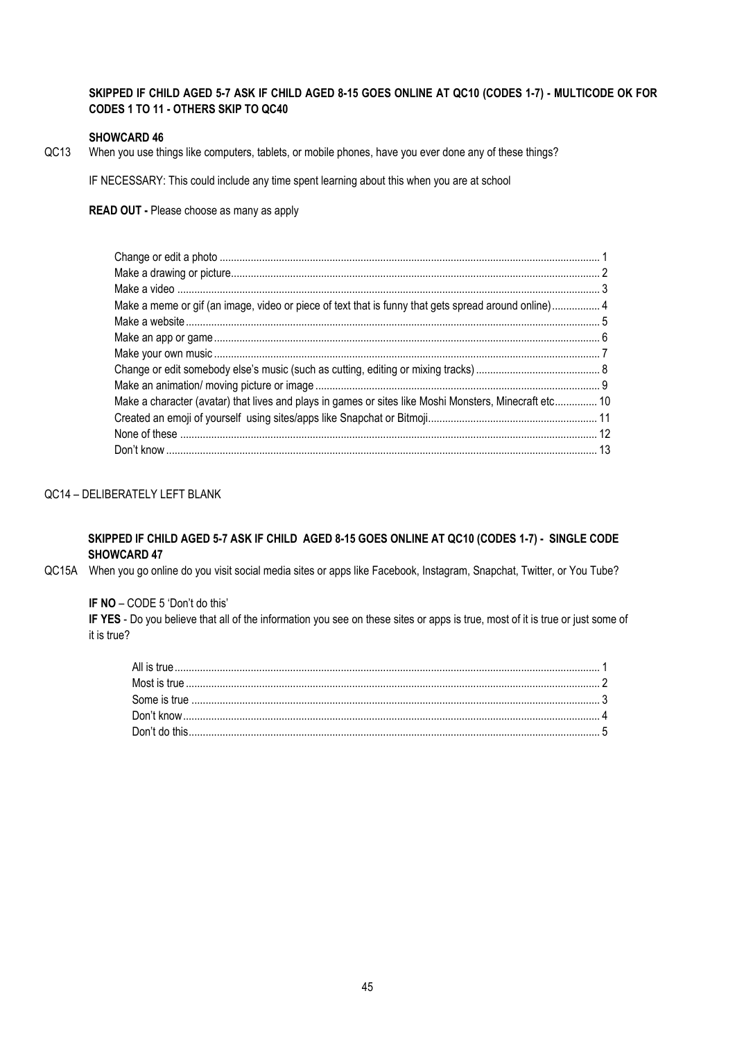**SKIPPED IF CHILD AGED 5-7 ASK IF CHILD AGED 8-15 GOES ONLINE AT QC10 (CODES 1-7) - MULTICODE OK FOR CODES 1 TO 11 - OTHERS SKIP TO QC40**

**SHOWCARD 46**

QC13 When you use things like computers, tablets, or mobile phones, have you ever done any of these things?

IF NECESSARY: This could include any time spent learning about this when you are at school

**READ OUT -** Please choose as many as apply

| | |
|---|---|
| Change or edit a photo | 1 |
| Make a drawing or picture | 2 |
| Make a video | 3 |
| Make a meme or gif (an image, video or piece of text that is funny that gets spread around online) | 4 |
| Make a website | 5 |
| Make an app or game | 6 |
| Make your own music | 7 |
| Change or edit somebody else's music (such as cutting, editing or mixing tracks) | 8 |
| Make an animation/ moving picture or image | 9 |
| Make a character (avatar) that lives and plays in games or sites like Moshi Monsters, Minecraft etc | 10 |
| Created an emoji of yourself using sites/apps like Snapchat or Bitmoji | 11 |
| None of these | 12 |
| Don't know | 13 |

QC14 – DELIBERATELY LEFT BLANK

**SKIPPED IF CHILD AGED 5-7 ASK IF CHILD AGED 8-15 GOES ONLINE AT QC10 (CODES 1-7) - SINGLE CODE**
**SHOWCARD 47**

QC15A When you go online do you visit social media sites or apps like Facebook, Instagram, Snapchat, Twitter, or You Tube?

**IF NO** – CODE 5 'Don't do this'

**IF YES** - Do you believe that all of the information you see on these sites or apps is true, most of it is true or just some of it is true?

| | |
|---|---|
| All is true | 1 |
| Most is true | 2 |
| Some is true | 3 |
| Don't know | 4 |
| Don't do this | 5 |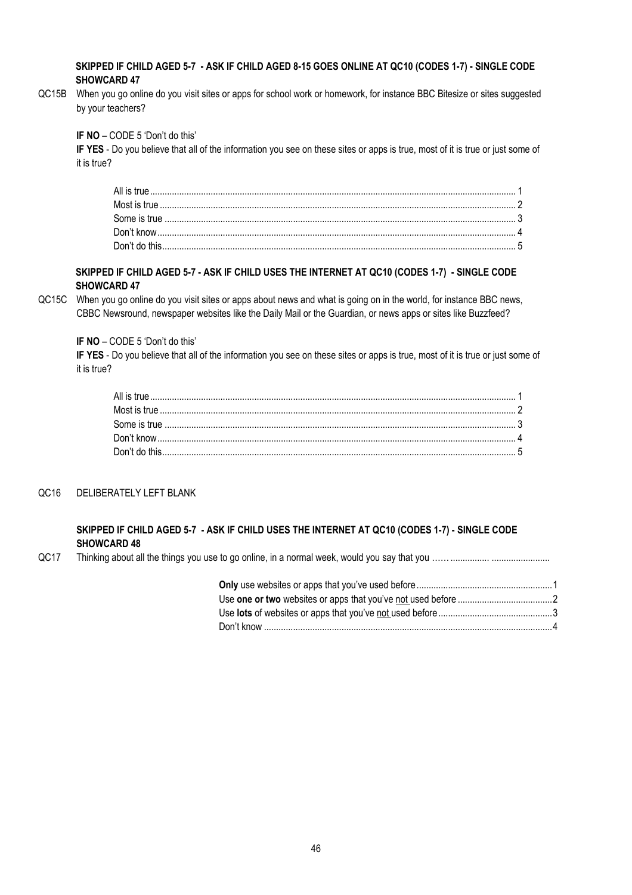**SKIPPED IF CHILD AGED 5-7 - ASK IF CHILD AGED 8-15 GOES ONLINE AT QC10 (CODES 1-7) - SINGLE CODE SHOWCARD 47**

QC15B When you go online do you visit sites or apps for school work or homework, for instance BBC Bitesize or sites suggested by your teachers?

**IF NO** – CODE 5 'Don't do this'

**IF YES** - Do you believe that all of the information you see on these sites or apps is true, most of it is true or just some of it is true?

| | |
|---|---|
| All is true | 1 |
| Most is true | 2 |
| Some is true | 3 |
| Don't know | 4 |
| Don't do this | 5 |

**SKIPPED IF CHILD AGED 5-7 - ASK IF CHILD USES THE INTERNET AT QC10 (CODES 1-7) - SINGLE CODE SHOWCARD 47**

QC15C When you go online do you visit sites or apps about news and what is going on in the world, for instance BBC news, CBBC Newsround, newspaper websites like the Daily Mail or the Guardian, or news apps or sites like Buzzfeed?

**IF NO** – CODE 5 'Don't do this'

**IF YES** - Do you believe that all of the information you see on these sites or apps is true, most of it is true or just some of it is true?

| | |
|---|---|
| All is true | 1 |
| Most is true | 2 |
| Some is true | 3 |
| Don't know | 4 |
| Don't do this | 5 |

QC16 DELIBERATELY LEFT BLANK

**SKIPPED IF CHILD AGED 5-7 - ASK IF CHILD USES THE INTERNET AT QC10 (CODES 1-7) - SINGLE CODE SHOWCARD 48**

QC17 Thinking about all the things you use to go online, in a normal week, would you say that you ……

| | |
|---|---|
| **Only** use websites or apps that you've used before | 1 |
| Use **one or two** websites or apps that you've not used before | 2 |
| Use **lots** of websites or apps that you've not used before | 3 |
| Don't know | 4 |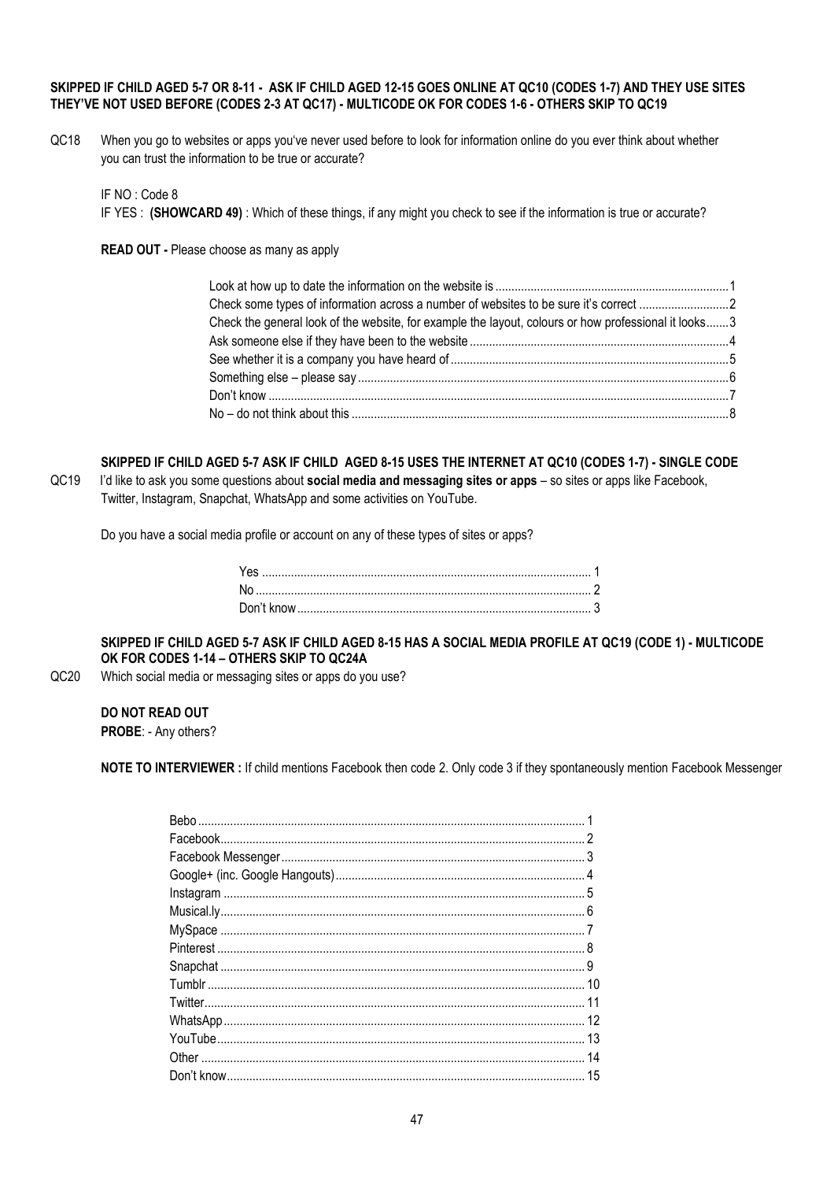**SKIPPED IF CHILD AGED 5-7 OR 8-11 - ASK IF CHILD AGED 12-15 GOES ONLINE AT QC10 (CODES 1-7) AND THEY USE SITES THEY'VE NOT USED BEFORE (CODES 2-3 AT QC17) - MULTICODE OK FOR CODES 1-6 - OTHERS SKIP TO QC19**

QC18 When you go to websites or apps you've never used before to look for information online do you ever think about whether you can trust the information to be true or accurate?

IF NO : Code 8

IF YES : **(SHOWCARD 49)** : Which of these things, if any might you check to see if the information is true or accurate?

**READ OUT -** Please choose as many as apply

| | |
|---|---|
| Look at how up to date the information on the website is | 1 |
| Check some types of information across a number of websites to be sure it's correct | 2 |
| Check the general look of the website, for example the layout, colours or how professional it looks | 3 |
| Ask someone else if they have been to the website | 4 |
| See whether it is a company you have heard of | 5 |
| Something else – please say | 6 |
| Don't know | 7 |
| No – do not think about this | 8 |

**SKIPPED IF CHILD AGED 5-7 ASK IF CHILD AGED 8-15 USES THE INTERNET AT QC10 (CODES 1-7) - SINGLE CODE**

QC19 I'd like to ask you some questions about **social media and messaging sites or apps** – so sites or apps like Facebook, Twitter, Instagram, Snapchat, WhatsApp and some activities on YouTube.

Do you have a social media profile or account on any of these types of sites or apps?

| | |
|---|---|
| Yes | 1 |
| No | 2 |
| Don't know | 3 |

**SKIPPED IF CHILD AGED 5-7 ASK IF CHILD AGED 8-15 HAS A SOCIAL MEDIA PROFILE AT QC19 (CODE 1) - MULTICODE OK FOR CODES 1-14 – OTHERS SKIP TO QC24A**

QC20 Which social media or messaging sites or apps do you use?

**DO NOT READ OUT**

**PROBE**: - Any others?

**NOTE TO INTERVIEWER :** If child mentions Facebook then code 2. Only code 3 if they spontaneously mention Facebook Messenger

| | |
|---|---|
| Bebo | 1 |
| Facebook | 2 |
| Facebook Messenger | 3 |
| Google+ (inc. Google Hangouts) | 4 |
| Instagram | 5 |
| Musical.ly | 6 |
| MySpace | 7 |
| Pinterest | 8 |
| Snapchat | 9 |
| Tumblr | 10 |
| Twitter | 11 |
| WhatsApp | 12 |
| YouTube | 13 |
| Other | 14 |
| Don't know | 15 |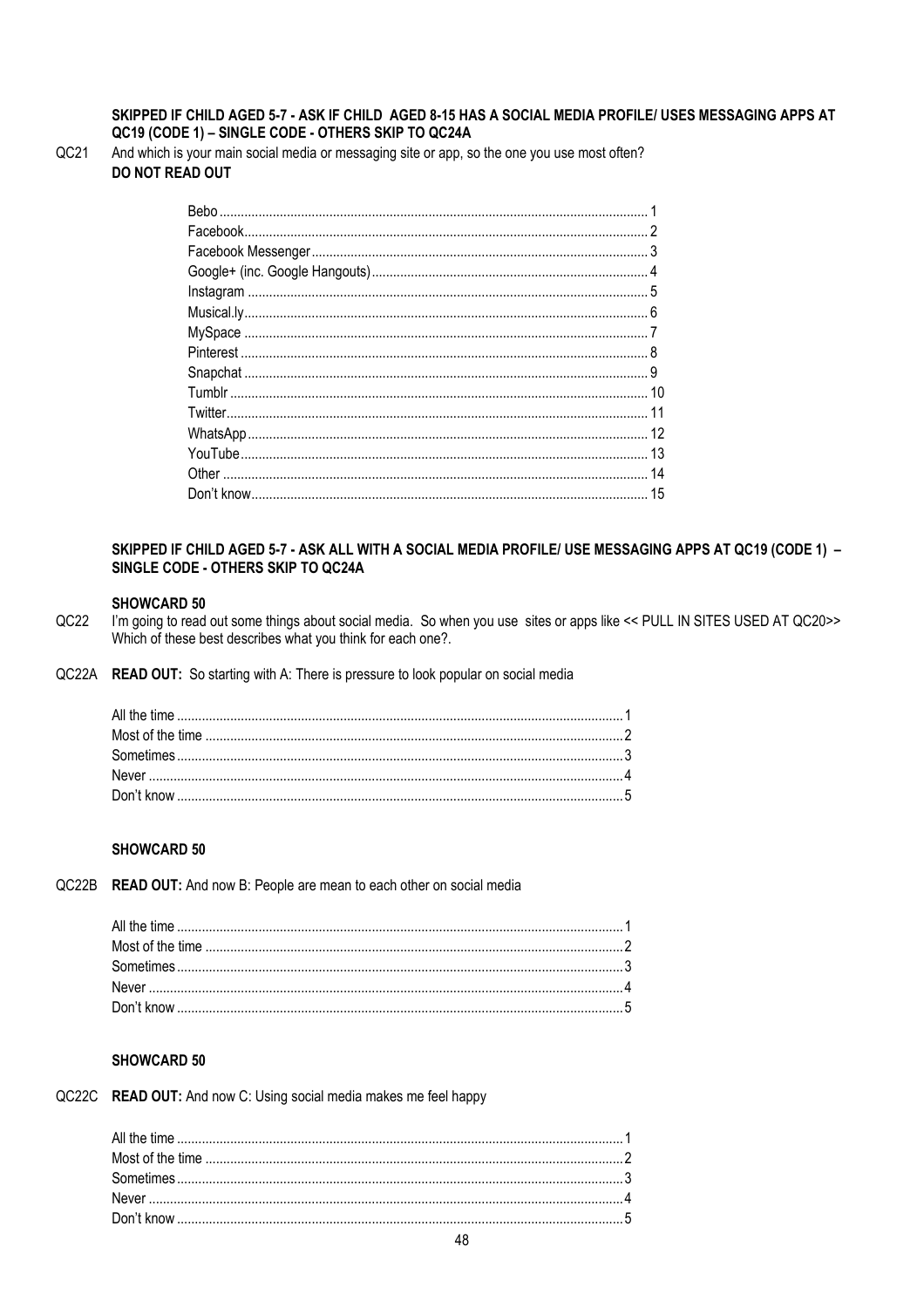**SKIPPED IF CHILD AGED 5-7 - ASK IF CHILD AGED 8-15 HAS A SOCIAL MEDIA PROFILE/ USES MESSAGING APPS AT QC19 (CODE 1) – SINGLE CODE - OTHERS SKIP TO QC24A**

QC21 And which is your main social media or messaging site or app, so the one you use most often?
**DO NOT READ OUT**

| | |
|---|---|
| Bebo | 1 |
| Facebook | 2 |
| Facebook Messenger | 3 |
| Google+ (inc. Google Hangouts) | 4 |
| Instagram | 5 |
| Musical.ly | 6 |
| MySpace | 7 |
| Pinterest | 8 |
| Snapchat | 9 |
| Tumblr | 10 |
| Twitter | 11 |
| WhatsApp | 12 |
| YouTube | 13 |
| Other | 14 |
| Don't know | 15 |

**SKIPPED IF CHILD AGED 5-7 - ASK ALL WITH A SOCIAL MEDIA PROFILE/ USE MESSAGING APPS AT QC19 (CODE 1) – SINGLE CODE - OTHERS SKIP TO QC24A**

**SHOWCARD 50**

QC22 I'm going to read out some things about social media. So when you use sites or apps like << PULL IN SITES USED AT QC20>> Which of these best describes what you think for each one?.

QC22A **READ OUT:** So starting with A: There is pressure to look popular on social media

| | |
|---|---|
| All the time | 1 |
| Most of the time | 2 |
| Sometimes | 3 |
| Never | 4 |
| Don't know | 5 |

**SHOWCARD 50**

QC22B **READ OUT:** And now B: People are mean to each other on social media

| | |
|---|---|
| All the time | 1 |
| Most of the time | 2 |
| Sometimes | 3 |
| Never | 4 |
| Don't know | 5 |

**SHOWCARD 50**

QC22C **READ OUT:** And now C: Using social media makes me feel happy

| | |
|---|---|
| All the time | 1 |
| Most of the time | 2 |
| Sometimes | 3 |
| Never | 4 |
| Don't know | 5 |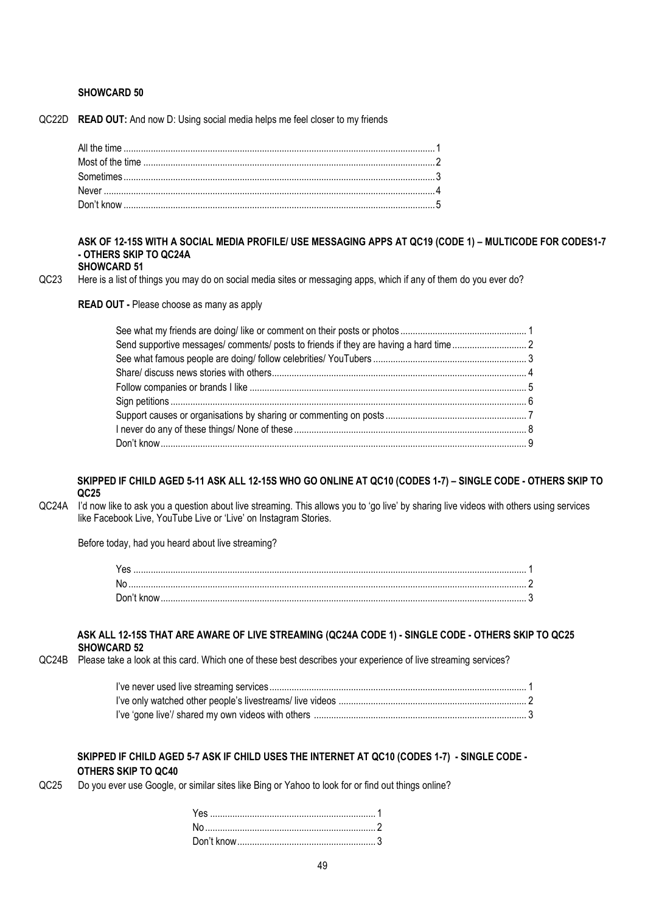**SHOWCARD 50**

QC22D **READ OUT:** And now D: Using social media helps me feel closer to my friends

| | |
|---|---|
| All the time | 1 |
| Most of the time | 2 |
| Sometimes | 3 |
| Never | 4 |
| Don't know | 5 |

**ASK OF 12-15S WITH A SOCIAL MEDIA PROFILE/ USE MESSAGING APPS AT QC19 (CODE 1) – MULTICODE FOR CODES1-7 - OTHERS SKIP TO QC24A**
**SHOWCARD 51**

QC23 Here is a list of things you may do on social media sites or messaging apps, which if any of them do you ever do?

**READ OUT -** Please choose as many as apply

| | |
|---|---|
| See what my friends are doing/ like or comment on their posts or photos | 1 |
| Send supportive messages/ comments/ posts to friends if they are having a hard time | 2 |
| See what famous people are doing/ follow celebrities/ YouTubers | 3 |
| Share/ discuss news stories with others | 4 |
| Follow companies or brands I like | 5 |
| Sign petitions | 6 |
| Support causes or organisations by sharing or commenting on posts | 7 |
| I never do any of these things/ None of these | 8 |
| Don't know | 9 |

**SKIPPED IF CHILD AGED 5-11 ASK ALL 12-15S WHO GO ONLINE AT QC10 (CODES 1-7) – SINGLE CODE - OTHERS SKIP TO QC25**

QC24A I'd now like to ask you a question about live streaming. This allows you to 'go live' by sharing live videos with others using services like Facebook Live, YouTube Live or 'Live' on Instagram Stories.

Before today, had you heard about live streaming?

| | |
|---|---|
| Yes | 1 |
| No | 2 |
| Don't know | 3 |

**ASK ALL 12-15S THAT ARE AWARE OF LIVE STREAMING (QC24A CODE 1) - SINGLE CODE - OTHERS SKIP TO QC25**
**SHOWCARD 52**

QC24B Please take a look at this card. Which one of these best describes your experience of live streaming services?

| | |
|---|---|
| I've never used live streaming services | 1 |
| I've only watched other people's livestreams/ live videos | 2 |
| I've 'gone live'/ shared my own videos with others | 3 |

**SKIPPED IF CHILD AGED 5-7 ASK IF CHILD USES THE INTERNET AT QC10 (CODES 1-7) - SINGLE CODE - OTHERS SKIP TO QC40**

QC25 Do you ever use Google, or similar sites like Bing or Yahoo to look for or find out things online?

| | |
|---|---|
| Yes | 1 |
| No | 2 |
| Don't know | 3 |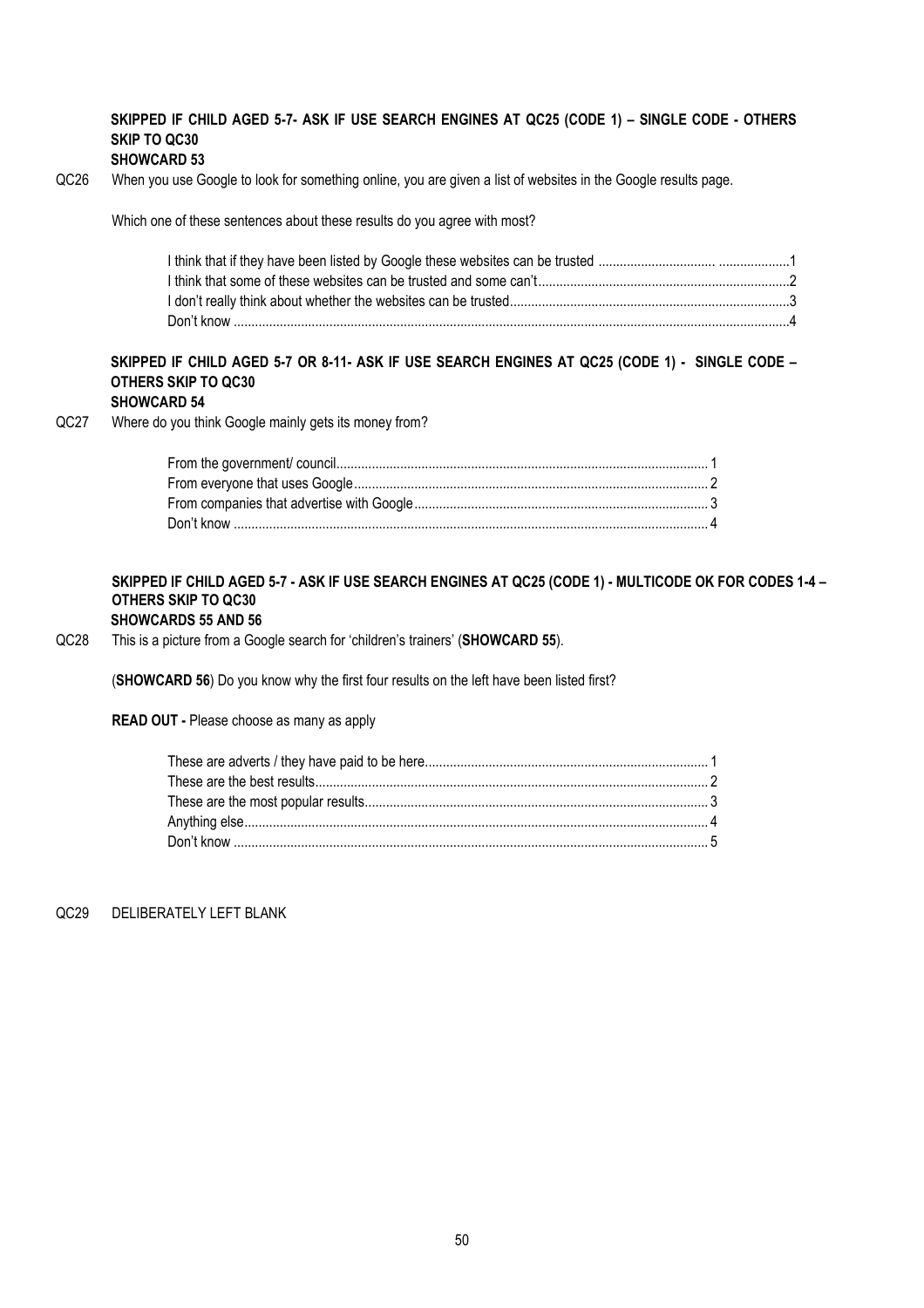**SKIPPED IF CHILD AGED 5-7- ASK IF USE SEARCH ENGINES AT QC25 (CODE 1) – SINGLE CODE - OTHERS SKIP TO QC30**
**SHOWCARD 53**

QC26 When you use Google to look for something online, you are given a list of websites in the Google results page.

Which one of these sentences about these results do you agree with most?

| | |
|---|---|
| I think that if they have been listed by Google these websites can be trusted | 1 |
| I think that some of these websites can be trusted and some can't | 2 |
| I don't really think about whether the websites can be trusted | 3 |
| Don't know | 4 |

**SKIPPED IF CHILD AGED 5-7 OR 8-11- ASK IF USE SEARCH ENGINES AT QC25 (CODE 1) - SINGLE CODE – OTHERS SKIP TO QC30**
**SHOWCARD 54**

QC27 Where do you think Google mainly gets its money from?

| | |
|---|---|
| From the government/ council | 1 |
| From everyone that uses Google | 2 |
| From companies that advertise with Google | 3 |
| Don't know | 4 |

**SKIPPED IF CHILD AGED 5-7 - ASK IF USE SEARCH ENGINES AT QC25 (CODE 1) - MULTICODE OK FOR CODES 1-4 – OTHERS SKIP TO QC30**
**SHOWCARDS 55 AND 56**

QC28 This is a picture from a Google search for 'children's trainers' (**SHOWCARD 55**).

(**SHOWCARD 56**) Do you know why the first four results on the left have been listed first?

**READ OUT -** Please choose as many as apply

| | |
|---|---|
| These are adverts / they have paid to be here | 1 |
| These are the best results | 2 |
| These are the most popular results | 3 |
| Anything else | 4 |
| Don't know | 5 |

QC29 DELIBERATELY LEFT BLANK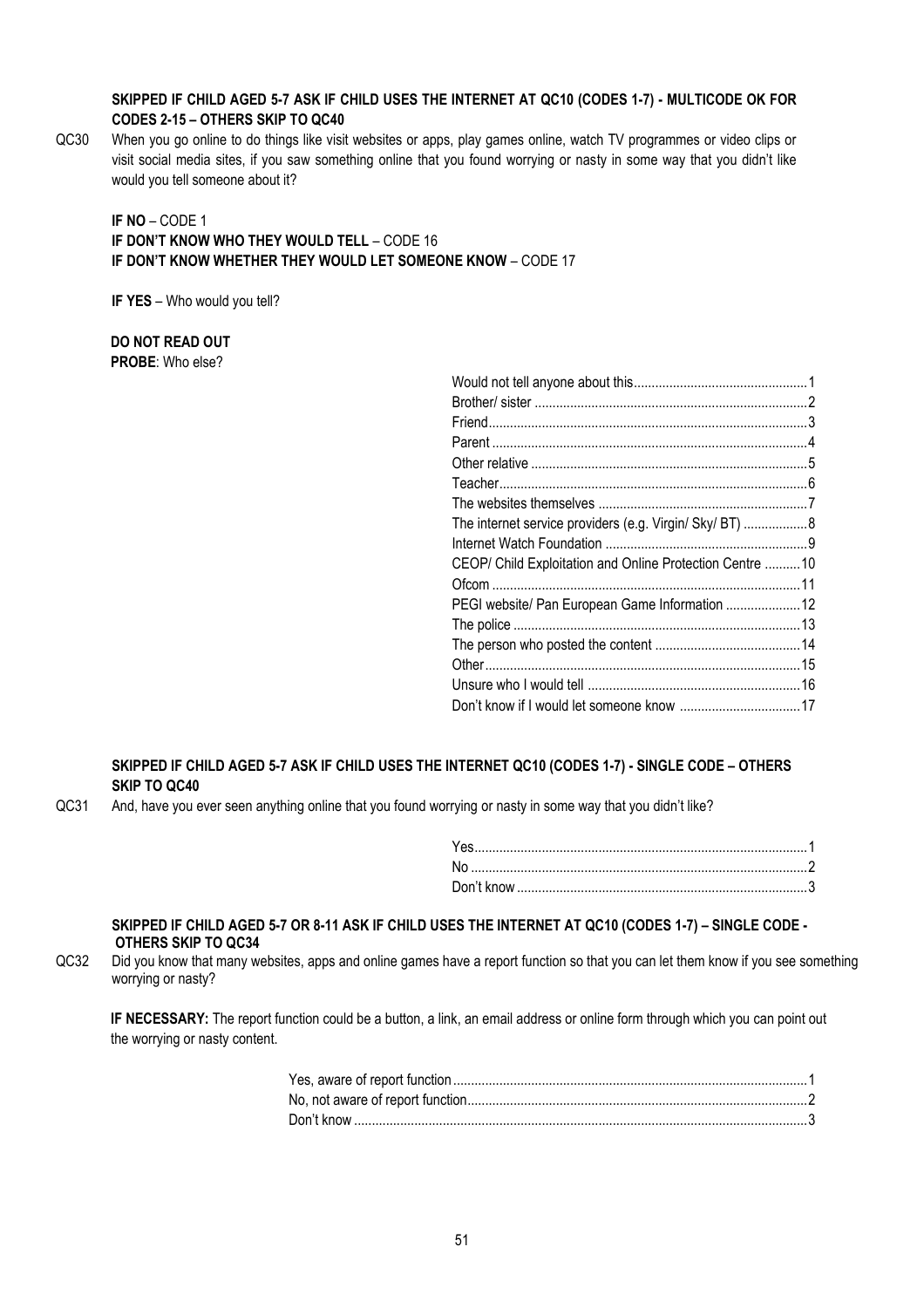**SKIPPED IF CHILD AGED 5-7 ASK IF CHILD USES THE INTERNET AT QC10 (CODES 1-7) - MULTICODE OK FOR CODES 2-15 – OTHERS SKIP TO QC40**

QC30 When you go online to do things like visit websites or apps, play games online, watch TV programmes or video clips or visit social media sites, if you saw something online that you found worrying or nasty in some way that you didn't like would you tell someone about it?

**IF NO** – CODE 1
**IF DON'T KNOW WHO THEY WOULD TELL** – CODE 16
**IF DON'T KNOW WHETHER THEY WOULD LET SOMEONE KNOW** – CODE 17

**IF YES** – Who would you tell?

**DO NOT READ OUT**
**PROBE**: Who else?

| Response | Code |
|---|---|
| Would not tell anyone about this | 1 |
| Brother/ sister | 2 |
| Friend | 3 |
| Parent | 4 |
| Other relative | 5 |
| Teacher | 6 |
| The websites themselves | 7 |
| The internet service providers (e.g. Virgin/ Sky/ BT) | 8 |
| Internet Watch Foundation | 9 |
| CEOP/ Child Exploitation and Online Protection Centre | 10 |
| Ofcom | 11 |
| PEGI website/ Pan European Game Information | 12 |
| The police | 13 |
| The person who posted the content | 14 |
| Other | 15 |
| Unsure who I would tell | 16 |
| Don't know if I would let someone know | 17 |

**SKIPPED IF CHILD AGED 5-7 ASK IF CHILD USES THE INTERNET QC10 (CODES 1-7) - SINGLE CODE – OTHERS SKIP TO QC40**

QC31 And, have you ever seen anything online that you found worrying or nasty in some way that you didn't like?

| Response | Code |
|---|---|
| Yes | 1 |
| No | 2 |
| Don't know | 3 |

**SKIPPED IF CHILD AGED 5-7 OR 8-11 ASK IF CHILD USES THE INTERNET AT QC10 (CODES 1-7) – SINGLE CODE - OTHERS SKIP TO QC34**

QC32 Did you know that many websites, apps and online games have a report function so that you can let them know if you see something worrying or nasty?

**IF NECESSARY:** The report function could be a button, a link, an email address or online form through which you can point out the worrying or nasty content.

| Response | Code |
|---|---|
| Yes, aware of report function | 1 |
| No, not aware of report function | 2 |
| Don't know | 3 |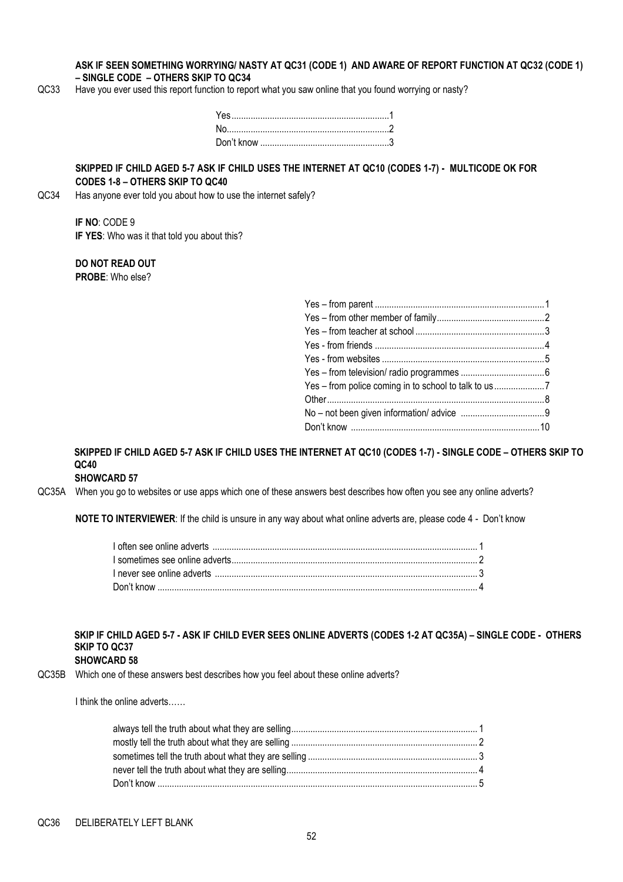**ASK IF SEEN SOMETHING WORRYING/ NASTY AT QC31 (CODE 1) AND AWARE OF REPORT FUNCTION AT QC32 (CODE 1) – SINGLE CODE – OTHERS SKIP TO QC34**

QC33 Have you ever used this report function to report what you saw online that you found worrying or nasty?

| | |
|---|---|
| Yes | 1 |
| No | 2 |
| Don't know | 3 |

**SKIPPED IF CHILD AGED 5-7 ASK IF CHILD USES THE INTERNET AT QC10 (CODES 1-7) - MULTICODE OK FOR CODES 1-8 – OTHERS SKIP TO QC40**

QC34 Has anyone ever told you about how to use the internet safely?

**IF NO**: CODE 9
**IF YES**: Who was it that told you about this?

**DO NOT READ OUT**
**PROBE**: Who else?

| | |
|---|---|
| Yes – from parent | 1 |
| Yes – from other member of family | 2 |
| Yes – from teacher at school | 3 |
| Yes - from friends | 4 |
| Yes - from websites | 5 |
| Yes – from television/ radio programmes | 6 |
| Yes – from police coming in to school to talk to us | 7 |
| Other | 8 |
| No – not been given information/ advice | 9 |
| Don't know | 10 |

**SKIPPED IF CHILD AGED 5-7 ASK IF CHILD USES THE INTERNET AT QC10 (CODES 1-7) - SINGLE CODE – OTHERS SKIP TO QC40**
**SHOWCARD 57**

QC35A When you go to websites or use apps which one of these answers best describes how often you see any online adverts?

**NOTE TO INTERVIEWER**: If the child is unsure in any way about what online adverts are, please code 4 - Don't know

| | |
|---|---|
| I often see online adverts | 1 |
| I sometimes see online adverts | 2 |
| I never see online adverts | 3 |
| Don't know | 4 |

**SKIP IF CHILD AGED 5-7 - ASK IF CHILD EVER SEES ONLINE ADVERTS (CODES 1-2 AT QC35A) – SINGLE CODE - OTHERS SKIP TO QC37**
**SHOWCARD 58**

QC35B Which one of these answers best describes how you feel about these online adverts?

I think the online adverts……

| | |
|---|---|
| always tell the truth about what they are selling | 1 |
| mostly tell the truth about what they are selling | 2 |
| sometimes tell the truth about what they are selling | 3 |
| never tell the truth about what they are selling | 4 |
| Don't know | 5 |

QC36 DELIBERATELY LEFT BLANK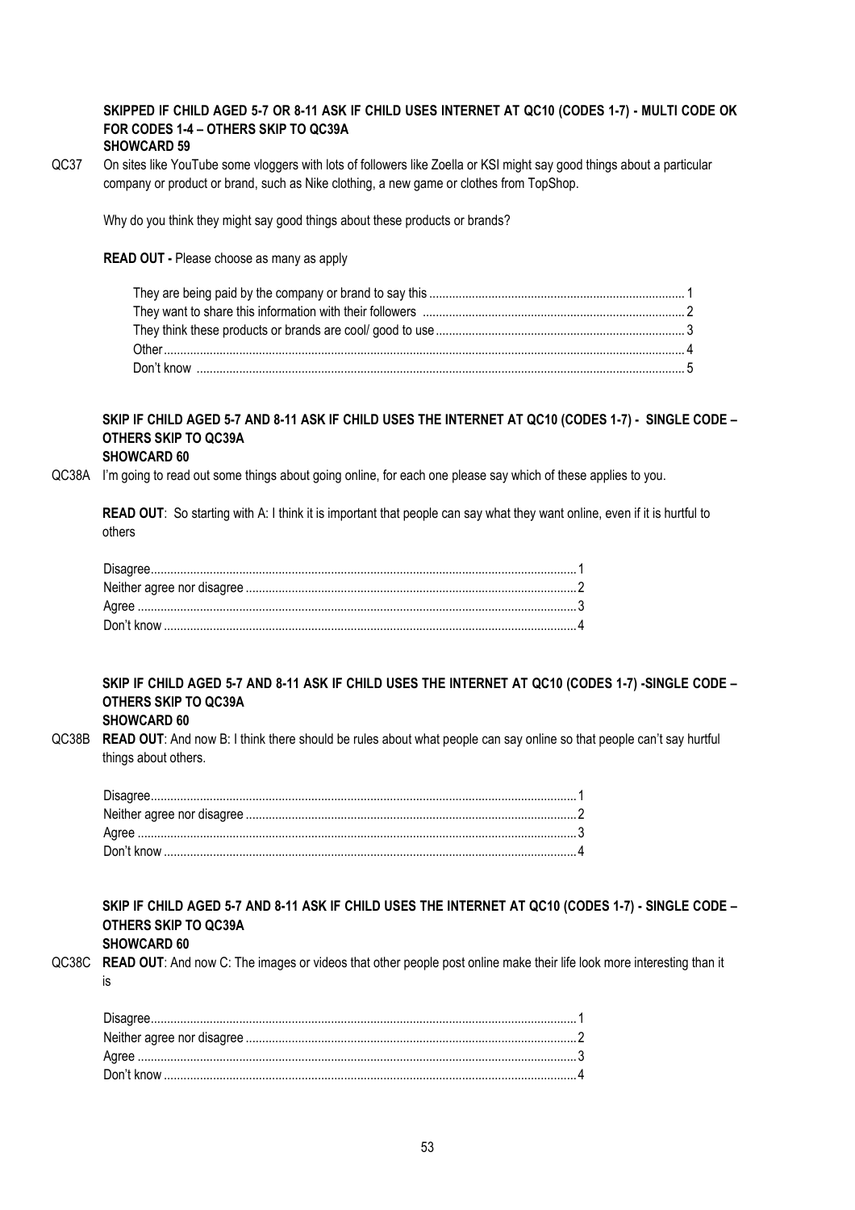**SKIPPED IF CHILD AGED 5-7 OR 8-11 ASK IF CHILD USES INTERNET AT QC10 (CODES 1-7) - MULTI CODE OK FOR CODES 1-4 – OTHERS SKIP TO QC39A**
**SHOWCARD 59**

QC37 On sites like YouTube some vloggers with lots of followers like Zoella or KSI might say good things about a particular company or product or brand, such as Nike clothing, a new game or clothes from TopShop.

Why do you think they might say good things about these products or brands?

**READ OUT -** Please choose as many as apply

| | |
|---|---|
| They are being paid by the company or brand to say this | 1 |
| They want to share this information with their followers | 2 |
| They think these products or brands are cool/ good to use | 3 |
| Other | 4 |
| Don't know | 5 |

**SKIP IF CHILD AGED 5-7 AND 8-11 ASK IF CHILD USES THE INTERNET AT QC10 (CODES 1-7) - SINGLE CODE – OTHERS SKIP TO QC39A**
**SHOWCARD 60**

QC38A I'm going to read out some things about going online, for each one please say which of these applies to you.

**READ OUT**: So starting with A: I think it is important that people can say what they want online, even if it is hurtful to others

| | |
|---|---|
| Disagree | 1 |
| Neither agree nor disagree | 2 |
| Agree | 3 |
| Don't know | 4 |

**SKIP IF CHILD AGED 5-7 AND 8-11 ASK IF CHILD USES THE INTERNET AT QC10 (CODES 1-7) -SINGLE CODE – OTHERS SKIP TO QC39A**
**SHOWCARD 60**

QC38B **READ OUT**: And now B: I think there should be rules about what people can say online so that people can't say hurtful things about others.

| | |
|---|---|
| Disagree | 1 |
| Neither agree nor disagree | 2 |
| Agree | 3 |
| Don't know | 4 |

**SKIP IF CHILD AGED 5-7 AND 8-11 ASK IF CHILD USES THE INTERNET AT QC10 (CODES 1-7) - SINGLE CODE – OTHERS SKIP TO QC39A**
**SHOWCARD 60**

QC38C **READ OUT**: And now C: The images or videos that other people post online make their life look more interesting than it is

| | |
|---|---|
| Disagree | 1 |
| Neither agree nor disagree | 2 |
| Agree | 3 |
| Don't know | 4 |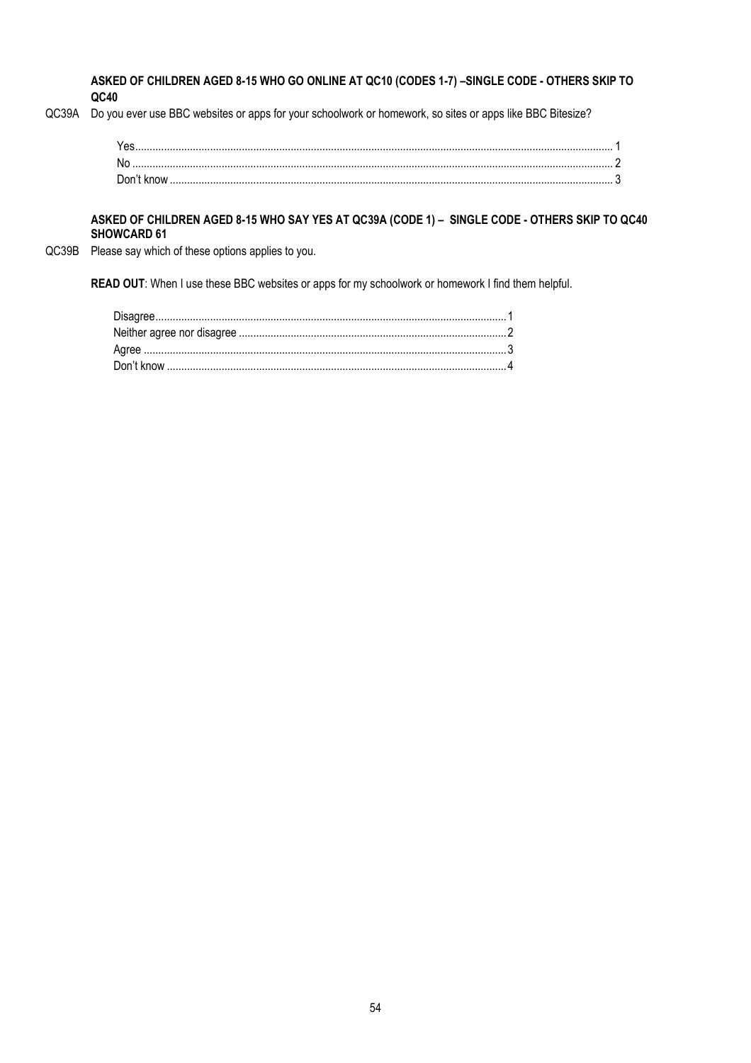**ASKED OF CHILDREN AGED 8-15 WHO GO ONLINE AT QC10 (CODES 1-7) –SINGLE CODE - OTHERS SKIP TO QC40**

QC39A Do you ever use BBC websites or apps for your schoolwork or homework, so sites or apps like BBC Bitesize?

| | |
|---|---|
| Yes | 1 |
| No | 2 |
| Don't know | 3 |

**ASKED OF CHILDREN AGED 8-15 WHO SAY YES AT QC39A (CODE 1) – SINGLE CODE - OTHERS SKIP TO QC40**
**SHOWCARD 61**

QC39B Please say which of these options applies to you.

**READ OUT**: When I use these BBC websites or apps for my schoolwork or homework I find them helpful.

| | |
|---|---|
| Disagree | 1 |
| Neither agree nor disagree | 2 |
| Agree | 3 |
| Don't know | 4 |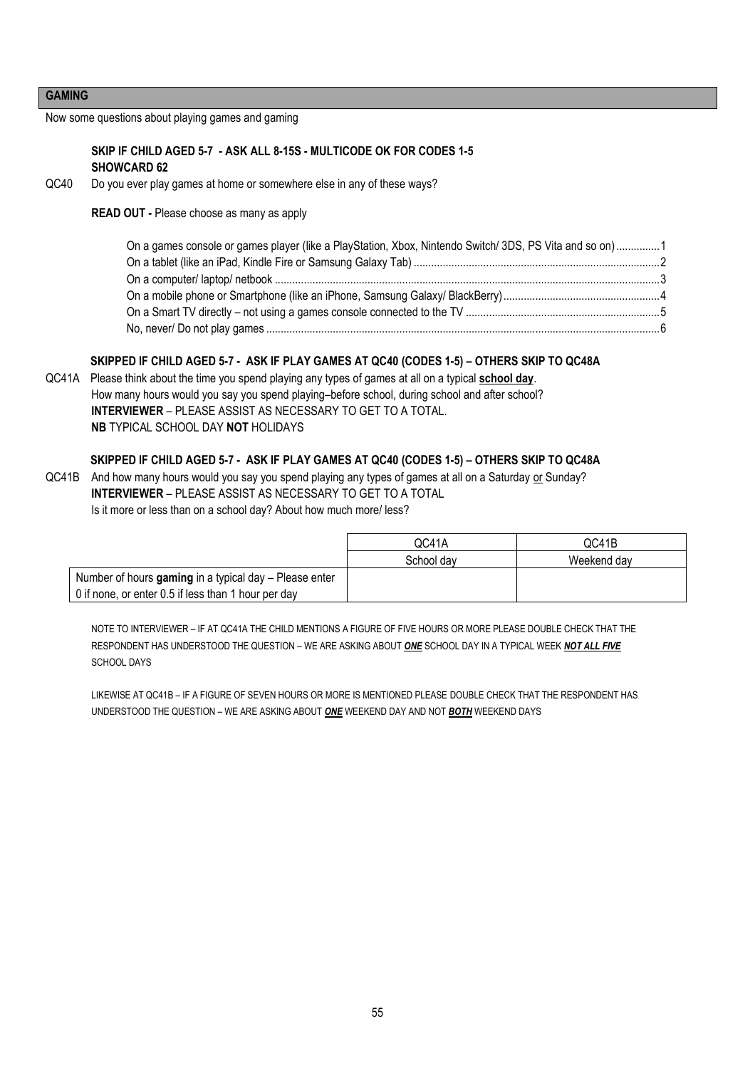## GAMING

Now some questions about playing games and gaming

**SKIP IF CHILD AGED 5-7 - ASK ALL 8-15S - MULTICODE OK FOR CODES 1-5**
**SHOWCARD 62**

QC40 Do you ever play games at home or somewhere else in any of these ways?

**READ OUT -** Please choose as many as apply

On a games console or games player (like a PlayStation, Xbox, Nintendo Switch/ 3DS, PS Vita and so on) ...............1
On a tablet (like an iPad, Kindle Fire or Samsung Galaxy Tab) ..........2
On a computer/ laptop/ netbook ..........3
On a mobile phone or Smartphone (like an iPhone, Samsung Galaxy/ BlackBerry) ..........4
On a Smart TV directly – not using a games console connected to the TV ..........5
No, never/ Do not play games ..........6

**SKIPPED IF CHILD AGED 5-7 - ASK IF PLAY GAMES AT QC40 (CODES 1-5) – OTHERS SKIP TO QC48A**

QC41A Please think about the time you spend playing any types of games at all on a typical **school day**.
How many hours would you say you spend playing–before school, during school and after school?
**INTERVIEWER** – PLEASE ASSIST AS NECESSARY TO GET TO A TOTAL.
**NB** TYPICAL SCHOOL DAY **NOT** HOLIDAYS

**SKIPPED IF CHILD AGED 5-7 - ASK IF PLAY GAMES AT QC40 (CODES 1-5) – OTHERS SKIP TO QC48A**

QC41B And how many hours would you say you spend playing any types of games at all on a Saturday or Sunday?
**INTERVIEWER** – PLEASE ASSIST AS NECESSARY TO GET TO A TOTAL
Is it more or less than on a school day? About how much more/ less?

| | QC41A | QC41B |
|---|---|---|
| | School day | Weekend day |
| Number of hours **gaming** in a typical day – Please enter 0 if none, or enter 0.5 if less than 1 hour per day | | |

NOTE TO INTERVIEWER – IF AT QC41A THE CHILD MENTIONS A FIGURE OF FIVE HOURS OR MORE PLEASE DOUBLE CHECK THAT THE RESPONDENT HAS UNDERSTOOD THE QUESTION – WE ARE ASKING ABOUT ***ONE*** SCHOOL DAY IN A TYPICAL WEEK ***NOT ALL FIVE*** SCHOOL DAYS

LIKEWISE AT QC41B – IF A FIGURE OF SEVEN HOURS OR MORE IS MENTIONED PLEASE DOUBLE CHECK THAT THE RESPONDENT HAS UNDERSTOOD THE QUESTION – WE ARE ASKING ABOUT ***ONE*** WEEKEND DAY AND NOT ***BOTH*** WEEKEND DAYS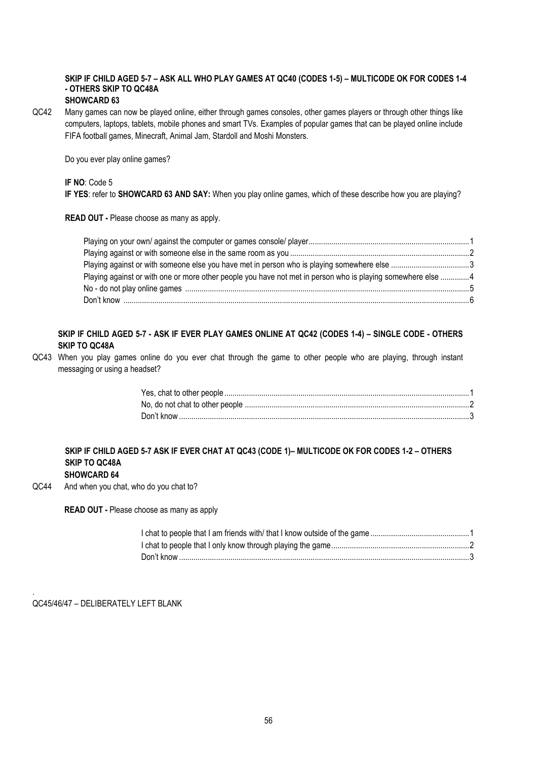**SKIP IF CHILD AGED 5-7 – ASK ALL WHO PLAY GAMES AT QC40 (CODES 1-5) – MULTICODE OK FOR CODES 1-4 - OTHERS SKIP TO QC48A**
**SHOWCARD 63**

QC42 Many games can now be played online, either through games consoles, other games players or through other things like computers, laptops, tablets, mobile phones and smart TVs. Examples of popular games that can be played online include FIFA football games, Minecraft, Animal Jam, Stardoll and Moshi Monsters.

Do you ever play online games?

**IF NO**: Code 5
**IF YES**: refer to **SHOWCARD 63 AND SAY:** When you play online games, which of these describe how you are playing?

**READ OUT -** Please choose as many as apply.

| | |
|---|---|
| Playing on your own/ against the computer or games console/ player | 1 |
| Playing against or with someone else in the same room as you | 2 |
| Playing against or with someone else you have met in person who is playing somewhere else | 3 |
| Playing against or with one or more other people you have not met in person who is playing somewhere else | 4 |
| No - do not play online games | 5 |
| Don't know | 6 |

**SKIP IF CHILD AGED 5-7 - ASK IF EVER PLAY GAMES ONLINE AT QC42 (CODES 1-4) – SINGLE CODE - OTHERS SKIP TO QC48A**

QC43 When you play games online do you ever chat through the game to other people who are playing, through instant messaging or using a headset?

| | |
|---|---|
| Yes, chat to other people | 1 |
| No, do not chat to other people | 2 |
| Don't know | 3 |

**SKIP IF CHILD AGED 5-7 ASK IF EVER CHAT AT QC43 (CODE 1)– MULTICODE OK FOR CODES 1-2 – OTHERS SKIP TO QC48A**
**SHOWCARD 64**

QC44 And when you chat, who do you chat to?

**READ OUT -** Please choose as many as apply

| | |
|---|---|
| I chat to people that I am friends with/ that I know outside of the game | 1 |
| I chat to people that I only know through playing the game | 2 |
| Don't know | 3 |

QC45/46/47 – DELIBERATELY LEFT BLANK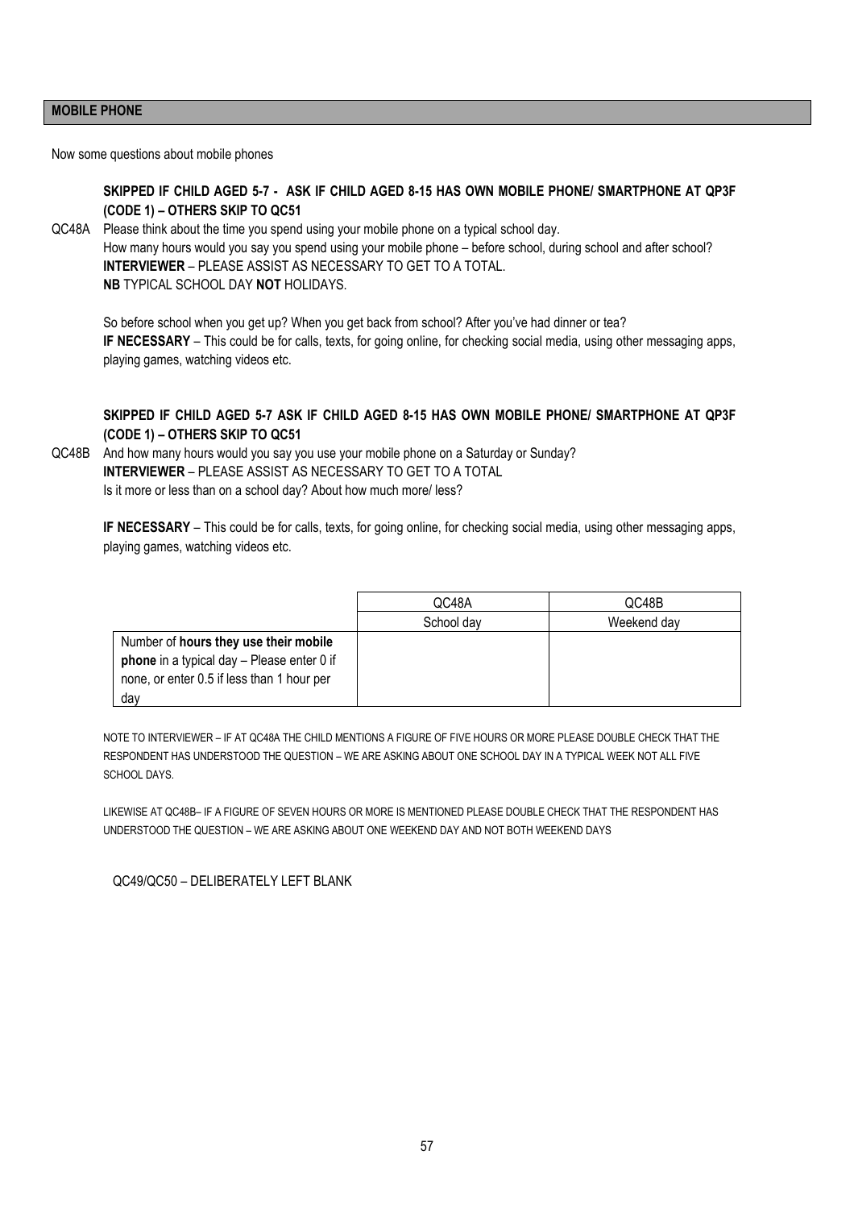## MOBILE PHONE

Now some questions about mobile phones

**SKIPPED IF CHILD AGED 5-7 - ASK IF CHILD AGED 8-15 HAS OWN MOBILE PHONE/ SMARTPHONE AT QP3F (CODE 1) – OTHERS SKIP TO QC51**

QC48A Please think about the time you spend using your mobile phone on a typical school day.
How many hours would you say you spend using your mobile phone – before school, during school and after school?
**INTERVIEWER** – PLEASE ASSIST AS NECESSARY TO GET TO A TOTAL.
**NB** TYPICAL SCHOOL DAY **NOT** HOLIDAYS.

So before school when you get up? When you get back from school? After you've had dinner or tea?
**IF NECESSARY** – This could be for calls, texts, for going online, for checking social media, using other messaging apps, playing games, watching videos etc.

**SKIPPED IF CHILD AGED 5-7 ASK IF CHILD AGED 8-15 HAS OWN MOBILE PHONE/ SMARTPHONE AT QP3F (CODE 1) – OTHERS SKIP TO QC51**

QC48B And how many hours would you say you use your mobile phone on a Saturday or Sunday?
**INTERVIEWER** – PLEASE ASSIST AS NECESSARY TO GET TO A TOTAL
Is it more or less than on a school day? About how much more/ less?

**IF NECESSARY** – This could be for calls, texts, for going online, for checking social media, using other messaging apps, playing games, watching videos etc.

| | QC48A | QC48B |
|---|---|---|
| | School day | Weekend day |
| Number of **hours they use their mobile phone** in a typical day – Please enter 0 if none, or enter 0.5 if less than 1 hour per day | | |

NOTE TO INTERVIEWER – IF AT QC48A THE CHILD MENTIONS A FIGURE OF FIVE HOURS OR MORE PLEASE DOUBLE CHECK THAT THE RESPONDENT HAS UNDERSTOOD THE QUESTION – WE ARE ASKING ABOUT ONE SCHOOL DAY IN A TYPICAL WEEK NOT ALL FIVE SCHOOL DAYS.

LIKEWISE AT QC48B– IF A FIGURE OF SEVEN HOURS OR MORE IS MENTIONED PLEASE DOUBLE CHECK THAT THE RESPONDENT HAS UNDERSTOOD THE QUESTION – WE ARE ASKING ABOUT ONE WEEKEND DAY AND NOT BOTH WEEKEND DAYS

QC49/QC50 – DELIBERATELY LEFT BLANK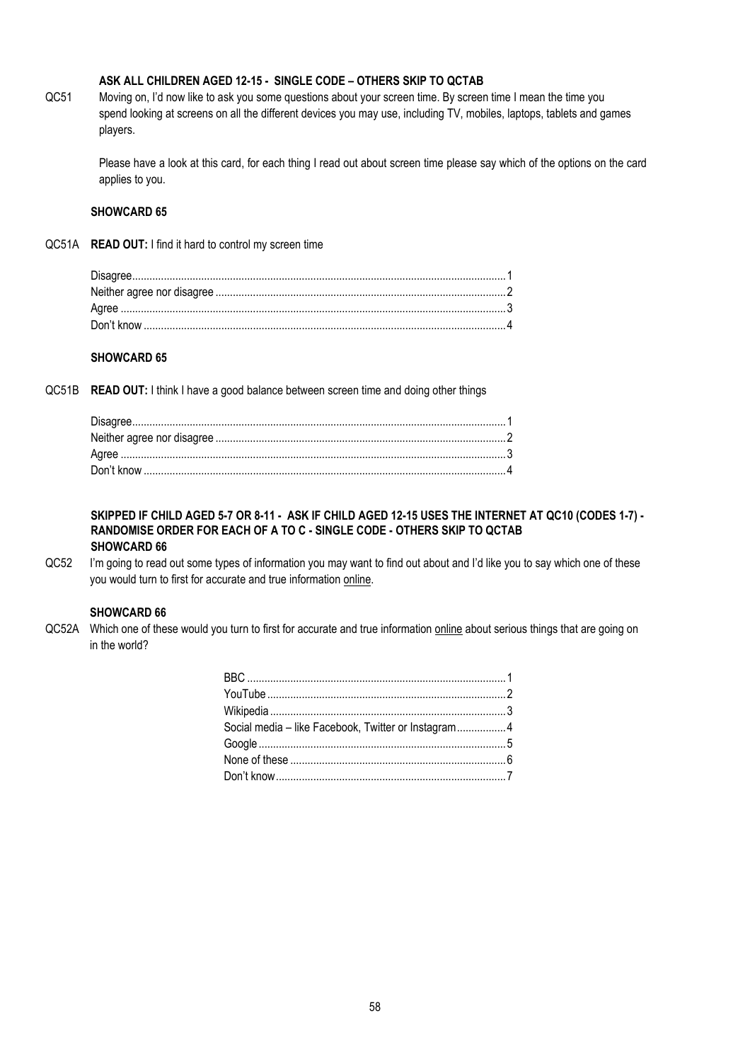**ASK ALL CHILDREN AGED 12-15 - SINGLE CODE – OTHERS SKIP TO QCTAB**

QC51 Moving on, I'd now like to ask you some questions about your screen time. By screen time I mean the time you spend looking at screens on all the different devices you may use, including TV, mobiles, laptops, tablets and games players.

Please have a look at this card, for each thing I read out about screen time please say which of the options on the card applies to you.

**SHOWCARD 65**

QC51A **READ OUT:** I find it hard to control my screen time

| | |
|---|---|
| Disagree | 1 |
| Neither agree nor disagree | 2 |
| Agree | 3 |
| Don't know | 4 |

**SHOWCARD 65**

QC51B **READ OUT:** I think I have a good balance between screen time and doing other things

| | |
|---|---|
| Disagree | 1 |
| Neither agree nor disagree | 2 |
| Agree | 3 |
| Don't know | 4 |

**SKIPPED IF CHILD AGED 5-7 OR 8-11 - ASK IF CHILD AGED 12-15 USES THE INTERNET AT QC10 (CODES 1-7) - RANDOMISE ORDER FOR EACH OF A TO C - SINGLE CODE - OTHERS SKIP TO QCTAB**
**SHOWCARD 66**

QC52 I'm going to read out some types of information you may want to find out about and I'd like you to say which one of these you would turn to first for accurate and true information online.

**SHOWCARD 66**

QC52A Which one of these would you turn to first for accurate and true information online about serious things that are going on in the world?

| | |
|---|---|
| BBC | 1 |
| YouTube | 2 |
| Wikipedia | 3 |
| Social media – like Facebook, Twitter or Instagram | 4 |
| Google | 5 |
| None of these | 6 |
| Don't know | 7 |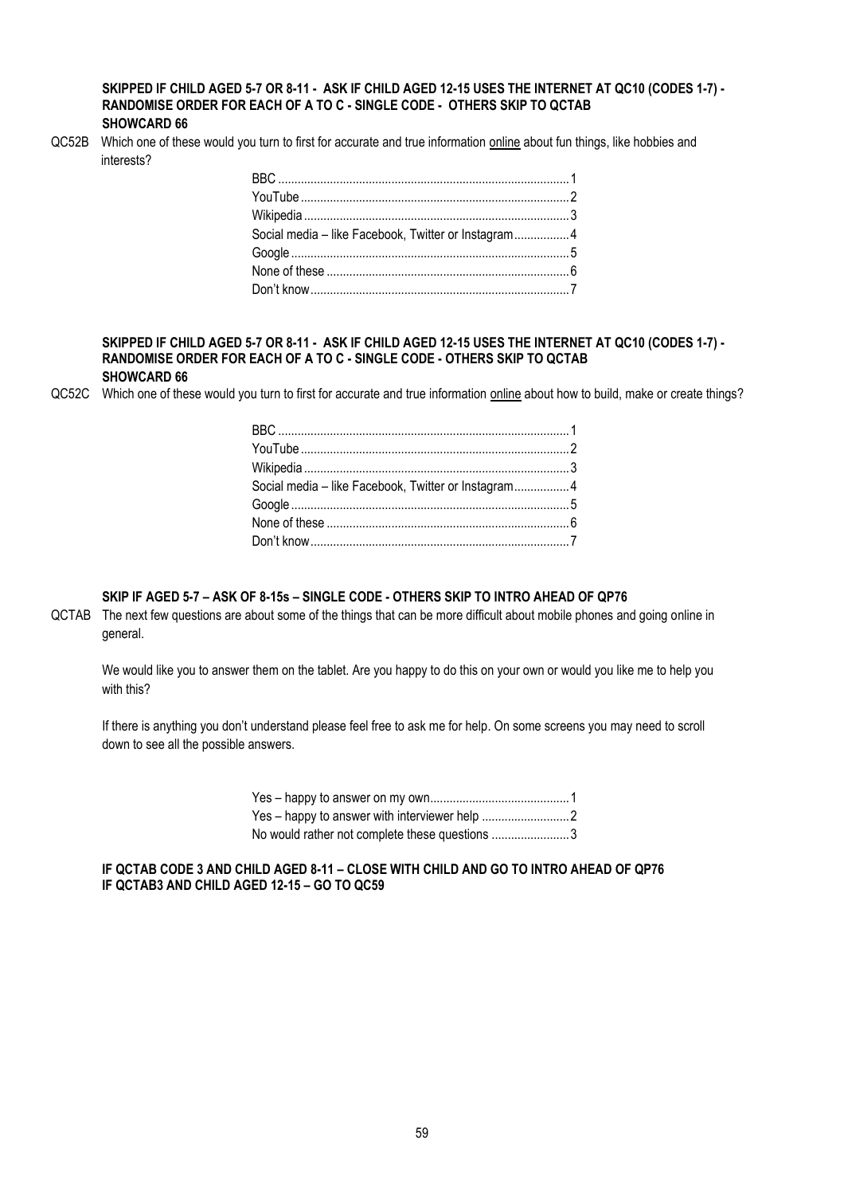**SKIPPED IF CHILD AGED 5-7 OR 8-11 - ASK IF CHILD AGED 12-15 USES THE INTERNET AT QC10 (CODES 1-7) - RANDOMISE ORDER FOR EACH OF A TO C - SINGLE CODE - OTHERS SKIP TO QCTAB**
**SHOWCARD 66**

QC52B Which one of these would you turn to first for accurate and true information online about fun things, like hobbies and interests?

| | |
|---|---|
| BBC | 1 |
| YouTube | 2 |
| Wikipedia | 3 |
| Social media – like Facebook, Twitter or Instagram | 4 |
| Google | 5 |
| None of these | 6 |
| Don't know | 7 |

**SKIPPED IF CHILD AGED 5-7 OR 8-11 - ASK IF CHILD AGED 12-15 USES THE INTERNET AT QC10 (CODES 1-7) - RANDOMISE ORDER FOR EACH OF A TO C - SINGLE CODE - OTHERS SKIP TO QCTAB**
**SHOWCARD 66**

QC52C Which one of these would you turn to first for accurate and true information online about how to build, make or create things?

| | |
|---|---|
| BBC | 1 |
| YouTube | 2 |
| Wikipedia | 3 |
| Social media – like Facebook, Twitter or Instagram | 4 |
| Google | 5 |
| None of these | 6 |
| Don't know | 7 |

**SKIP IF AGED 5-7 – ASK OF 8-15s – SINGLE CODE - OTHERS SKIP TO INTRO AHEAD OF QP76**

QCTAB The next few questions are about some of the things that can be more difficult about mobile phones and going online in general.

We would like you to answer them on the tablet. Are you happy to do this on your own or would you like me to help you with this?

If there is anything you don't understand please feel free to ask me for help. On some screens you may need to scroll down to see all the possible answers.

| | |
|---|---|
| Yes – happy to answer on my own | 1 |
| Yes – happy to answer with interviewer help | 2 |
| No would rather not complete these questions | 3 |

**IF QCTAB CODE 3 AND CHILD AGED 8-11 – CLOSE WITH CHILD AND GO TO INTRO AHEAD OF QP76**
**IF QCTAB3 AND CHILD AGED 12-15 – GO TO QC59**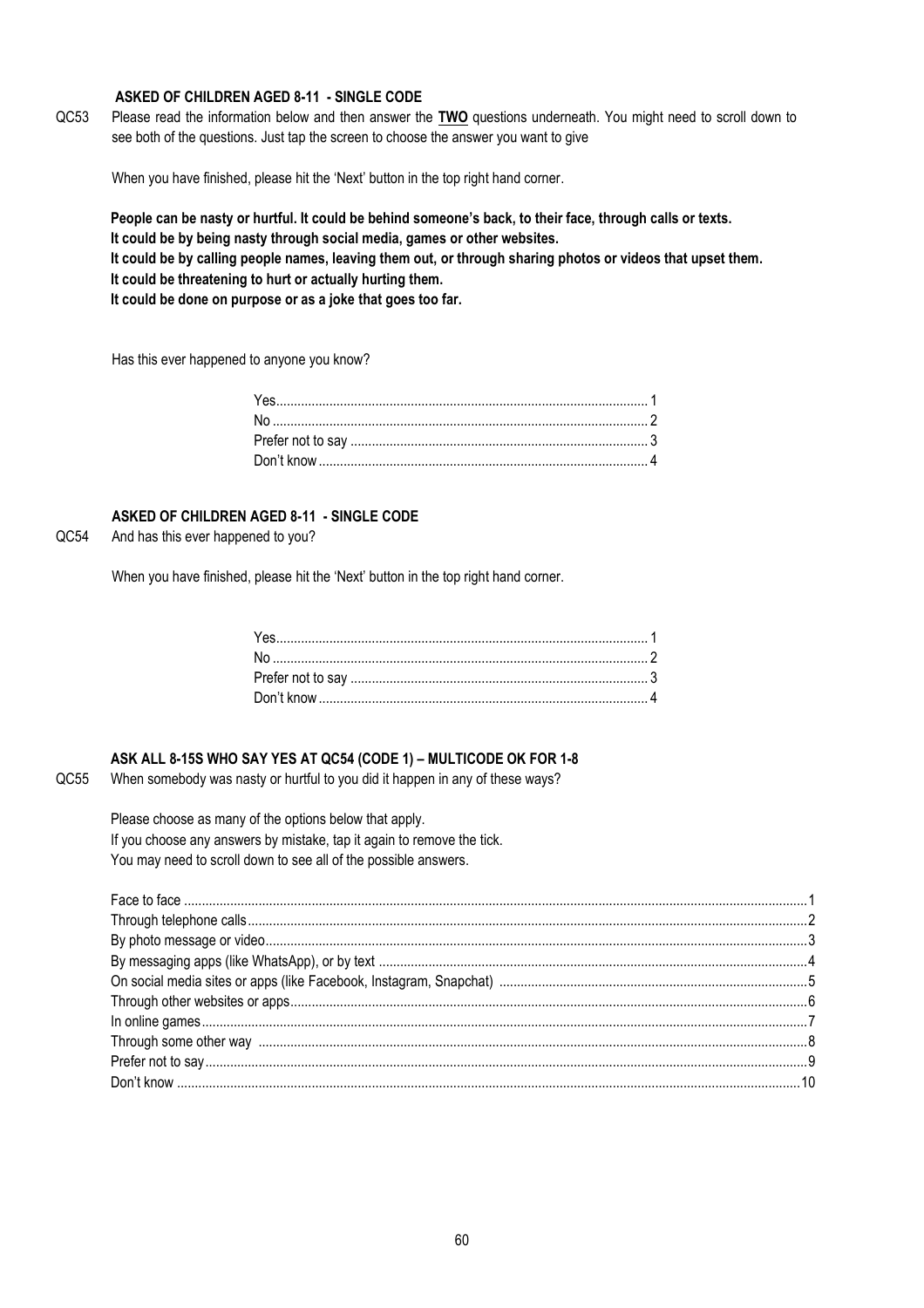**ASKED OF CHILDREN AGED 8-11 - SINGLE CODE**

QC53 Please read the information below and then answer the **TWO** questions underneath. You might need to scroll down to see both of the questions. Just tap the screen to choose the answer you want to give

When you have finished, please hit the 'Next' button in the top right hand corner.

**People can be nasty or hurtful. It could be behind someone's back, to their face, through calls or texts.**
**It could be by being nasty through social media, games or other websites.**
**It could be by calling people names, leaving them out, or through sharing photos or videos that upset them.**
**It could be threatening to hurt or actually hurting them.**
**It could be done on purpose or as a joke that goes too far.**

Has this ever happened to anyone you know?

| | |
|---|---|
| Yes | 1 |
| No | 2 |
| Prefer not to say | 3 |
| Don't know | 4 |

**ASKED OF CHILDREN AGED 8-11 - SINGLE CODE**

QC54 And has this ever happened to you?

When you have finished, please hit the 'Next' button in the top right hand corner.

| | |
|---|---|
| Yes | 1 |
| No | 2 |
| Prefer not to say | 3 |
| Don't know | 4 |

**ASK ALL 8-15S WHO SAY YES AT QC54 (CODE 1) – MULTICODE OK FOR 1-8**

QC55 When somebody was nasty or hurtful to you did it happen in any of these ways?

Please choose as many of the options below that apply.
If you choose any answers by mistake, tap it again to remove the tick.
You may need to scroll down to see all of the possible answers.

| | |
|---|---|
| Face to face | 1 |
| Through telephone calls | 2 |
| By photo message or video | 3 |
| By messaging apps (like WhatsApp), or by text | 4 |
| On social media sites or apps (like Facebook, Instagram, Snapchat) | 5 |
| Through other websites or apps | 6 |
| In online games | 7 |
| Through some other way | 8 |
| Prefer not to say | 9 |
| Don't know | 10 |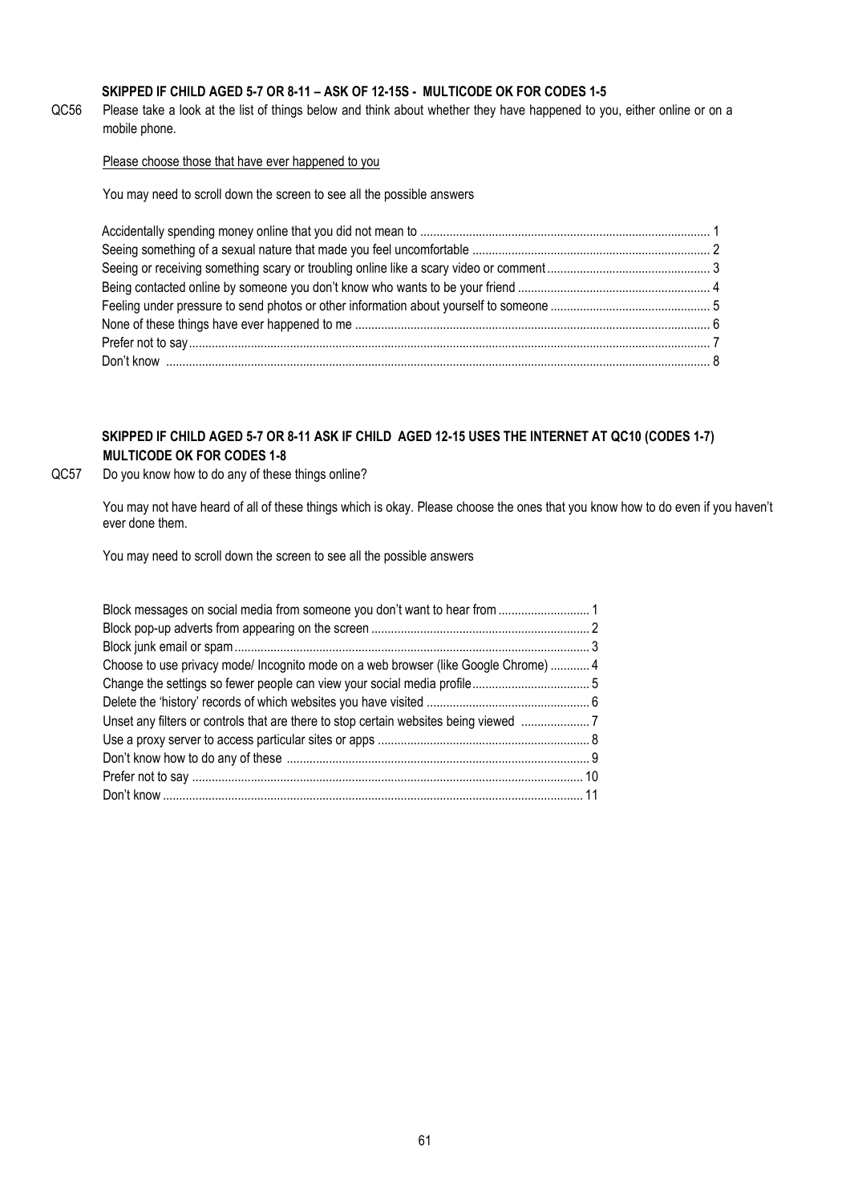**SKIPPED IF CHILD AGED 5-7 OR 8-11 – ASK OF 12-15S - MULTICODE OK FOR CODES 1-5**

QC56 Please take a look at the list of things below and think about whether they have happened to you, either online or on a mobile phone.

Please choose those that have ever happened to you

You may need to scroll down the screen to see all the possible answers

| | |
|---|---|
| Accidentally spending money online that you did not mean to | 1 |
| Seeing something of a sexual nature that made you feel uncomfortable | 2 |
| Seeing or receiving something scary or troubling online like a scary video or comment | 3 |
| Being contacted online by someone you don't know who wants to be your friend | 4 |
| Feeling under pressure to send photos or other information about yourself to someone | 5 |
| None of these things have ever happened to me | 6 |
| Prefer not to say | 7 |
| Don't know | 8 |

**SKIPPED IF CHILD AGED 5-7 OR 8-11 ASK IF CHILD AGED 12-15 USES THE INTERNET AT QC10 (CODES 1-7) MULTICODE OK FOR CODES 1-8**

QC57 Do you know how to do any of these things online?

You may not have heard of all of these things which is okay. Please choose the ones that you know how to do even if you haven't ever done them.

You may need to scroll down the screen to see all the possible answers

| | |
|---|---|
| Block messages on social media from someone you don't want to hear from | 1 |
| Block pop-up adverts from appearing on the screen | 2 |
| Block junk email or spam | 3 |
| Choose to use privacy mode/ Incognito mode on a web browser (like Google Chrome) | 4 |
| Change the settings so fewer people can view your social media profile | 5 |
| Delete the 'history' records of which websites you have visited | 6 |
| Unset any filters or controls that are there to stop certain websites being viewed | 7 |
| Use a proxy server to access particular sites or apps | 8 |
| Don't know how to do any of these | 9 |
| Prefer not to say | 10 |
| Don't know | 11 |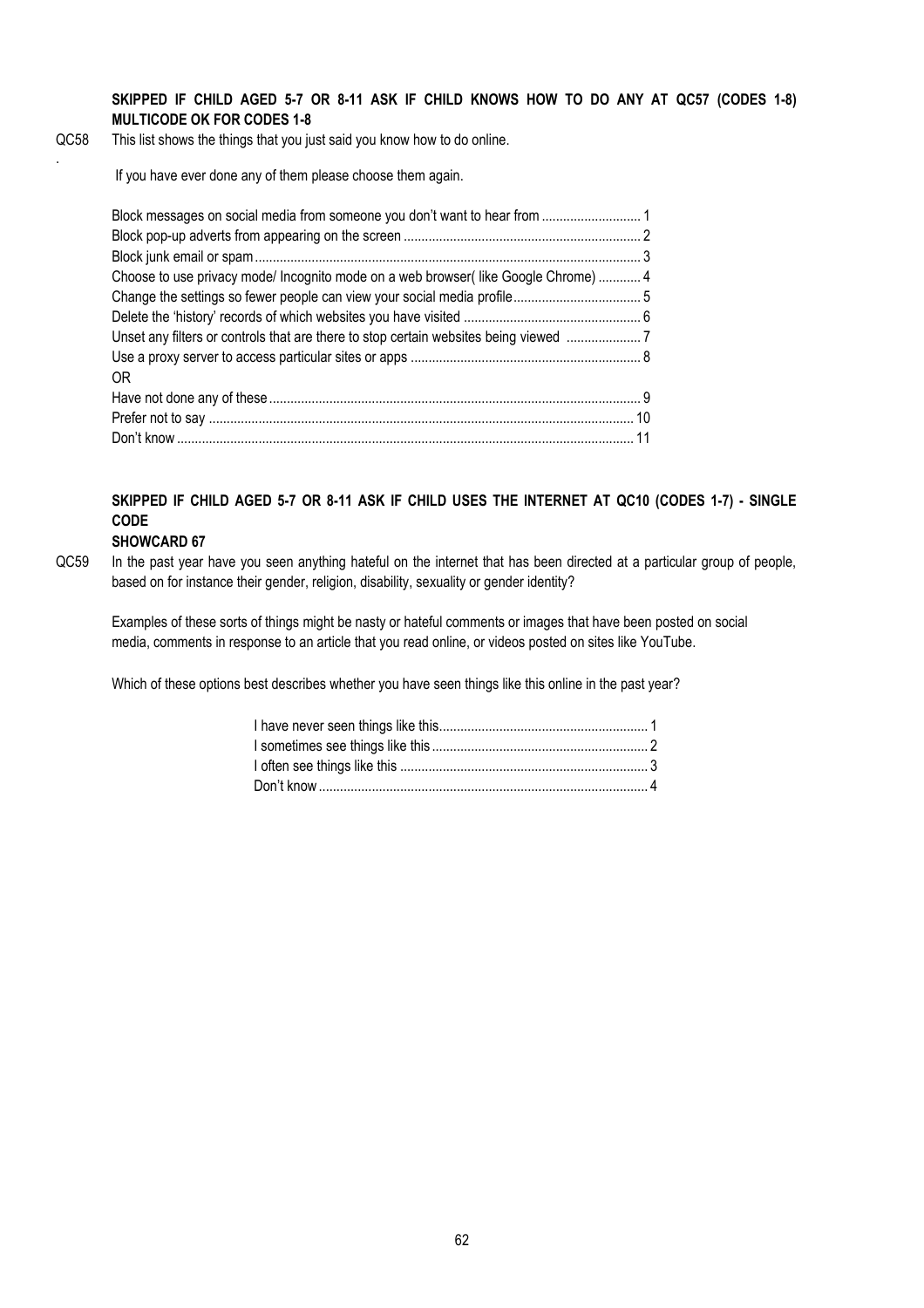**SKIPPED IF CHILD AGED 5-7 OR 8-11 ASK IF CHILD KNOWS HOW TO DO ANY AT QC57 (CODES 1-8) MULTICODE OK FOR CODES 1-8**

QC58. This list shows the things that you just said you know how to do online.

If you have ever done any of them please choose them again.

| | |
|---|---|
| Block messages on social media from someone you don't want to hear from | 1 |
| Block pop-up adverts from appearing on the screen | 2 |
| Block junk email or spam | 3 |
| Choose to use privacy mode/ Incognito mode on a web browser( like Google Chrome) | 4 |
| Change the settings so fewer people can view your social media profile | 5 |
| Delete the 'history' records of which websites you have visited | 6 |
| Unset any filters or controls that are there to stop certain websites being viewed | 7 |
| Use a proxy server to access particular sites or apps | 8 |
| OR | |
| Have not done any of these | 9 |
| Prefer not to say | 10 |
| Don't know | 11 |

**SKIPPED IF CHILD AGED 5-7 OR 8-11 ASK IF CHILD USES THE INTERNET AT QC10 (CODES 1-7) - SINGLE CODE**

**SHOWCARD 67**

QC59 In the past year have you seen anything hateful on the internet that has been directed at a particular group of people, based on for instance their gender, religion, disability, sexuality or gender identity?

Examples of these sorts of things might be nasty or hateful comments or images that have been posted on social media, comments in response to an article that you read online, or videos posted on sites like YouTube.

Which of these options best describes whether you have seen things like this online in the past year?

| | |
|---|---|
| I have never seen things like this | 1 |
| I sometimes see things like this | 2 |
| I often see things like this | 3 |
| Don't know | 4 |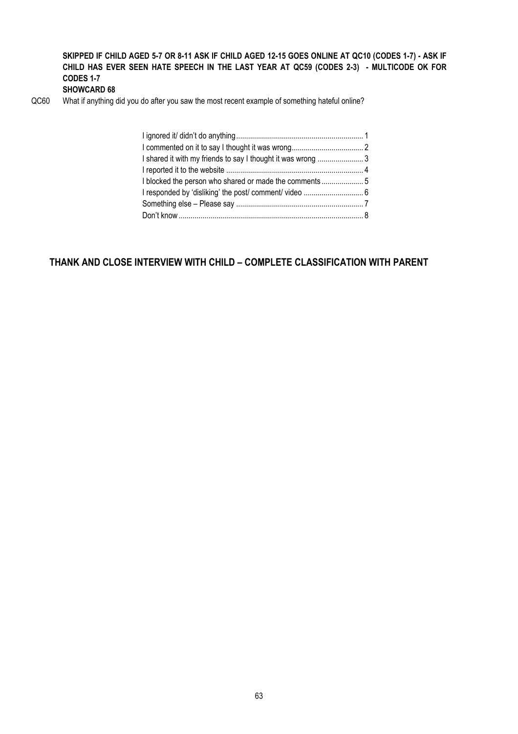**SKIPPED IF CHILD AGED 5-7 OR 8-11 ASK IF CHILD AGED 12-15 GOES ONLINE AT QC10 (CODES 1-7) - ASK IF CHILD HAS EVER SEEN HATE SPEECH IN THE LAST YEAR AT QC59 (CODES 2-3) - MULTICODE OK FOR CODES 1-7**

**SHOWCARD 68**

QC60 What if anything did you do after you saw the most recent example of something hateful online?

| | |
|---|---|
| I ignored it/ didn't do anything | 1 |
| I commented on it to say I thought it was wrong | 2 |
| I shared it with my friends to say I thought it was wrong | 3 |
| I reported it to the website | 4 |
| I blocked the person who shared or made the comments | 5 |
| I responded by 'disliking' the post/ comment/ video | 6 |
| Something else – Please say | 7 |
| Don't know | 8 |

## THANK AND CLOSE INTERVIEW WITH CHILD – COMPLETE CLASSIFICATION WITH PARENT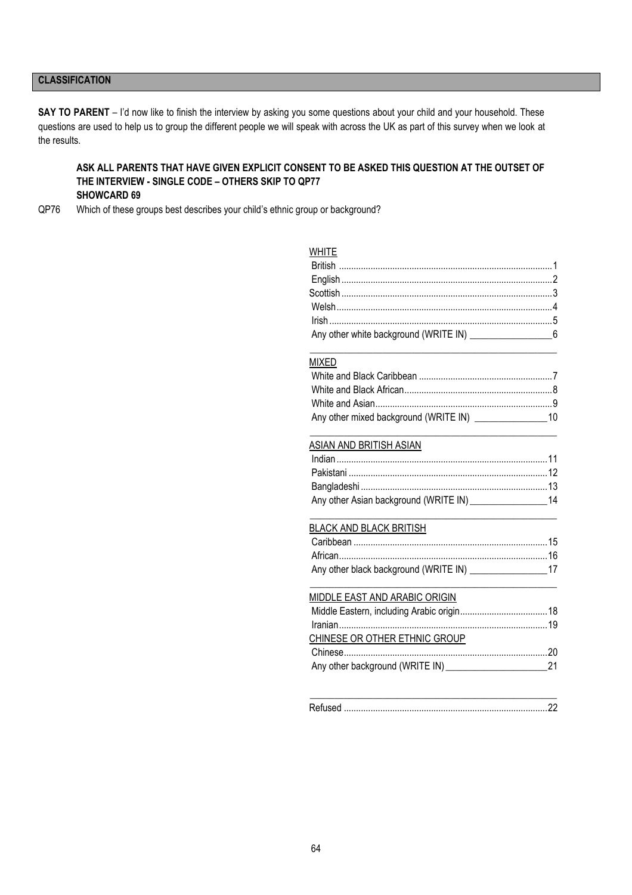## CLASSIFICATION

**SAY TO PARENT** – I'd now like to finish the interview by asking you some questions about your child and your household. These questions are used to help us to group the different people we will speak with across the UK as part of this survey when we look at the results.

**ASK ALL PARENTS THAT HAVE GIVEN EXPLICIT CONSENT TO BE ASKED THIS QUESTION AT THE OUTSET OF THE INTERVIEW - SINGLE CODE – OTHERS SKIP TO QP77**
**SHOWCARD 69**

QP76 Which of these groups best describes your child's ethnic group or background?

WHITE

| | |
|---|---|
| British | 1 |
| English | 2 |
| Scottish | 3 |
| Welsh | 4 |
| Irish | 5 |
| Any other white background (WRITE IN) ________________ | 6 |

MIXED

| | |
|---|---|
| White and Black Caribbean | 7 |
| White and Black African | 8 |
| White and Asian | 9 |
| Any other mixed background (WRITE IN) ______________ | 10 |

ASIAN AND BRITISH ASIAN

| | |
|---|---|
| Indian | 11 |
| Pakistani | 12 |
| Bangladeshi | 13 |
| Any other Asian background (WRITE IN) _______________ | 14 |

BLACK AND BLACK BRITISH

| | |
|---|---|
| Caribbean | 15 |
| African | 16 |
| Any other black background (WRITE IN) _______________ | 17 |

MIDDLE EAST AND ARABIC ORIGIN

| | |
|---|---|
| Middle Eastern, including Arabic origin | 18 |
| Iranian | 19 |

CHINESE OR OTHER ETHNIC GROUP

| | |
|---|---|
| Chinese | 20 |
| Any other background (WRITE IN) ____________________ | 21 |

| | |
|---|---|
| Refused | 22 |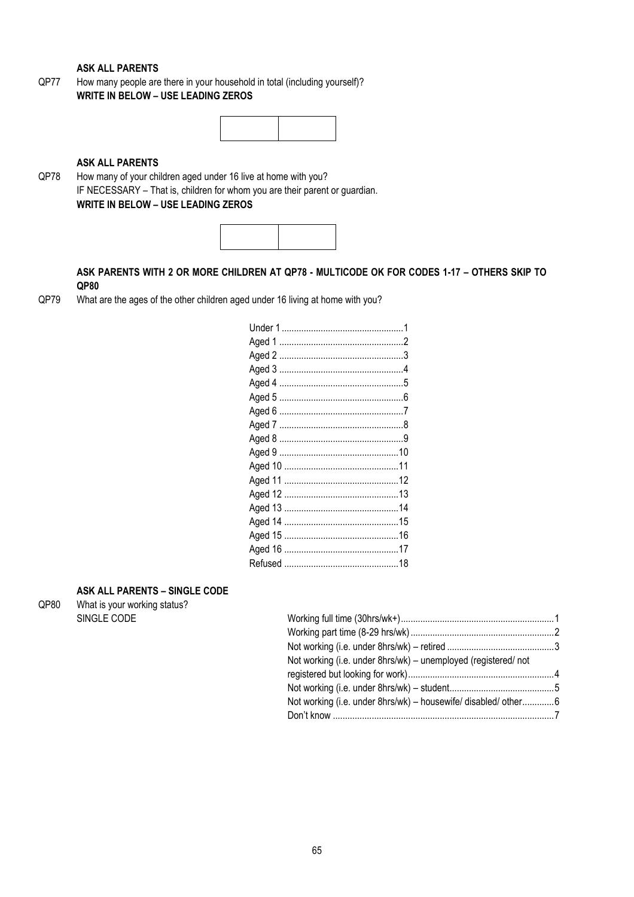**ASK ALL PARENTS**

QP77 How many people are there in your household in total (including yourself)?
**WRITE IN BELOW – USE LEADING ZEROS**

| | |
|---|---|
| | |

**ASK ALL PARENTS**

QP78 How many of your children aged under 16 live at home with you?
IF NECESSARY – That is, children for whom you are their parent or guardian.
**WRITE IN BELOW – USE LEADING ZEROS**

| | |
|---|---|
| | |

**ASK PARENTS WITH 2 OR MORE CHILDREN AT QP78 - MULTICODE OK FOR CODES 1-17 – OTHERS SKIP TO QP80**

QP79 What are the ages of the other children aged under 16 living at home with you?

Under 1 .....1
Aged 1 .....2
Aged 2 .....3
Aged 3 .....4
Aged 4 .....5
Aged 5 .....6
Aged 6 .....7
Aged 7 .....8
Aged 8 .....9
Aged 9 .....10
Aged 10 .....11
Aged 11 .....12
Aged 12 .....13
Aged 13 .....14
Aged 14 .....15
Aged 15 .....16
Aged 16 .....17
Refused .....18

**ASK ALL PARENTS – SINGLE CODE**

QP80 What is your working status?
SINGLE CODE

Working full time (30hrs/wk+).....1
Working part time (8-29 hrs/wk).....2
Not working (i.e. under 8hrs/wk) – retired .....3
Not working (i.e. under 8hrs/wk) – unemployed (registered/ not registered but looking for work).....4
Not working (i.e. under 8hrs/wk) – student.....5
Not working (i.e. under 8hrs/wk) – housewife/ disabled/ other.....6
Don't know .....7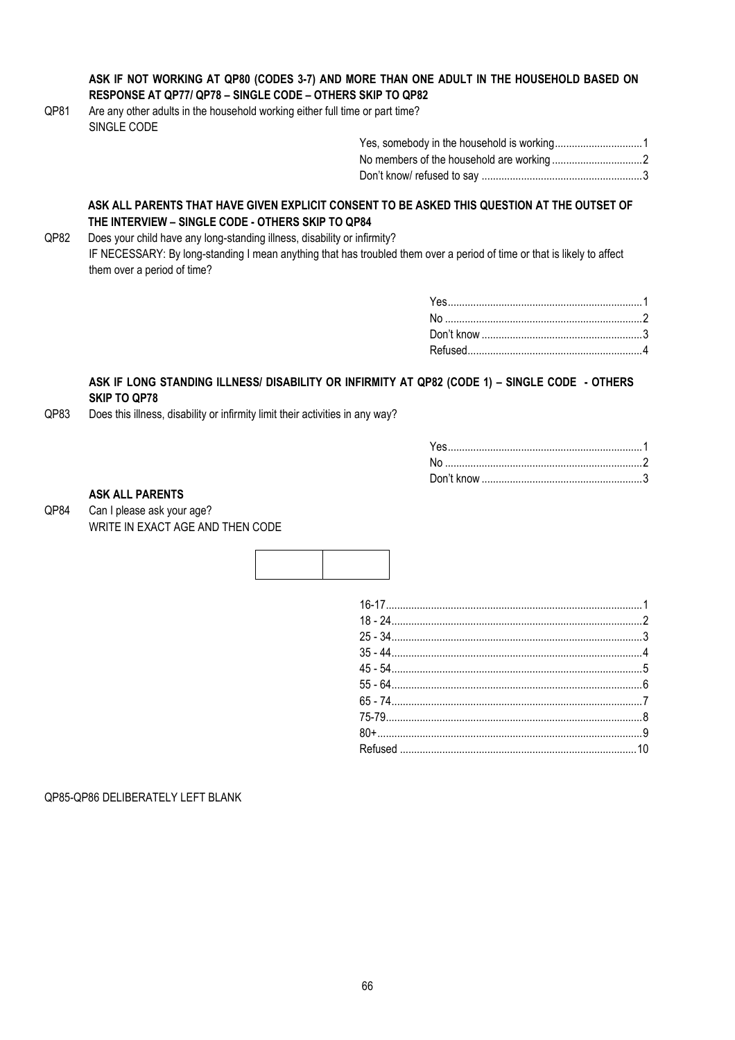**ASK IF NOT WORKING AT QP80 (CODES 3-7) AND MORE THAN ONE ADULT IN THE HOUSEHOLD BASED ON RESPONSE AT QP77/ QP78 – SINGLE CODE – OTHERS SKIP TO QP82**

QP81 Are any other adults in the household working either full time or part time?
SINGLE CODE

| | |
|---|---|
| Yes, somebody in the household is working | 1 |
| No members of the household are working | 2 |
| Don't know/ refused to say | 3 |

**ASK ALL PARENTS THAT HAVE GIVEN EXPLICIT CONSENT TO BE ASKED THIS QUESTION AT THE OUTSET OF THE INTERVIEW – SINGLE CODE - OTHERS SKIP TO QP84**

QP82 Does your child have any long-standing illness, disability or infirmity?
IF NECESSARY: By long-standing I mean anything that has troubled them over a period of time or that is likely to affect them over a period of time?

| | |
|---|---|
| Yes | 1 |
| No | 2 |
| Don't know | 3 |
| Refused | 4 |

**ASK IF LONG STANDING ILLNESS/ DISABILITY OR INFIRMITY AT QP82 (CODE 1) – SINGLE CODE - OTHERS SKIP TO QP78**

QP83 Does this illness, disability or infirmity limit their activities in any way?

| | |
|---|---|
| Yes | 1 |
| No | 2 |
| Don't know | 3 |

**ASK ALL PARENTS**

QP84 Can I please ask your age?
WRITE IN EXACT AGE AND THEN CODE

| | |
|---|---|
| | |

| | |
|---|---|
| 16-17 | 1 |
| 18 - 24 | 2 |
| 25 - 34 | 3 |
| 35 - 44 | 4 |
| 45 - 54 | 5 |
| 55 - 64 | 6 |
| 65 - 74 | 7 |
| 75-79 | 8 |
| 80+ | 9 |
| Refused | 10 |

QP85-QP86 DELIBERATELY LEFT BLANK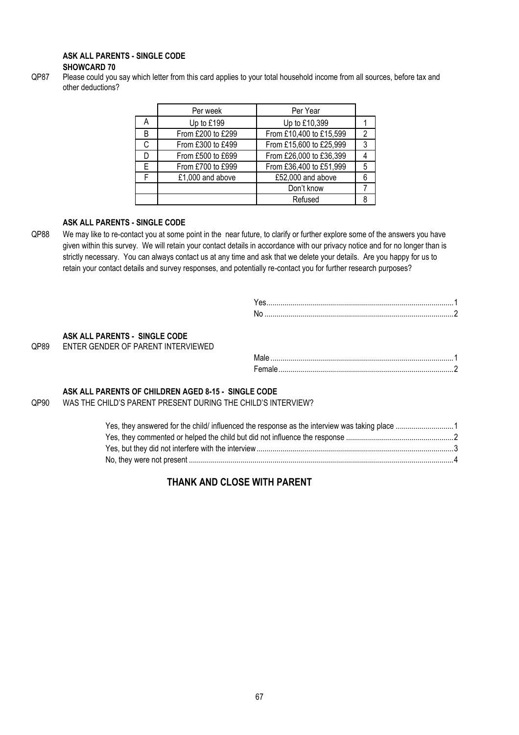**ASK ALL PARENTS - SINGLE CODE**
**SHOWCARD 70**

QP87 Please could you say which letter from this card applies to your total household income from all sources, before tax and other deductions?

| | Per week | Per Year | |
|---|---|---|---|
| A | Up to £199 | Up to £10,399 | 1 |
| B | From £200 to £299 | From £10,400 to £15,599 | 2 |
| C | From £300 to £499 | From £15,600 to £25,999 | 3 |
| D | From £500 to £699 | From £26,000 to £36,399 | 4 |
| E | From £700 to £999 | From £36,400 to £51,999 | 5 |
| F | £1,000 and above | £52,000 and above | 6 |
| | | Don't know | 7 |
| | | Refused | 8 |

**ASK ALL PARENTS - SINGLE CODE**

QP88 We may like to re-contact you at some point in the near future, to clarify or further explore some of the answers you have given within this survey. We will retain your contact details in accordance with our privacy notice and for no longer than is strictly necessary. You can always contact us at any time and ask that we delete your details. Are you happy for us to retain your contact details and survey responses, and potentially re-contact you for further research purposes?

Yes....................................................................................1
No .....................................................................................2

**ASK ALL PARENTS - SINGLE CODE**

QP89 ENTER GENDER OF PARENT INTERVIEWED

Male ..................................................................................1
Female...............................................................................2

**ASK ALL PARENTS OF CHILDREN AGED 8-15 - SINGLE CODE**

QP90 WAS THE CHILD'S PARENT PRESENT DURING THE CHILD'S INTERVIEW?

Yes, they answered for the child/ influenced the response as the interview was taking place ............................1
Yes, they commented or helped the child but did not influence the response .....................................................2
Yes, but they did not interfere with the interview.................................................................................................3
No, they were not present ..................................................................................................................................4

## THANK AND CLOSE WITH PARENT